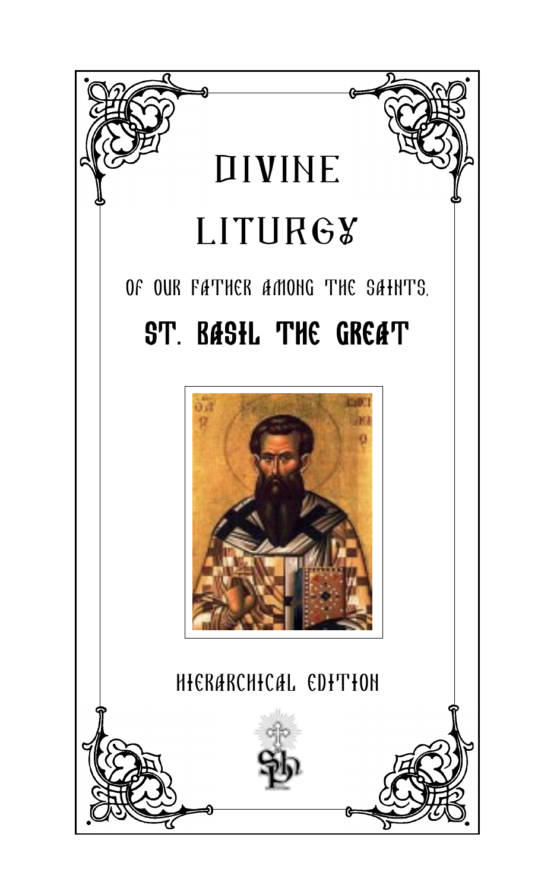# Divine Liturgy

## of Our Father Among the Saints,

# St. Basil the Great

Hierarchical Edition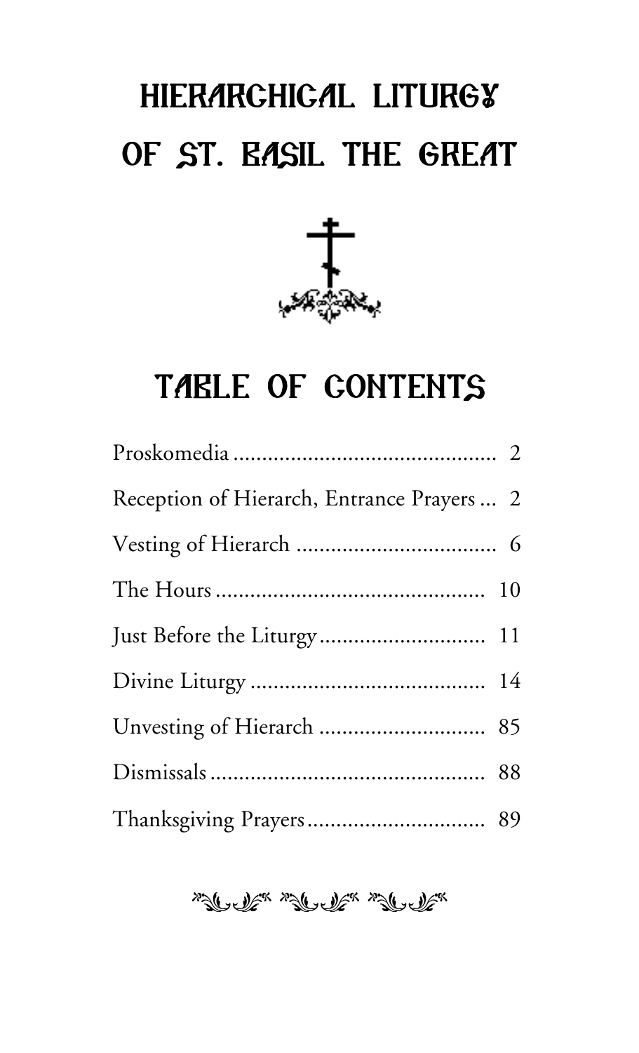# HIERARCHICAL LITURGY OF ST. BASIL THE GREAT

## TABLE OF CONTENTS

| | |
|---|---|
| Proskomedia | 2 |
| Reception of Hierarch, Entrance Prayers | 2 |
| Vesting of Hierarch | 6 |
| The Hours | 10 |
| Just Before the Liturgy | 11 |
| Divine Liturgy | 14 |
| Unvesting of Hierarch | 85 |
| Dismissals | 88 |
| Thanksgiving Prayers | 89 |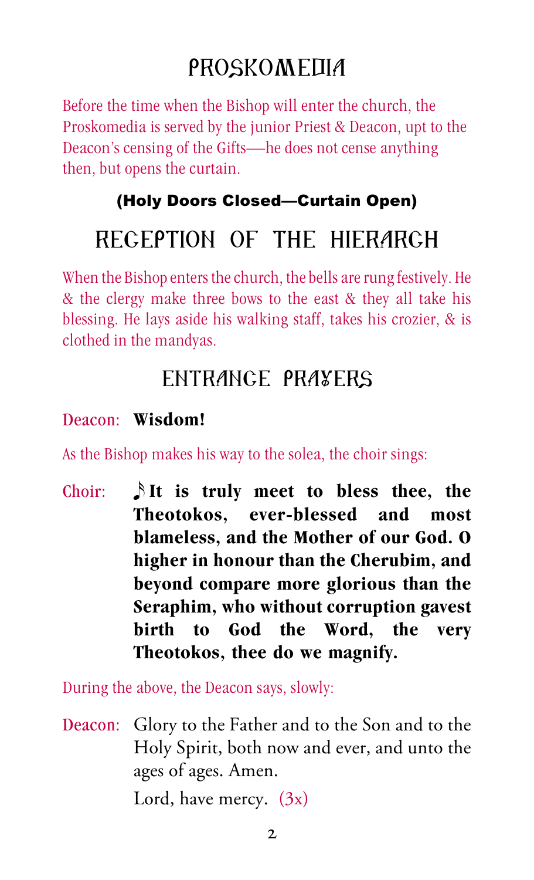# PROSKOMEDIA

Before the time when the Bishop will enter the church, the Proskomedia is served by the junior Priest & Deacon, upt to the Deacon's censing of the Gifts—he does not cense anything then, but opens the curtain.

**(Holy Doors Closed—Curtain Open)**

# RECEPTION OF THE HIERARCH

When the Bishop enters the church, the bells are rung festively. He & the clergy make three bows to the east & they all take his blessing. He lays aside his walking staff, takes his crozier, & is clothed in the mandyas.

## ENTRANCE PRAYERS

Deacon: **Wisdom!**

As the Bishop makes his way to the solea, the choir sings:

Choir: ♪**It is truly meet to bless thee, the Theotokos, ever-blessed and most blameless, and the Mother of our God. O higher in honour than the Cherubim, and beyond compare more glorious than the Seraphim, who without corruption gavest birth to God the Word, the very Theotokos, thee do we magnify.**

During the above, the Deacon says, slowly:

Deacon: Glory to the Father and to the Son and to the Holy Spirit, both now and ever, and unto the ages of ages. Amen.

Lord, have mercy. (3x)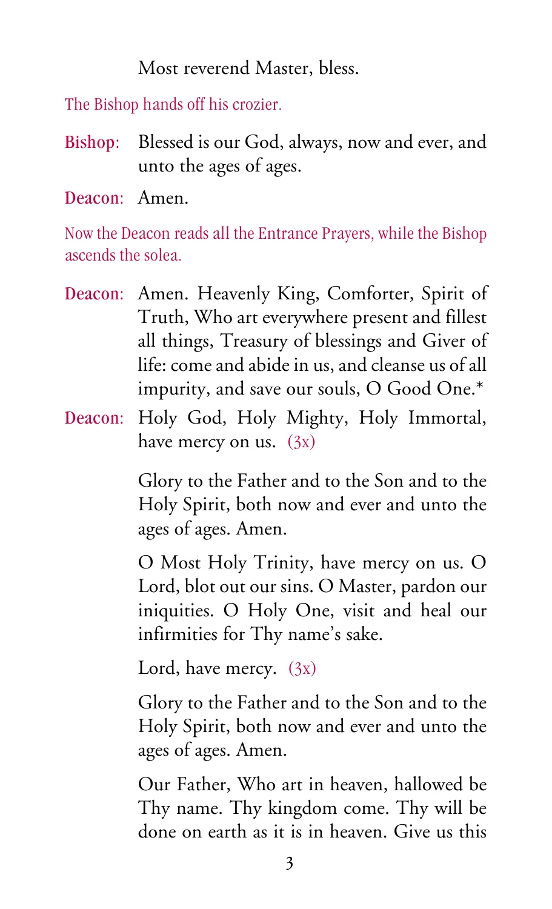Most reverend Master, bless.

*The Bishop hands off his crozier.*

**Bishop:** Blessed is our God, always, now and ever, and unto the ages of ages.

**Deacon:** Amen.

*Now the Deacon reads all the Entrance Prayers, while the Bishop ascends the solea.*

**Deacon:** Amen. Heavenly King, Comforter, Spirit of Truth, Who art everywhere present and fillest all things, Treasury of blessings and Giver of life: come and abide in us, and cleanse us of all impurity, and save our souls, O Good One.*

**Deacon:** Holy God, Holy Mighty, Holy Immortal, have mercy on us. *(3x)*

Glory to the Father and to the Son and to the Holy Spirit, both now and ever and unto the ages of ages. Amen.

O Most Holy Trinity, have mercy on us. O Lord, blot out our sins. O Master, pardon our iniquities. O Holy One, visit and heal our infirmities for Thy name's sake.

Lord, have mercy. *(3x)*

Glory to the Father and to the Son and to the Holy Spirit, both now and ever and unto the ages of ages. Amen.

Our Father, Who art in heaven, hallowed be Thy name. Thy kingdom come. Thy will be done on earth as it is in heaven. Give us this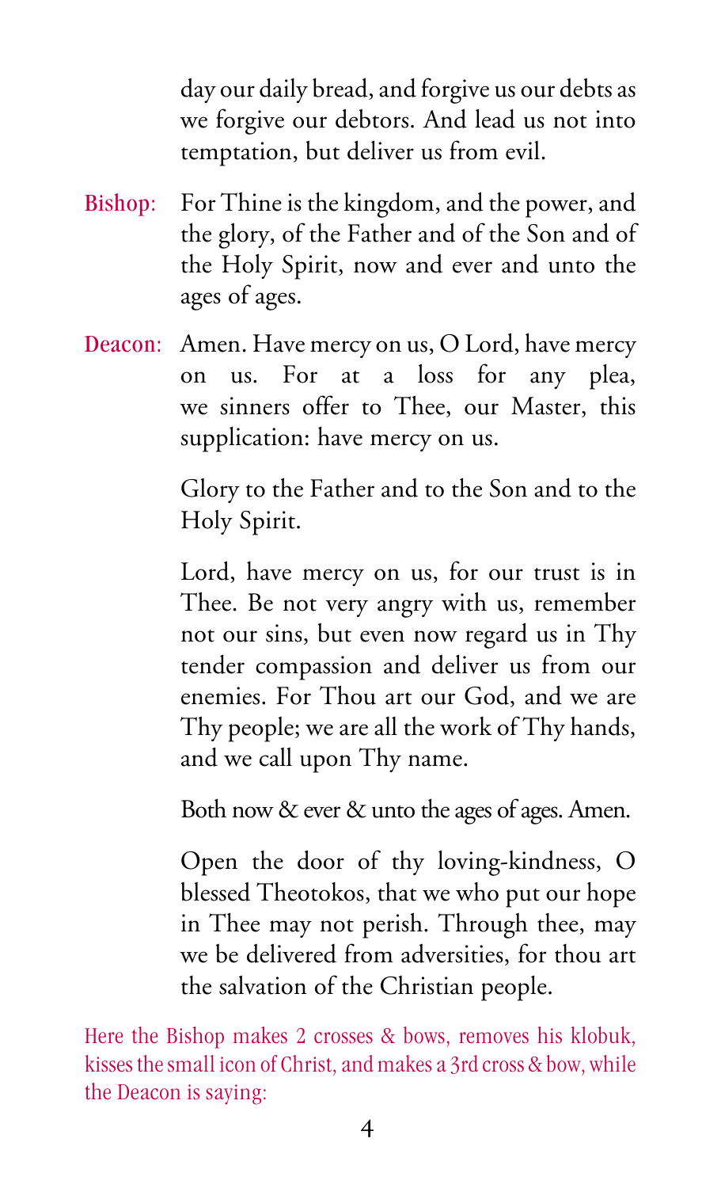day our daily bread, and forgive us our debts as we forgive our debtors. And lead us not into temptation, but deliver us from evil.

**Bishop:** For Thine is the kingdom, and the power, and the glory, of the Father and of the Son and of the Holy Spirit, now and ever and unto the ages of ages.

**Deacon:** Amen. Have mercy on us, O Lord, have mercy on us. For at a loss for any plea, we sinners offer to Thee, our Master, this supplication: have mercy on us.

Glory to the Father and to the Son and to the Holy Spirit.

Lord, have mercy on us, for our trust is in Thee. Be not very angry with us, remember not our sins, but even now regard us in Thy tender compassion and deliver us from our enemies. For Thou art our God, and we are Thy people; we are all the work of Thy hands, and we call upon Thy name.

Both now & ever & unto the ages of ages. Amen.

Open the door of thy loving-kindness, O blessed Theotokos, that we who put our hope in Thee may not perish. Through thee, may we be delivered from adversities, for thou art the salvation of the Christian people.

*Here the Bishop makes 2 crosses & bows, removes his klobuk, kisses the small icon of Christ, and makes a 3rd cross & bow, while the Deacon is saying:*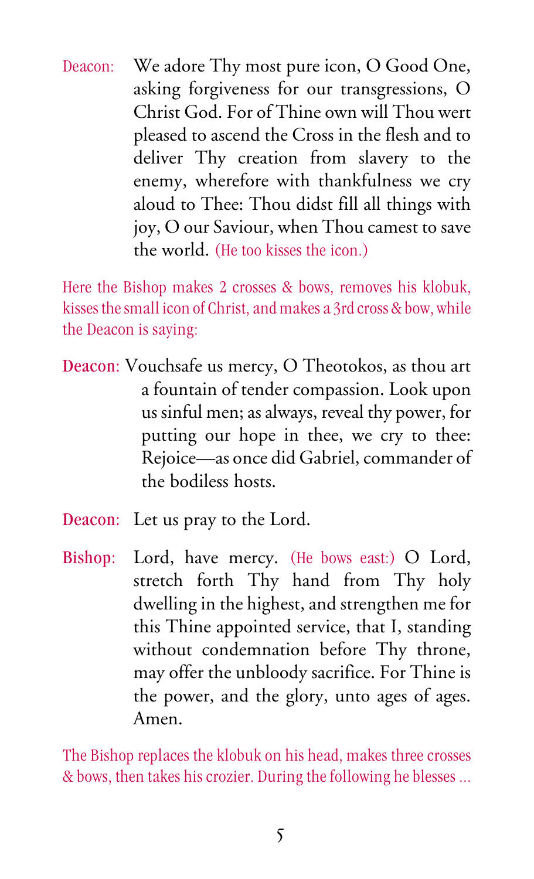Deacon: We adore Thy most pure icon, O Good One, asking forgiveness for our transgressions, O Christ God. For of Thine own will Thou wert pleased to ascend the Cross in the flesh and to deliver Thy creation from slavery to the enemy, wherefore with thankfulness we cry aloud to Thee: Thou didst fill all things with joy, O our Saviour, when Thou camest to save the world. (He too kisses the icon.)

Here the Bishop makes 2 crosses & bows, removes his klobuk, kisses the small icon of Christ, and makes a 3rd cross & bow, while the Deacon is saying:

**Deacon**: Vouchsafe us mercy, O Theotokos, as thou art a fountain of tender compassion. Look upon us sinful men; as always, reveal thy power, for putting our hope in thee, we cry to thee: Rejoice—as once did Gabriel, commander of the bodiless hosts.

**Deacon**: Let us pray to the Lord.

**Bishop**: Lord, have mercy. (He bows east:) O Lord, stretch forth Thy hand from Thy holy dwelling in the highest, and strengthen me for this Thine appointed service, that I, standing without condemnation before Thy throne, may offer the unbloody sacrifice. For Thine is the power, and the glory, unto ages of ages. Amen.

The Bishop replaces the klobuk on his head, makes three crosses & bows, then takes his crozier. During the following he blesses ...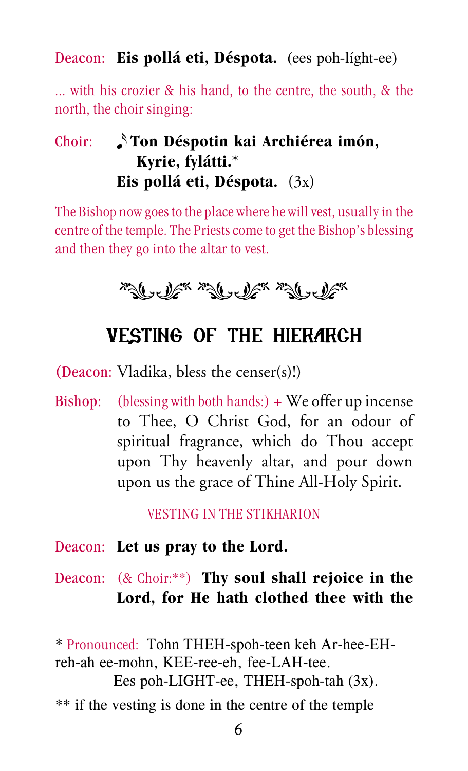Deacon: **Eis pollá eti, Déspota.** (ees poh-líght-ee)

... with his crozier & his hand, to the centre, the south, & the north, the choir singing:

Choir: 𝅘𝅥𝅮 **Ton Déspotin kai Archiérea imón, Kyrie, fylátti.*** 
**Eis pollá eti, Déspota.** (3x)

The Bishop now goes to the place where he will vest, usually in the centre of the temple. The Priests come to get the Bishop's blessing and then they go into the altar to vest.

## VESTING OF THE HIERARCH

(Deacon: Vladika, bless the censer(s)!)

Bishop: (blessing with both hands:) + We offer up incense to Thee, O Christ God, for an odour of spiritual fragrance, which do Thou accept upon Thy heavenly altar, and pour down upon us the grace of Thine All-Holy Spirit.

VESTING IN THE STIKHARION

Deacon: **Let us pray to the Lord.**

Deacon: (& Choir:**) **Thy soul shall rejoice in the Lord, for He hath clothed thee with the**

---

* Pronounced: Tohn THEH-spoh-teen keh Ar-hee-EH-reh-ah ee-mohn, KEE-ree-eh, fee-LAH-tee.
Ees poh-LIGHT-ee, THEH-spoh-tah (3x).

** if the vesting is done in the centre of the temple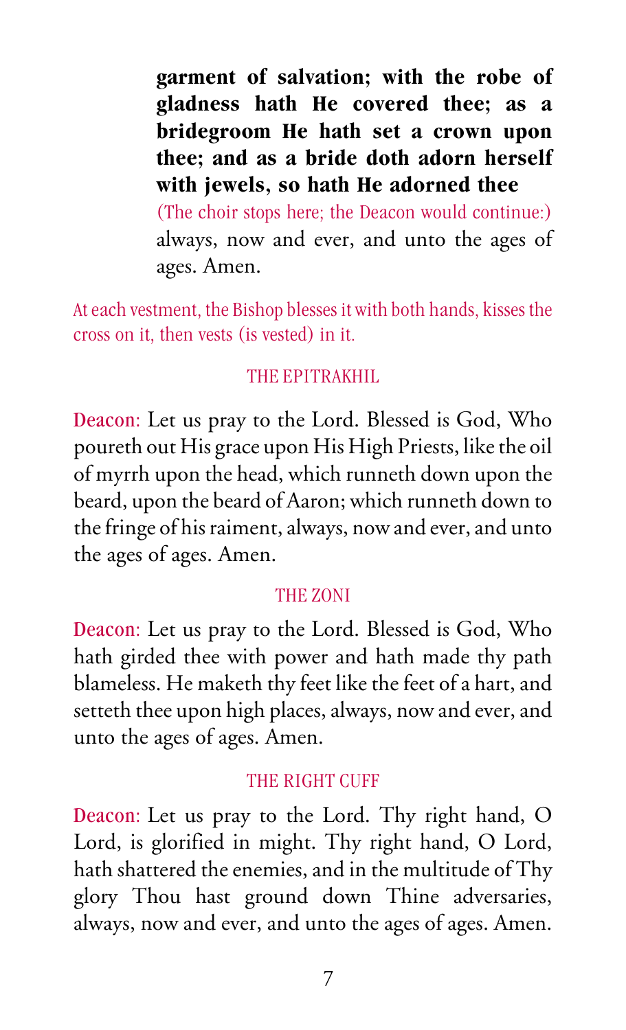**garment of salvation; with the robe of gladness hath He covered thee; as a bridegroom He hath set a crown upon thee; and as a bride doth adorn herself with jewels, so hath He adorned thee**

(The choir stops here; the Deacon would continue:) always, now and ever, and unto the ages of ages. Amen.

At each vestment, the Bishop blesses it with both hands, kisses the cross on it, then vests (is vested) in it.

### THE EPITRAKHIL

Deacon: Let us pray to the Lord. Blessed is God, Who poureth out His grace upon His High Priests, like the oil of myrrh upon the head, which runneth down upon the beard, upon the beard of Aaron; which runneth down to the fringe of his raiment, always, now and ever, and unto the ages of ages. Amen.

### THE ZONI

Deacon: Let us pray to the Lord. Blessed is God, Who hath girded thee with power and hath made thy path blameless. He maketh thy feet like the feet of a hart, and setteth thee upon high places, always, now and ever, and unto the ages of ages. Amen.

### THE RIGHT CUFF

Deacon: Let us pray to the Lord. Thy right hand, O Lord, is glorified in might. Thy right hand, O Lord, hath shattered the enemies, and in the multitude of Thy glory Thou hast ground down Thine adversaries, always, now and ever, and unto the ages of ages. Amen.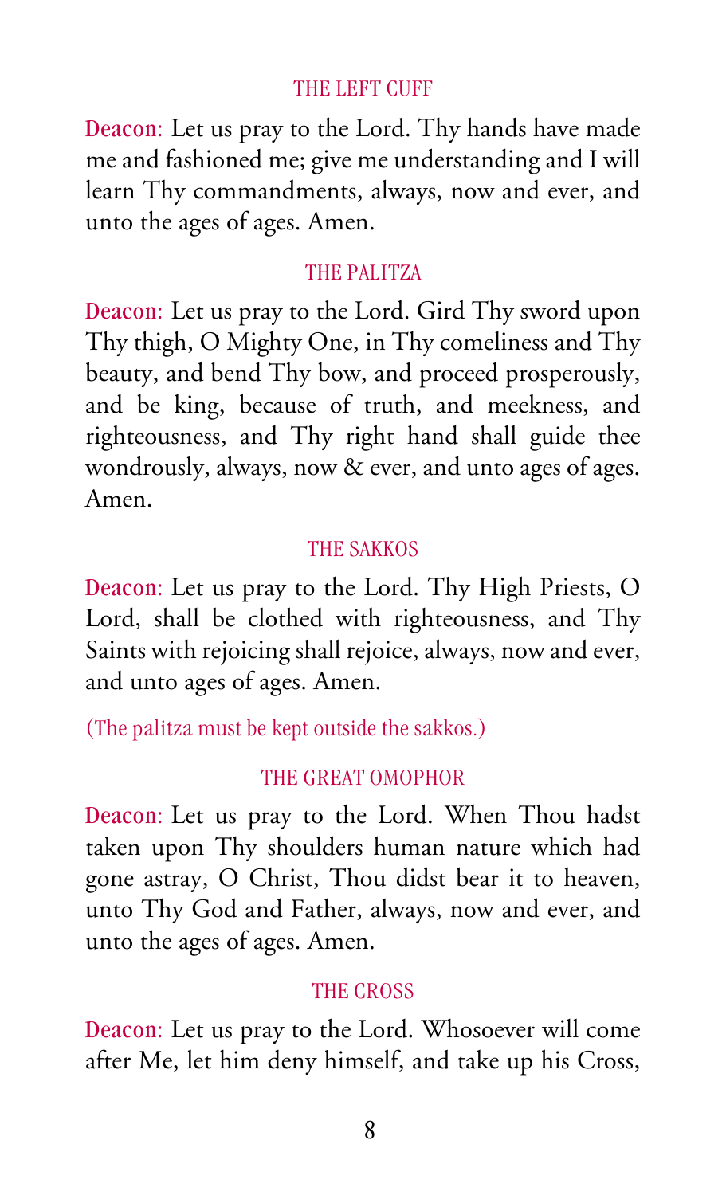### THE LEFT CUFF

Deacon: Let us pray to the Lord. Thy hands have made me and fashioned me; give me understanding and I will learn Thy commandments, always, now and ever, and unto the ages of ages. Amen.

### THE PALITZA

Deacon: Let us pray to the Lord. Gird Thy sword upon Thy thigh, O Mighty One, in Thy comeliness and Thy beauty, and bend Thy bow, and proceed prosperously, and be king, because of truth, and meekness, and righteousness, and Thy right hand shall guide thee wondrously, always, now & ever, and unto ages of ages. Amen.

### THE SAKKOS

Deacon: Let us pray to the Lord. Thy High Priests, O Lord, shall be clothed with righteousness, and Thy Saints with rejoicing shall rejoice, always, now and ever, and unto ages of ages. Amen.

(The palitza must be kept outside the sakkos.)

### THE GREAT OMOPHOR

Deacon: Let us pray to the Lord. When Thou hadst taken upon Thy shoulders human nature which had gone astray, O Christ, Thou didst bear it to heaven, unto Thy God and Father, always, now and ever, and unto the ages of ages. Amen.

### THE CROSS

Deacon: Let us pray to the Lord. Whosoever will come after Me, let him deny himself, and take up his Cross,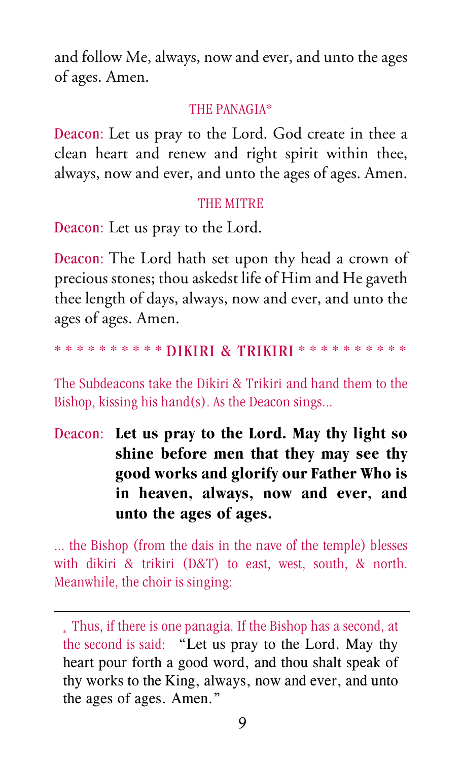and follow Me, always, now and ever, and unto the ages of ages. Amen.

### THE PANAGIA*

Deacon: Let us pray to the Lord. God create in thee a clean heart and renew and right spirit within thee, always, now and ever, and unto the ages of ages. Amen.

### THE MITRE

Deacon: Let us pray to the Lord.

Deacon: The Lord hath set upon thy head a crown of precious stones; thou askedst life of Him and He gaveth thee length of days, always, now and ever, and unto the ages of ages. Amen.

## * * * * * * * * * * DIKIRI & TRIKIRI * * * * * * * * * *

*The Subdeacons take the Dikiri & Trikiri and hand them to the Bishop, kissing his hand(s). As the Deacon sings…*

Deacon: **Let us pray to the Lord. May thy light so shine before men that they may see thy good works and glorify our Father Who is in heaven, always, now and ever, and unto the ages of ages.**

*… the Bishop (from the dais in the nave of the temple) blesses with dikiri & trikiri (D&T) to east, west, south, & north. Meanwhile, the choir is singing:*

---

* *Thus, if there is one panagia. If the Bishop has a second, at the second is said:* "Let us pray to the Lord. May thy heart pour forth a good word, and thou shalt speak of thy works to the King, always, now and ever, and unto the ages of ages. Amen."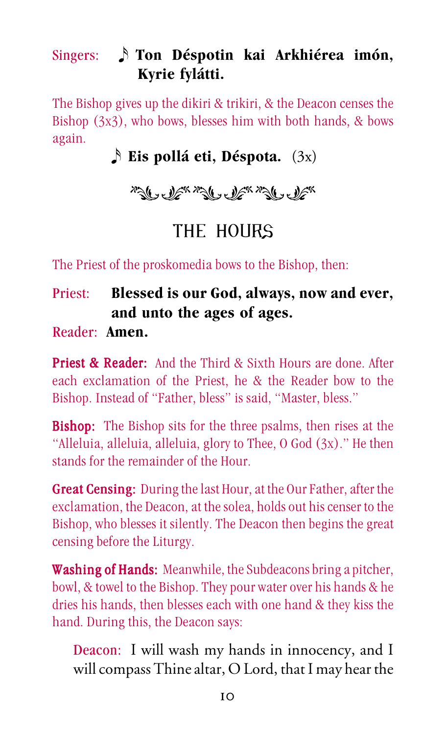Singers: ♪ **Ton Déspotin kai Arkhiérea imón, Kyrie fylátti.**

The Bishop gives up the dikiri & trikiri, & the Deacon censes the Bishop (3x3), who bows, blesses him with both hands, & bows again.

♪ **Eis pollá eti, Déspota.** (3x)

## THE HOURS

The Priest of the proskomedia bows to the Bishop, then:

Priest: **Blessed is our God, always, now and ever, and unto the ages of ages.**

Reader: **Amen.**

**Priest & Reader:** And the Third & Sixth Hours are done. After each exclamation of the Priest, he & the Reader bow to the Bishop. Instead of "Father, bless" is said, "Master, bless."

**Bishop:** The Bishop sits for the three psalms, then rises at the "Alleluia, alleluia, alleluia, glory to Thee, O God (3x)." He then stands for the remainder of the Hour.

**Great Censing:** During the last Hour, at the Our Father, after the exclamation, the Deacon, at the solea, holds out his censer to the Bishop, who blesses it silently. The Deacon then begins the great censing before the Liturgy.

**Washing of Hands:** Meanwhile, the Subdeacons bring a pitcher, bowl, & towel to the Bishop. They pour water over his hands & he dries his hands, then blesses each with one hand & they kiss the hand. During this, the Deacon says:

Deacon: I will wash my hands in innocency, and I will compass Thine altar, O Lord, that I may hear the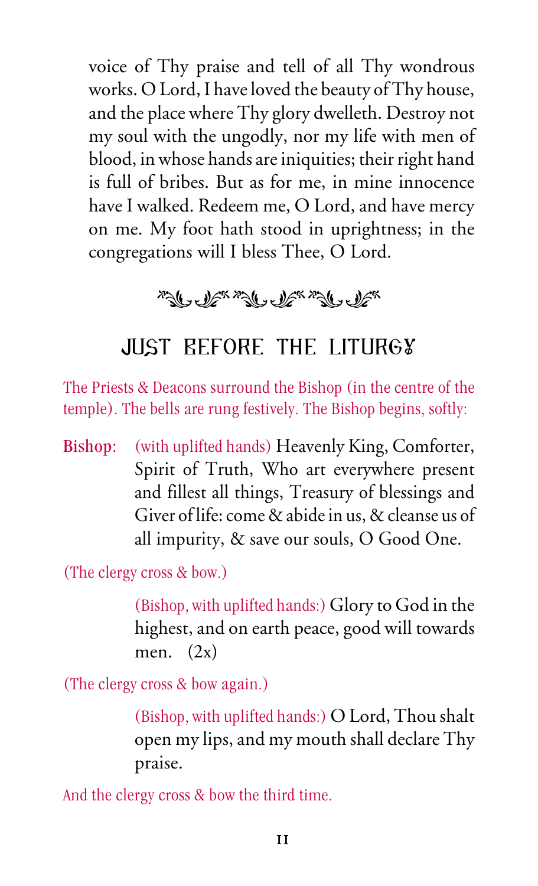voice of Thy praise and tell of all Thy wondrous works. O Lord, I have loved the beauty of Thy house, and the place where Thy glory dwelleth. Destroy not my soul with the ungodly, nor my life with men of blood, in whose hands are iniquities; their right hand is full of bribes. But as for me, in mine innocence have I walked. Redeem me, O Lord, and have mercy on me. My foot hath stood in uprightness; in the congregations will I bless Thee, O Lord.

## JUST BEFORE THE LITURGY

*The Priests & Deacons surround the Bishop (in the centre of the temple). The bells are rung festively. The Bishop begins, softly:*

**Bishop:** *(with uplifted hands)* Heavenly King, Comforter, Spirit of Truth, Who art everywhere present and fillest all things, Treasury of blessings and Giver of life: come & abide in us, & cleanse us of all impurity, & save our souls, O Good One.

*(The clergy cross & bow.)*

*(Bishop, with uplifted hands:)* Glory to God in the highest, and on earth peace, good will towards men. (2x)

*(The clergy cross & bow again.)*

*(Bishop, with uplifted hands:)* O Lord, Thou shalt open my lips, and my mouth shall declare Thy praise.

*And the clergy cross & bow the third time.*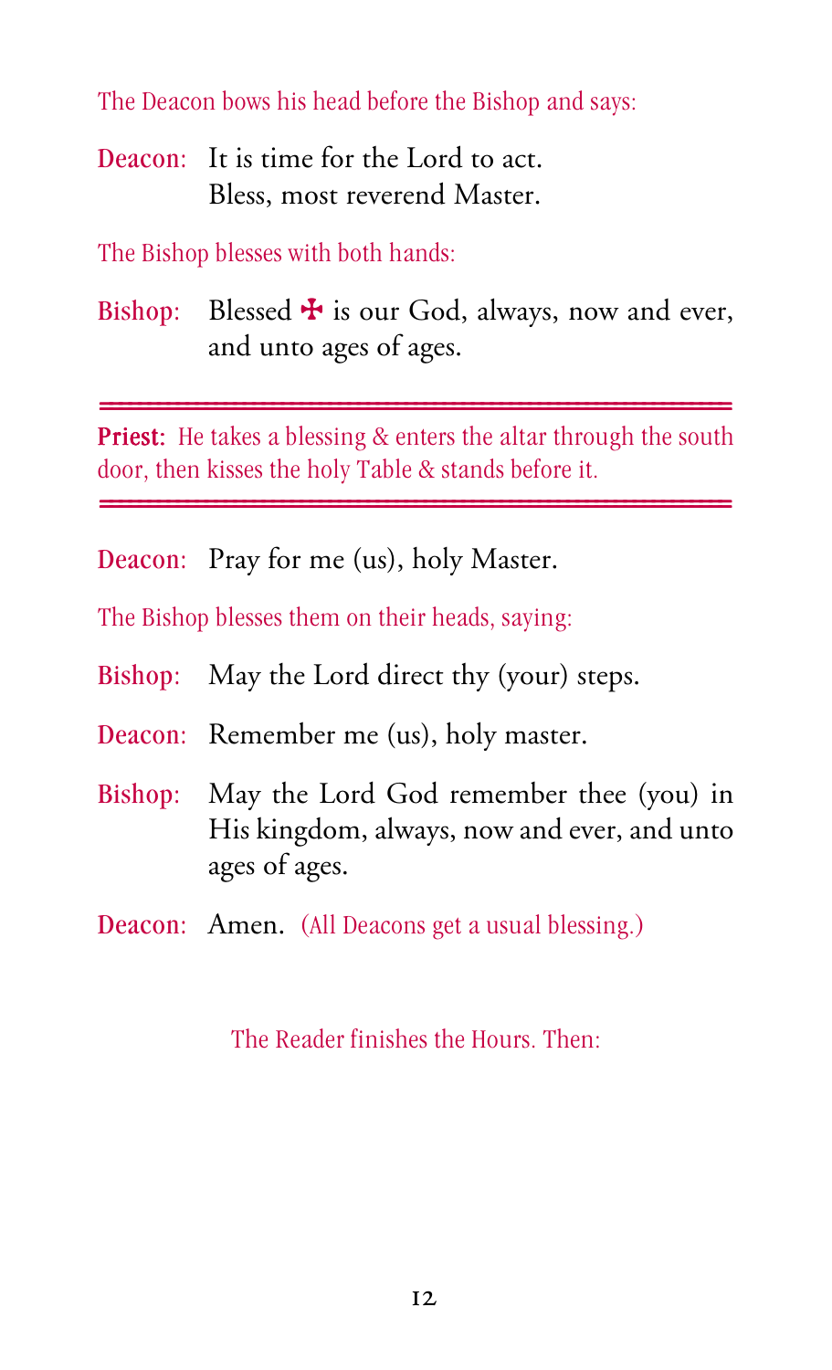*The Deacon bows his head before the Bishop and says:*

**Deacon:** It is time for the Lord to act.
Bless, most reverend Master.

*The Bishop blesses with both hands:*

**Bishop:** Blessed ✠ is our God, always, now and ever, and unto ages of ages.

---

**Priest:** *He takes a blessing & enters the altar through the south door, then kisses the holy Table & stands before it.*

---

**Deacon:** Pray for me (us), holy Master.

*The Bishop blesses them on their heads, saying:*

**Bishop:** May the Lord direct thy (your) steps.

**Deacon:** Remember me (us), holy master.

**Bishop:** May the Lord God remember thee (you) in His kingdom, always, now and ever, and unto ages of ages.

**Deacon:** Amen. *(All Deacons get a usual blessing.)*

*The Reader finishes the Hours. Then:*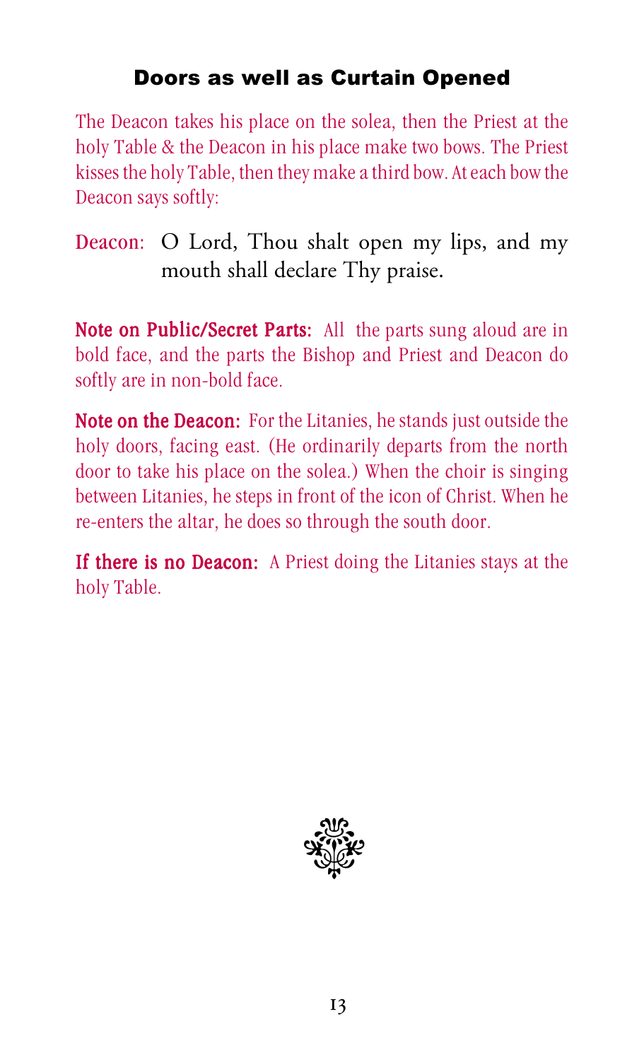## Doors as well as Curtain Opened

The Deacon takes his place on the solea, then the Priest at the holy Table & the Deacon in his place make two bows. The Priest kisses the holy Table, then they make a third bow. At each bow the Deacon says softly:

Deacon: O Lord, Thou shalt open my lips, and my mouth shall declare Thy praise.

**Note on Public/Secret Parts:** All the parts sung aloud are in bold face, and the parts the Bishop and Priest and Deacon do softly are in non-bold face.

**Note on the Deacon:** For the Litanies, he stands just outside the holy doors, facing east. (He ordinarily departs from the north door to take his place on the solea.) When the choir is singing between Litanies, he steps in front of the icon of Christ. When he re-enters the altar, he does so through the south door.

**If there is no Deacon:** A Priest doing the Litanies stays at the holy Table.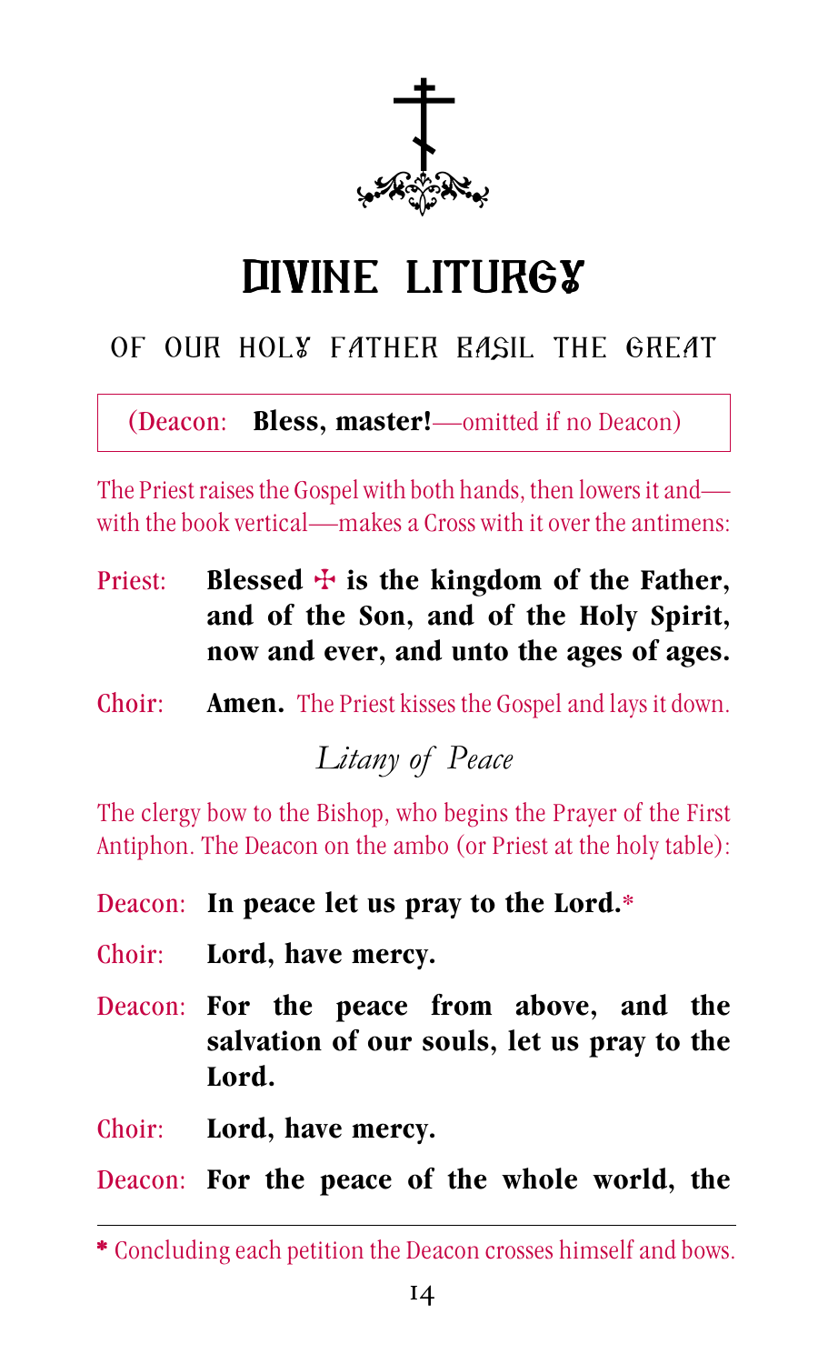# DIVINE LITURGY

## OF OUR HOLY FATHER BASIL THE GREAT

(Deacon: **Bless, master!**—omitted if no Deacon)

The Priest raises the Gospel with both hands, then lowers it and—with the book vertical—makes a Cross with it over the antimens:

Priest: **Blessed ☩ is the kingdom of the Father, and of the Son, and of the Holy Spirit, now and ever, and unto the ages of ages.**

Choir: **Amen.** The Priest kisses the Gospel and lays it down.

### *Litany of Peace*

The clergy bow to the Bishop, who begins the Prayer of the First Antiphon. The Deacon on the ambo (or Priest at the holy table):

Deacon: **In peace let us pray to the Lord.***

Choir: **Lord, have mercy.**

Deacon: **For the peace from above, and the salvation of our souls, let us pray to the Lord.**

Choir: **Lord, have mercy.**

Deacon: **For the peace of the whole world, the**

---

* Concluding each petition the Deacon crosses himself and bows.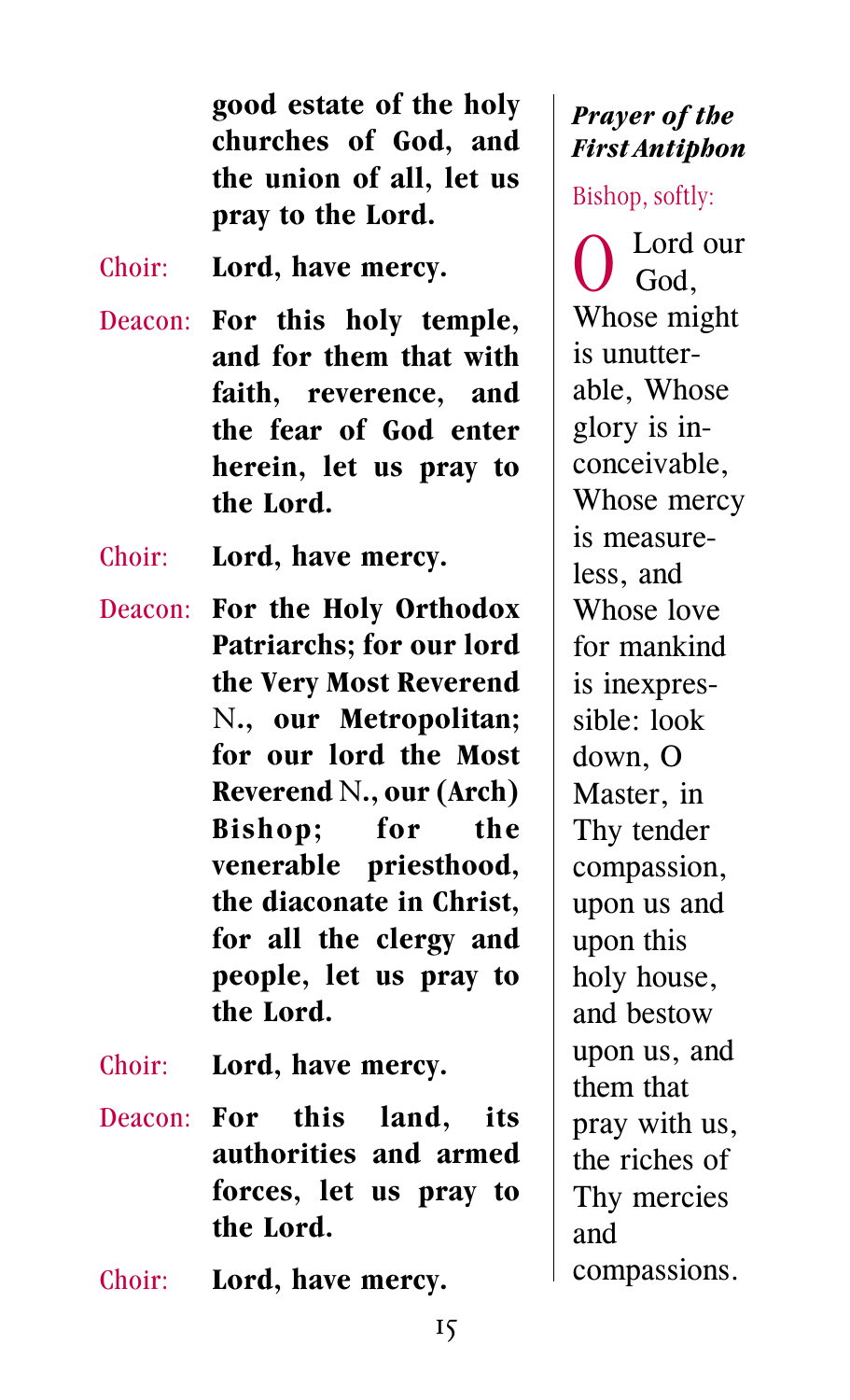**good estate of the holy churches of God, and the union of all, let us pray to the Lord.**

Choir: **Lord, have mercy.**

Deacon: **For this holy temple, and for them that with faith, reverence, and the fear of God enter herein, let us pray to the Lord.**

Choir: **Lord, have mercy.**

Deacon: **For the Holy Orthodox Patriarchs; for our lord the Very Most Reverend** N.**, our Metropolitan; for our lord the Most Reverend** N.**, our (Arch) Bishop; for the venerable priesthood, the diaconate in Christ, for all the clergy and people, let us pray to the Lord.**

Choir: **Lord, have mercy.**

Deacon: **For this land, its authorities and armed forces, let us pray to the Lord.**

Choir: **Lord, have mercy.**

***Prayer of the First Antiphon***

Bishop, softly:

O Lord our God, Whose might is unutterable, Whose glory is inconceivable, Whose mercy is measureless, and Whose love for mankind is inexpressible: look down, O Master, in Thy tender compassion, upon us and upon this holy house, and bestow upon us, and them that pray with us, the riches of Thy mercies and compassions.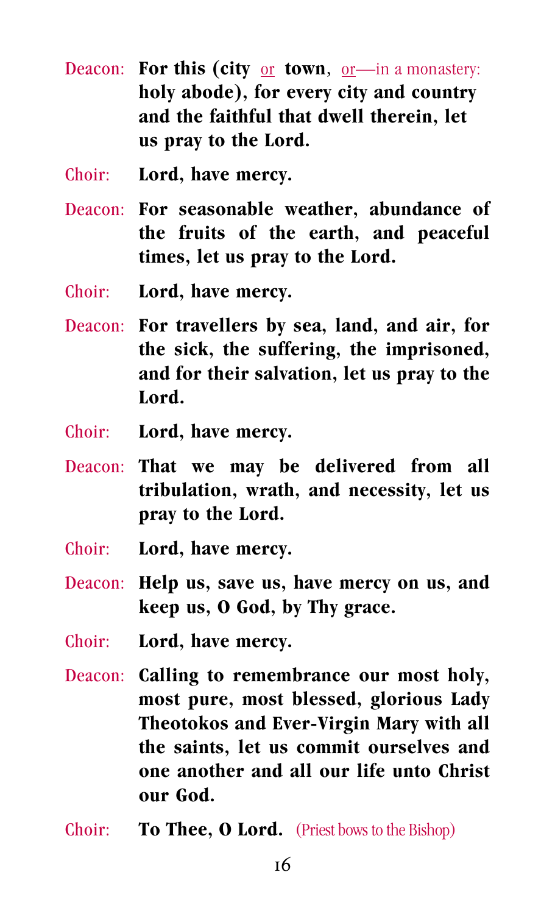Deacon: **For this (city** <u>or</u> **town**, <u>or</u>—in a monastery: **holy abode), for every city and country and the faithful that dwell therein, let us pray to the Lord.**

Choir: **Lord, have mercy.**

Deacon: **For seasonable weather, abundance of the fruits of the earth, and peaceful times, let us pray to the Lord.**

Choir: **Lord, have mercy.**

Deacon: **For travellers by sea, land, and air, for the sick, the suffering, the imprisoned, and for their salvation, let us pray to the Lord.**

Choir: **Lord, have mercy.**

Deacon: **That we may be delivered from all tribulation, wrath, and necessity, let us pray to the Lord.**

Choir: **Lord, have mercy.**

Deacon: **Help us, save us, have mercy on us, and keep us, O God, by Thy grace.**

Choir: **Lord, have mercy.**

Deacon: **Calling to remembrance our most holy, most pure, most blessed, glorious Lady Theotokos and Ever-Virgin Mary with all the saints, let us commit ourselves and one another and all our life unto Christ our God.**

Choir: **To Thee, O Lord.** (Priest bows to the Bishop)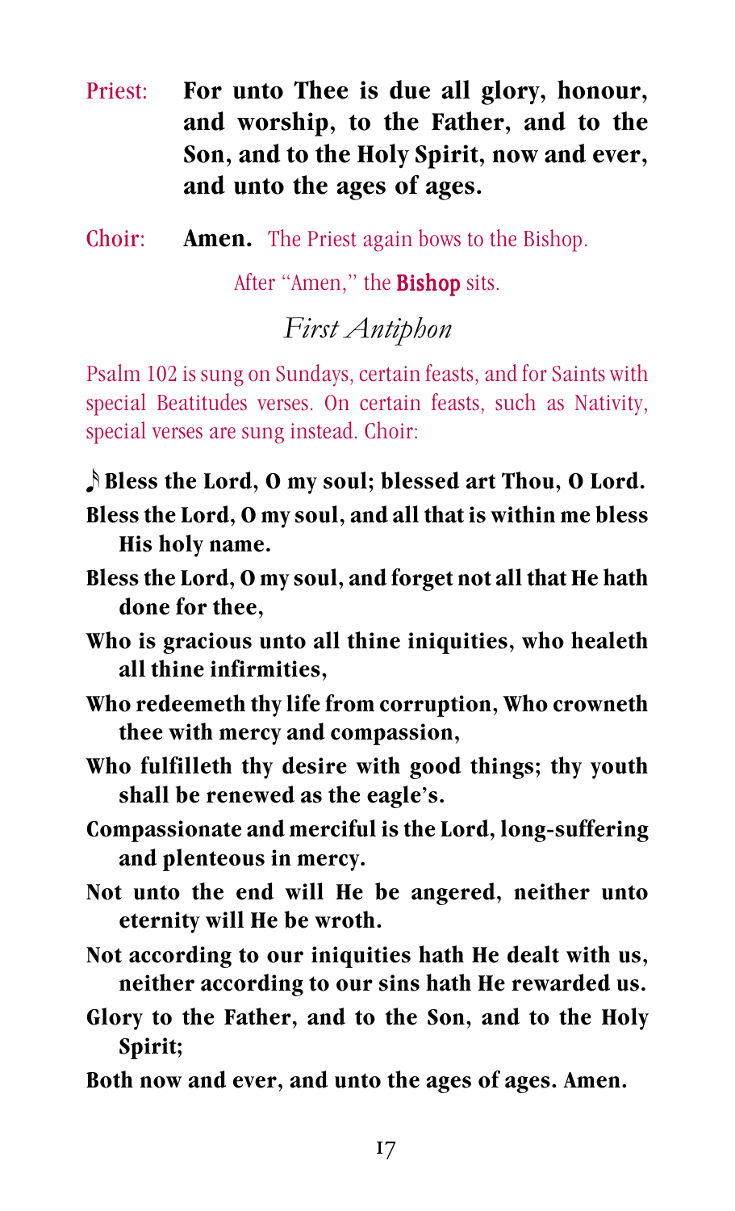Priest: **For unto Thee is due all glory, honour, and worship, to the Father, and to the Son, and to the Holy Spirit, now and ever, and unto the ages of ages.**

Choir: **Amen.** The Priest again bows to the Bishop.

After "Amen," the **Bishop** sits.

## *First Antiphon*

Psalm 102 is sung on Sundays, certain feasts, and for Saints with special Beatitudes verses. On certain feasts, such as Nativity, special verses are sung instead. Choir:

♪ **Bless the Lord, O my soul; blessed art Thou, O Lord.**

**Bless the Lord, O my soul, and all that is within me bless His holy name.**

**Bless the Lord, O my soul, and forget not all that He hath done for thee,**

**Who is gracious unto all thine iniquities, who healeth all thine infirmities,**

**Who redeemeth thy life from corruption, Who crowneth thee with mercy and compassion,**

**Who fulfilleth thy desire with good things; thy youth shall be renewed as the eagle's.**

**Compassionate and merciful is the Lord, long-suffering and plenteous in mercy.**

**Not unto the end will He be angered, neither unto eternity will He be wroth.**

**Not according to our iniquities hath He dealt with us, neither according to our sins hath He rewarded us.**

**Glory to the Father, and to the Son, and to the Holy Spirit;**

**Both now and ever, and unto the ages of ages. Amen.**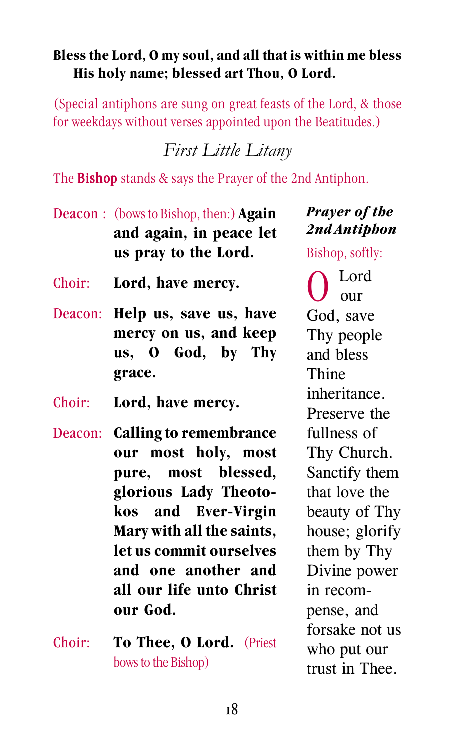**Bless the Lord, O my soul, and all that is within me bless His holy name; blessed art Thou, O Lord.**

(Special antiphons are sung on great feasts of the Lord, & those for weekdays without verses appointed upon the Beatitudes.)

## *First Little Litany*

The **Bishop** stands & says the Prayer of the 2nd Antiphon.

Deacon: (bows to Bishop, then:) **Again and again, in peace let us pray to the Lord.**

Choir: **Lord, have mercy.**

Deacon: **Help us, save us, have mercy on us, and keep us, O God, by Thy grace.**

Choir: **Lord, have mercy.**

Deacon: **Calling to remembrance our most holy, most pure, most blessed, glorious Lady Theotokos and Ever-Virgin Mary with all the saints, let us commit ourselves and one another and all our life unto Christ our God.**

Choir: **To Thee, O Lord.** (Priest bows to the Bishop)

***Prayer of the 2nd Antiphon***

Bishop, softly:

O Lord our God, save Thy people and bless Thine inheritance. Preserve the fullness of Thy Church. Sanctify them that love the beauty of Thy house; glorify them by Thy Divine power in recompense, and forsake not us who put our trust in Thee.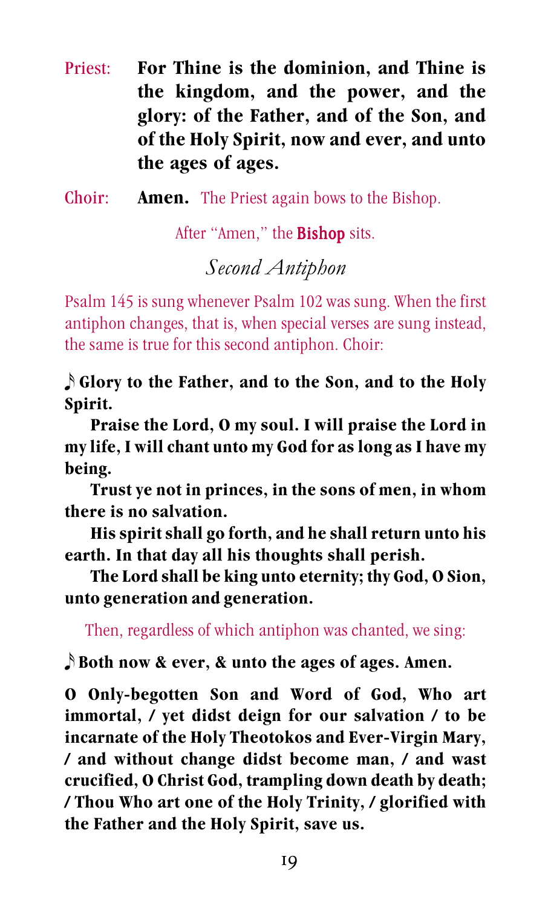Priest: **For Thine is the dominion, and Thine is the kingdom, and the power, and the glory: of the Father, and of the Son, and of the Holy Spirit, now and ever, and unto the ages of ages.**

Choir: **Amen.** The Priest again bows to the Bishop.

After "Amen," the **Bishop** sits.

## *Second Antiphon*

Psalm 145 is sung whenever Psalm 102 was sung. When the first antiphon changes, that is, when special verses are sung instead, the same is true for this second antiphon. Choir:

𝅘𝅥𝅮 **Glory to the Father, and to the Son, and to the Holy Spirit.**

**Praise the Lord, O my soul. I will praise the Lord in my life, I will chant unto my God for as long as I have my being.**

**Trust ye not in princes, in the sons of men, in whom there is no salvation.**

**His spirit shall go forth, and he shall return unto his earth. In that day all his thoughts shall perish.**

**The Lord shall be king unto eternity; thy God, O Sion, unto generation and generation.**

Then, regardless of which antiphon was chanted, we sing:

𝅘𝅥𝅮 **Both now & ever, & unto the ages of ages. Amen.**

**O Only-begotten Son and Word of God, Who art immortal, / yet didst deign for our salvation / to be incarnate of the Holy Theotokos and Ever-Virgin Mary, / and without change didst become man, / and wast crucified, O Christ God, trampling down death by death; / Thou Who art one of the Holy Trinity, / glorified with the Father and the Holy Spirit, save us.**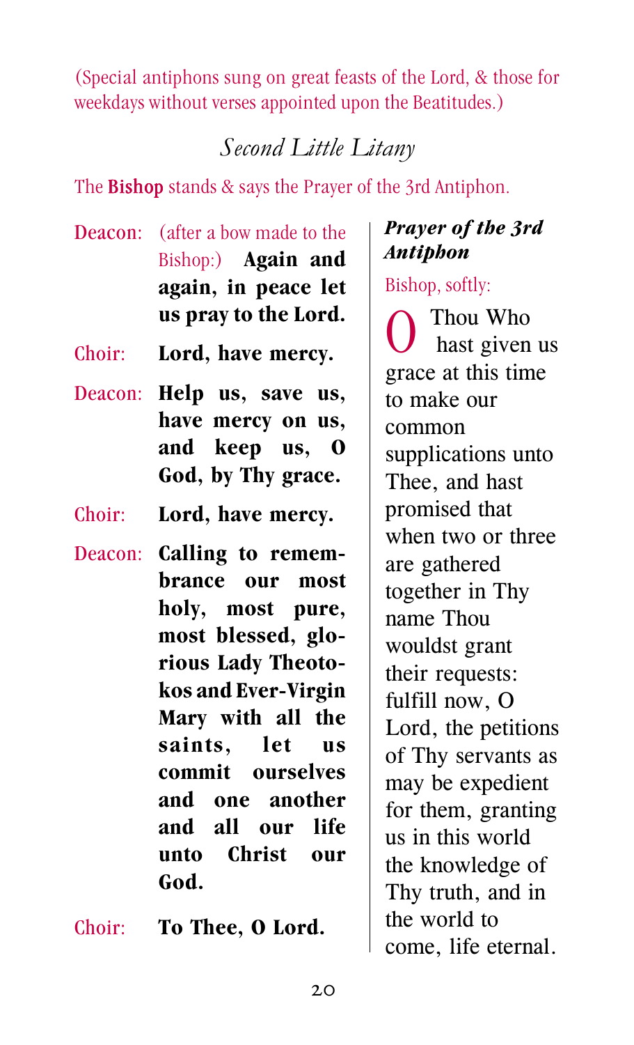(Special antiphons sung on great feasts of the Lord, & those for weekdays without verses appointed upon the Beatitudes.)

## *Second Little Litany*

The **Bishop** stands & says the Prayer of the 3rd Antiphon.

Deacon: (after a bow made to the Bishop:) **Again and again, in peace let us pray to the Lord.**

Choir: **Lord, have mercy.**

Deacon: **Help us, save us, have mercy on us, and keep us, O God, by Thy grace.**

Choir: **Lord, have mercy.**

Deacon: **Calling to remembrance our most holy, most pure, most blessed, glorious Lady Theotokos and Ever-Virgin Mary with all the saints, let us commit ourselves and one another and all our life unto Christ our God.**

Choir: **To Thee, O Lord.**

***Prayer of the 3rd Antiphon***

Bishop, softly:

O Thou Who hast given us grace at this time to make our common supplications unto Thee, and hast promised that when two or three are gathered together in Thy name Thou wouldst grant their requests: fulfill now, O Lord, the petitions of Thy servants as may be expedient for them, granting us in this world the knowledge of Thy truth, and in the world to come, life eternal.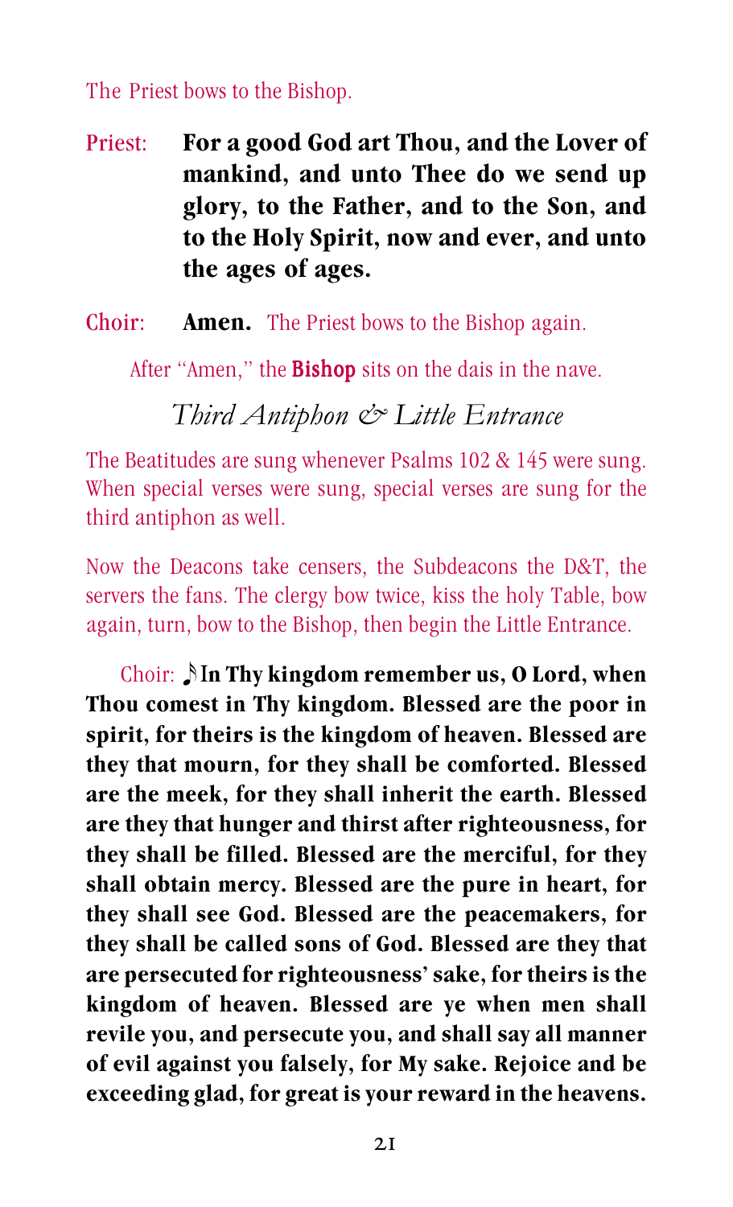The Priest bows to the Bishop.

Priest: **For a good God art Thou, and the Lover of mankind, and unto Thee do we send up glory, to the Father, and to the Son, and to the Holy Spirit, now and ever, and unto the ages of ages.**

Choir: **Amen.** The Priest bows to the Bishop again.

After "Amen," the **Bishop** sits on the dais in the nave.

## *Third Antiphon & Little Entrance*

The Beatitudes are sung whenever Psalms 102 & 145 were sung. When special verses were sung, special verses are sung for the third antiphon as well.

Now the Deacons take censers, the Subdeacons the D&T, the servers the fans. The clergy bow twice, kiss the holy Table, bow again, turn, bow to the Bishop, then begin the Little Entrance.

Choir: ♪ **In Thy kingdom remember us, O Lord, when Thou comest in Thy kingdom. Blessed are the poor in spirit, for theirs is the kingdom of heaven. Blessed are they that mourn, for they shall be comforted. Blessed are the meek, for they shall inherit the earth. Blessed are they that hunger and thirst after righteousness, for they shall be filled. Blessed are the merciful, for they shall obtain mercy. Blessed are the pure in heart, for they shall see God. Blessed are the peacemakers, for they shall be called sons of God. Blessed are they that are persecuted for righteousness' sake, for theirs is the kingdom of heaven. Blessed are ye when men shall revile you, and persecute you, and shall say all manner of evil against you falsely, for My sake. Rejoice and be exceeding glad, for great is your reward in the heavens.**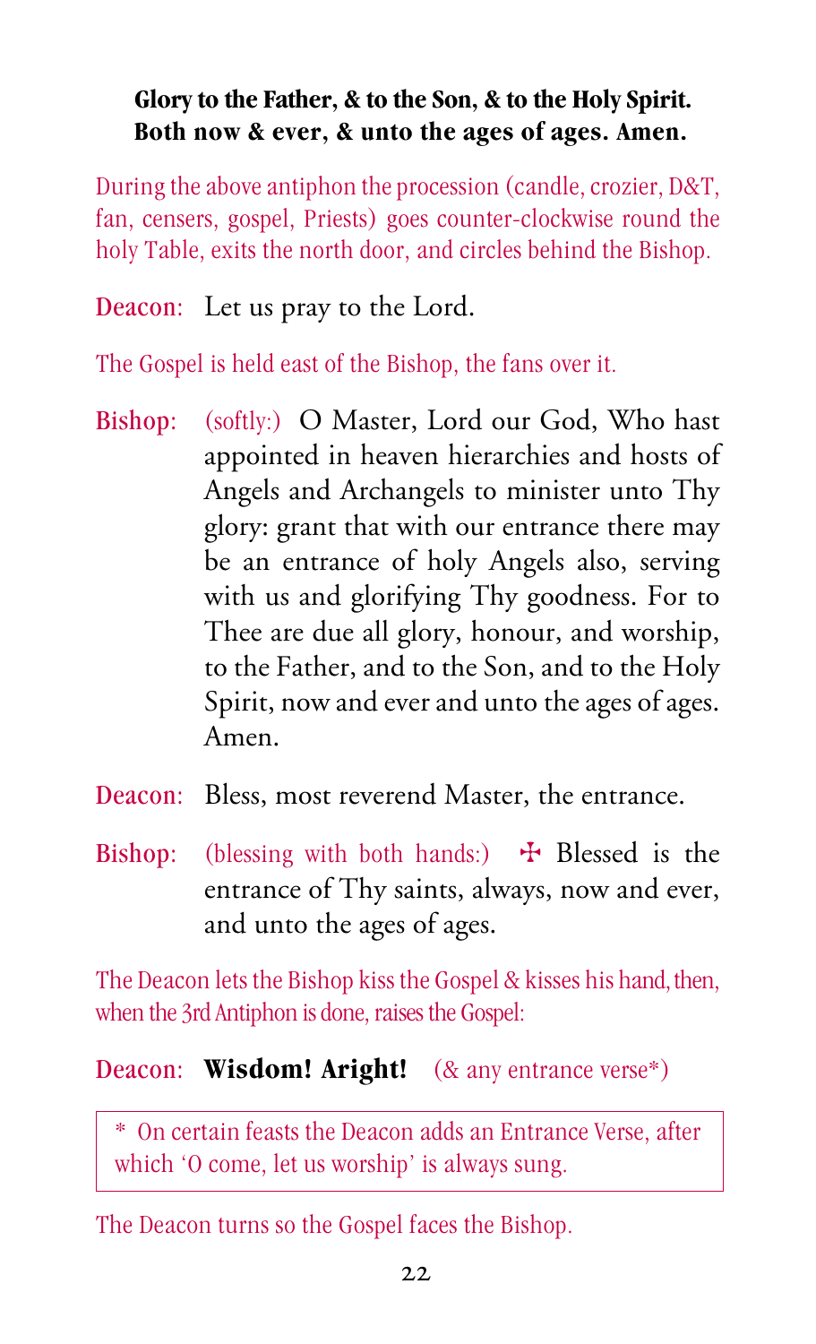**Glory to the Father, & to the Son, & to the Holy Spirit. Both now & ever, & unto the ages of ages. Amen.**

During the above antiphon the procession (candle, crozier, D&T, fan, censers, gospel, Priests) goes counter-clockwise round the holy Table, exits the north door, and circles behind the Bishop.

Deacon: Let us pray to the Lord.

The Gospel is held east of the Bishop, the fans over it.

Bishop: (softly:) O Master, Lord our God, Who hast appointed in heaven hierarchies and hosts of Angels and Archangels to minister unto Thy glory: grant that with our entrance there may be an entrance of holy Angels also, serving with us and glorifying Thy goodness. For to Thee are due all glory, honour, and worship, to the Father, and to the Son, and to the Holy Spirit, now and ever and unto the ages of ages. Amen.

Deacon: Bless, most reverend Master, the entrance.

Bishop: (blessing with both hands:) ✠ Blessed is the entrance of Thy saints, always, now and ever, and unto the ages of ages.

The Deacon lets the Bishop kiss the Gospel & kisses his hand, then, when the 3rd Antiphon is done, raises the Gospel:

Deacon: **Wisdom! Aright!** (& any entrance verse*)

> * On certain feasts the Deacon adds an Entrance Verse, after which 'O come, let us worship' is always sung.

The Deacon turns so the Gospel faces the Bishop.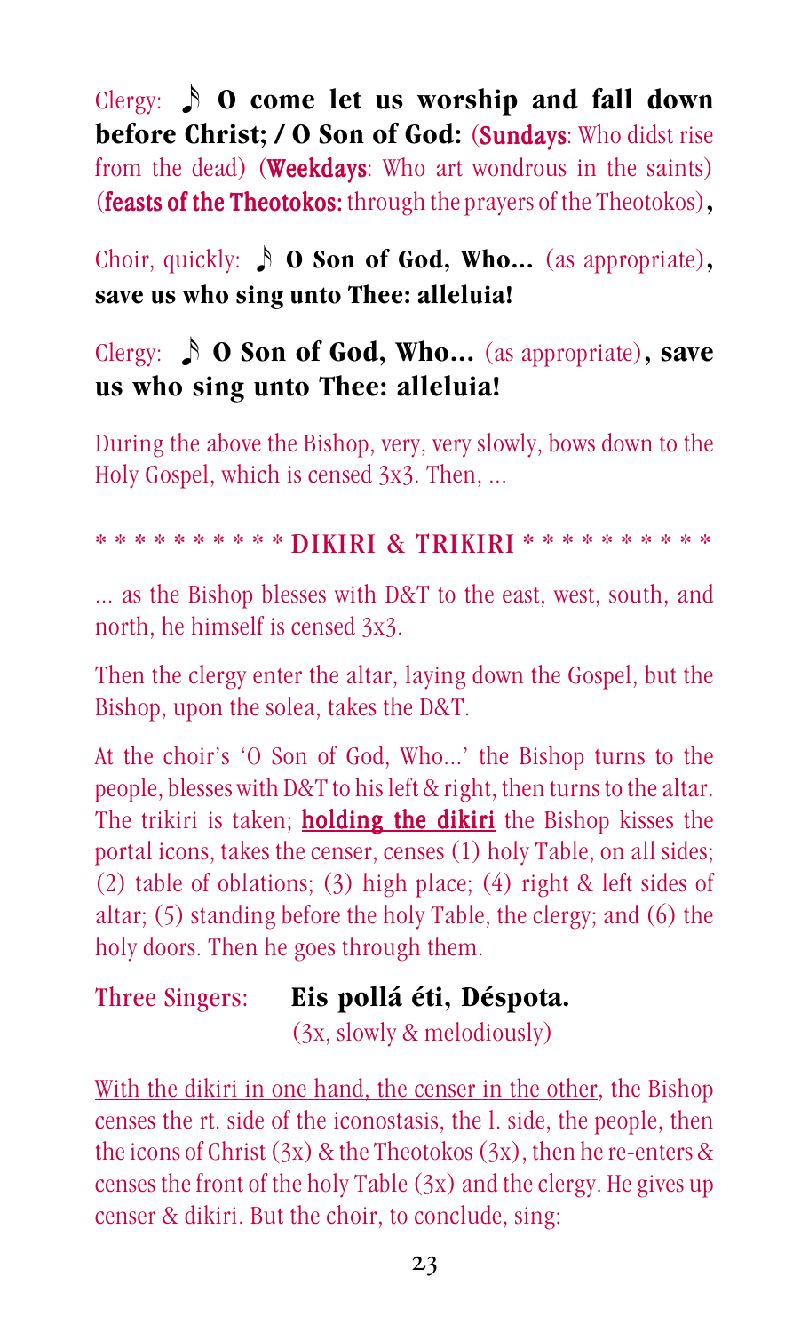Clergy: 𝅘𝅥𝅮 **O come let us worship and fall down before Christ; / O Son of God:** (**Sundays**: Who didst rise from the dead) (**Weekdays**: Who art wondrous in the saints) (**feasts of the Theotokos:** through the prayers of the Theotokos)**,**

Choir, quickly: 𝅘𝅥𝅮 **O Son of God, Who...** (as appropriate)**, save us who sing unto Thee: alleluia!**

Clergy: 𝅘𝅥𝅮 **O Son of God, Who...** (as appropriate)**, save us who sing unto Thee: alleluia!**

During the above the Bishop, very, very slowly, bows down to the Holy Gospel, which is censed 3x3. Then, ...

* * * * * * * * * * DIKIRI & TRIKIRI * * * * * * * * * *

... as the Bishop blesses with D&T to the east, west, south, and north, he himself is censed 3x3.

Then the clergy enter the altar, laying down the Gospel, but the Bishop, upon the solea, takes the D&T.

At the choir's 'O Son of God, Who...' the Bishop turns to the people, blesses with D&T to his left & right, then turns to the altar. The trikiri is taken; **holding the dikiri** the Bishop kisses the portal icons, takes the censer, censes (1) holy Table, on all sides; (2) table of oblations; (3) high place; (4) right & left sides of altar; (5) standing before the holy Table, the clergy; and (6) the holy doors. Then he goes through them.

Three Singers: **Eis pollá éti, Déspota.**
(3x, slowly & melodiously)

With the dikiri in one hand, the censer in the other, the Bishop censes the rt. side of the iconostasis, the l. side, the people, then the icons of Christ (3x) & the Theotokos (3x), then he re-enters & censes the front of the holy Table (3x) and the clergy. He gives up censer & dikiri. But the choir, to conclude, sing: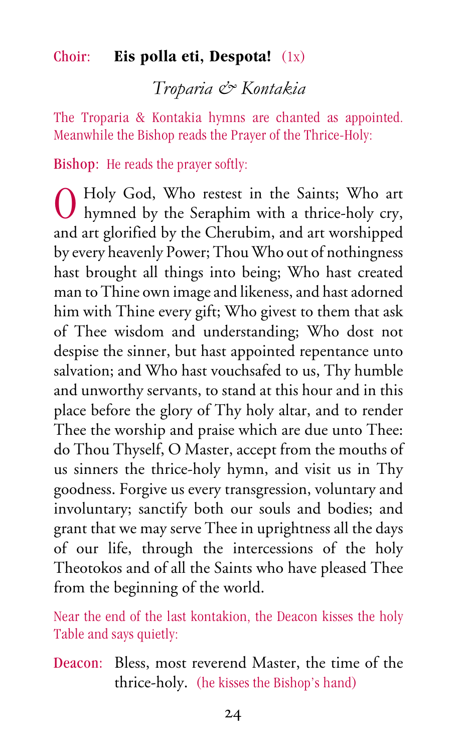Choir: **Eis polla eti, Despota!** (1x)

## *Troparia & Kontakia*

The Troparia & Kontakia hymns are chanted as appointed. Meanwhile the Bishop reads the Prayer of the Thrice-Holy:

Bishop: He reads the prayer softly:

O Holy God, Who restest in the Saints; Who art hymned by the Seraphim with a thrice-holy cry, and art glorified by the Cherubim, and art worshipped by every heavenly Power; Thou Who out of nothingness hast brought all things into being; Who hast created man to Thine own image and likeness, and hast adorned him with Thine every gift; Who givest to them that ask of Thee wisdom and understanding; Who dost not despise the sinner, but hast appointed repentance unto salvation; and Who hast vouchsafed to us, Thy humble and unworthy servants, to stand at this hour and in this place before the glory of Thy holy altar, and to render Thee the worship and praise which are due unto Thee: do Thou Thyself, O Master, accept from the mouths of us sinners the thrice-holy hymn, and visit us in Thy goodness. Forgive us every transgression, voluntary and involuntary; sanctify both our souls and bodies; and grant that we may serve Thee in uprightness all the days of our life, through the intercessions of the holy Theotokos and of all the Saints who have pleased Thee from the beginning of the world.

Near the end of the last kontakion, the Deacon kisses the holy Table and says quietly:

Deacon: Bless, most reverend Master, the time of the thrice-holy. (he kisses the Bishop's hand)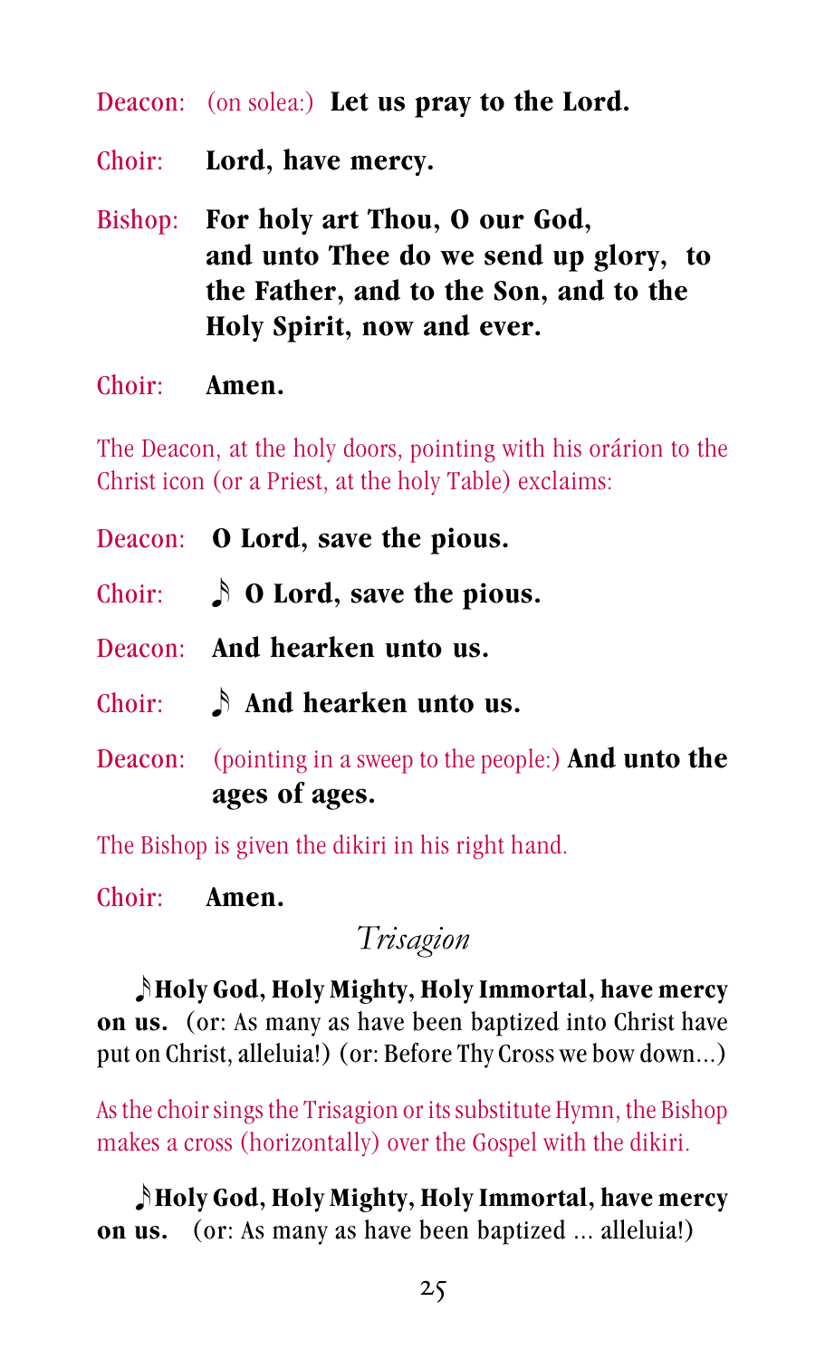Deacon: (on solea:) **Let us pray to the Lord.**

Choir: **Lord, have mercy.**

Bishop: **For holy art Thou, O our God, and unto Thee do we send up glory, to the Father, and to the Son, and to the Holy Spirit, now and ever.**

Choir: **Amen.**

The Deacon, at the holy doors, pointing with his orárion to the Christ icon (or a Priest, at the holy Table) exclaims:

Deacon: **O Lord, save the pious.**

Choir: ♪ **O Lord, save the pious.**

Deacon: **And hearken unto us.**

Choir: ♪ **And hearken unto us.**

Deacon: (pointing in a sweep to the people:) **And unto the ages of ages.**

The Bishop is given the dikiri in his right hand.

Choir: **Amen.**

## *Trisagion*

♪ **Holy God, Holy Mighty, Holy Immortal, have mercy on us.** (or: As many as have been baptized into Christ have put on Christ, alleluia!) (or: Before Thy Cross we bow down...)

As the choir sings the Trisagion or its substitute Hymn, the Bishop makes a cross (horizontally) over the Gospel with the dikiri.

♪ **Holy God, Holy Mighty, Holy Immortal, have mercy on us.** (or: As many as have been baptized ... alleluia!)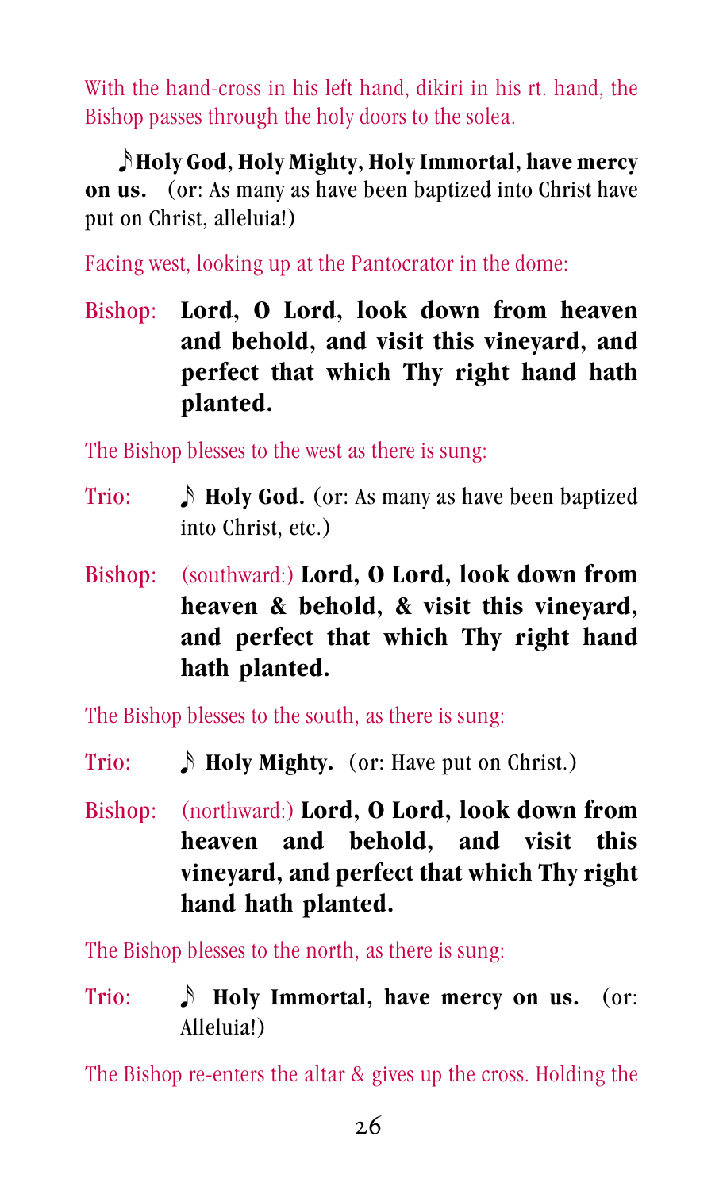With the hand-cross in his left hand, dikiri in his rt. hand, the Bishop passes through the holy doors to the solea.

♪**Holy God, Holy Mighty, Holy Immortal, have mercy on us.** (or: As many as have been baptized into Christ have put on Christ, alleluia!)

Facing west, looking up at the Pantocrator in the dome:

Bishop: **Lord, O Lord, look down from heaven and behold, and visit this vineyard, and perfect that which Thy right hand hath planted.**

The Bishop blesses to the west as there is sung:

Trio: ♪ **Holy God.** (or: As many as have been baptized into Christ, etc.)

Bishop: (southward:) **Lord, O Lord, look down from heaven & behold, & visit this vineyard, and perfect that which Thy right hand hath planted.**

The Bishop blesses to the south, as there is sung:

Trio: ♪ **Holy Mighty.** (or: Have put on Christ.)

Bishop: (northward:) **Lord, O Lord, look down from heaven and behold, and visit this vineyard, and perfect that which Thy right hand hath planted.**

The Bishop blesses to the north, as there is sung:

Trio: ♪ **Holy Immortal, have mercy on us.** (or: Alleluia!)

The Bishop re-enters the altar & gives up the cross. Holding the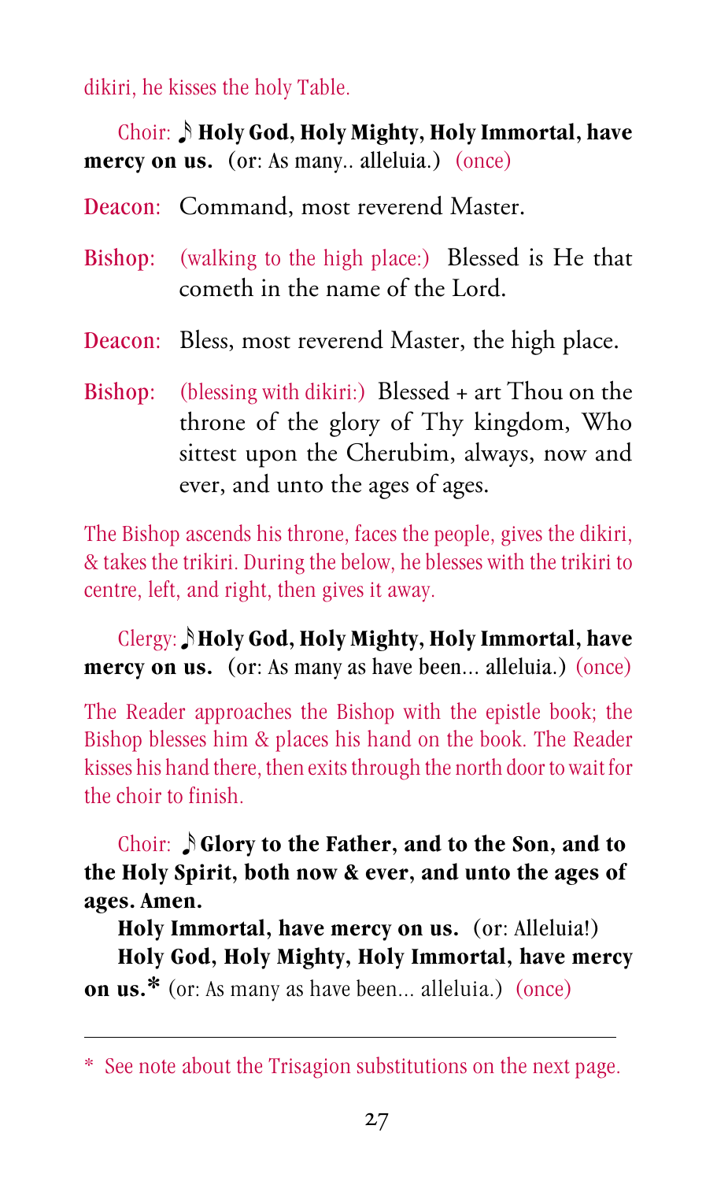dikiri, he kisses the holy Table.

Choir: ♪ **Holy God, Holy Mighty, Holy Immortal, have mercy on us.** (or: As many.. alleluia.) (once)

Deacon: Command, most reverend Master.

Bishop: (walking to the high place:) Blessed is He that cometh in the name of the Lord.

Deacon: Bless, most reverend Master, the high place.

Bishop: (blessing with dikiri:) Blessed + art Thou on the throne of the glory of Thy kingdom, Who sittest upon the Cherubim, always, now and ever, and unto the ages of ages.

The Bishop ascends his throne, faces the people, gives the dikiri, & takes the trikiri. During the below, he blesses with the trikiri to centre, left, and right, then gives it away.

Clergy: ♪ **Holy God, Holy Mighty, Holy Immortal, have mercy on us.** (or: As many as have been... alleluia.) (once)

The Reader approaches the Bishop with the epistle book; the Bishop blesses him & places his hand on the book. The Reader kisses his hand there, then exits through the north door to wait for the choir to finish.

Choir: ♪ **Glory to the Father, and to the Son, and to the Holy Spirit, both now & ever, and unto the ages of ages. Amen.**

**Holy Immortal, have mercy on us.** (or: Alleluia!)

**Holy God, Holy Mighty, Holy Immortal, have mercy on us.*** (or: As many as have been... alleluia.) (once)

---

\* See note about the Trisagion substitutions on the next page.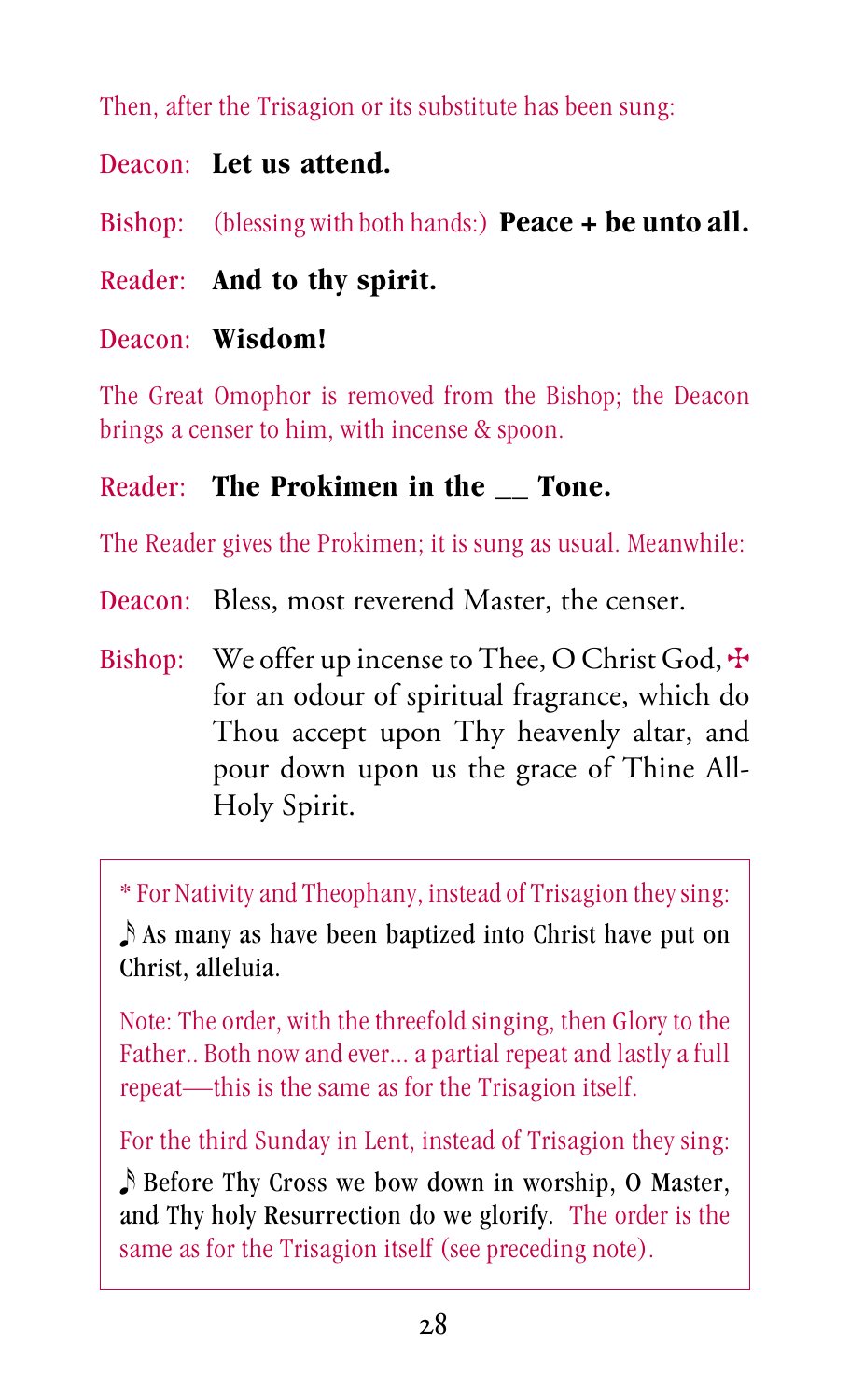Then, after the Trisagion or its substitute has been sung:

Deacon: **Let us attend.**

Bishop: (blessing with both hands:) **Peace + be unto all.**

Reader: **And to thy spirit.**

Deacon: **Wisdom!**

The Great Omophor is removed from the Bishop; the Deacon brings a censer to him, with incense & spoon.

Reader: **The Prokimen in the __ Tone.**

The Reader gives the Prokimen; it is sung as usual. Meanwhile:

Deacon: Bless, most reverend Master, the censer.

Bishop: We offer up incense to Thee, O Christ God, ✠ for an odour of spiritual fragrance, which do Thou accept upon Thy heavenly altar, and pour down upon us the grace of Thine All-Holy Spirit.

---

* For Nativity and Theophany, instead of Trisagion they sing:

♪ As many as have been baptized into Christ have put on Christ, alleluia.

Note: The order, with the threefold singing, then Glory to the Father.. Both now and ever… a partial repeat and lastly a full repeat—this is the same as for the Trisagion itself.

For the third Sunday in Lent, instead of Trisagion they sing:

♪ Before Thy Cross we bow down in worship, O Master, and Thy holy Resurrection do we glorify. The order is the same as for the Trisagion itself (see preceding note).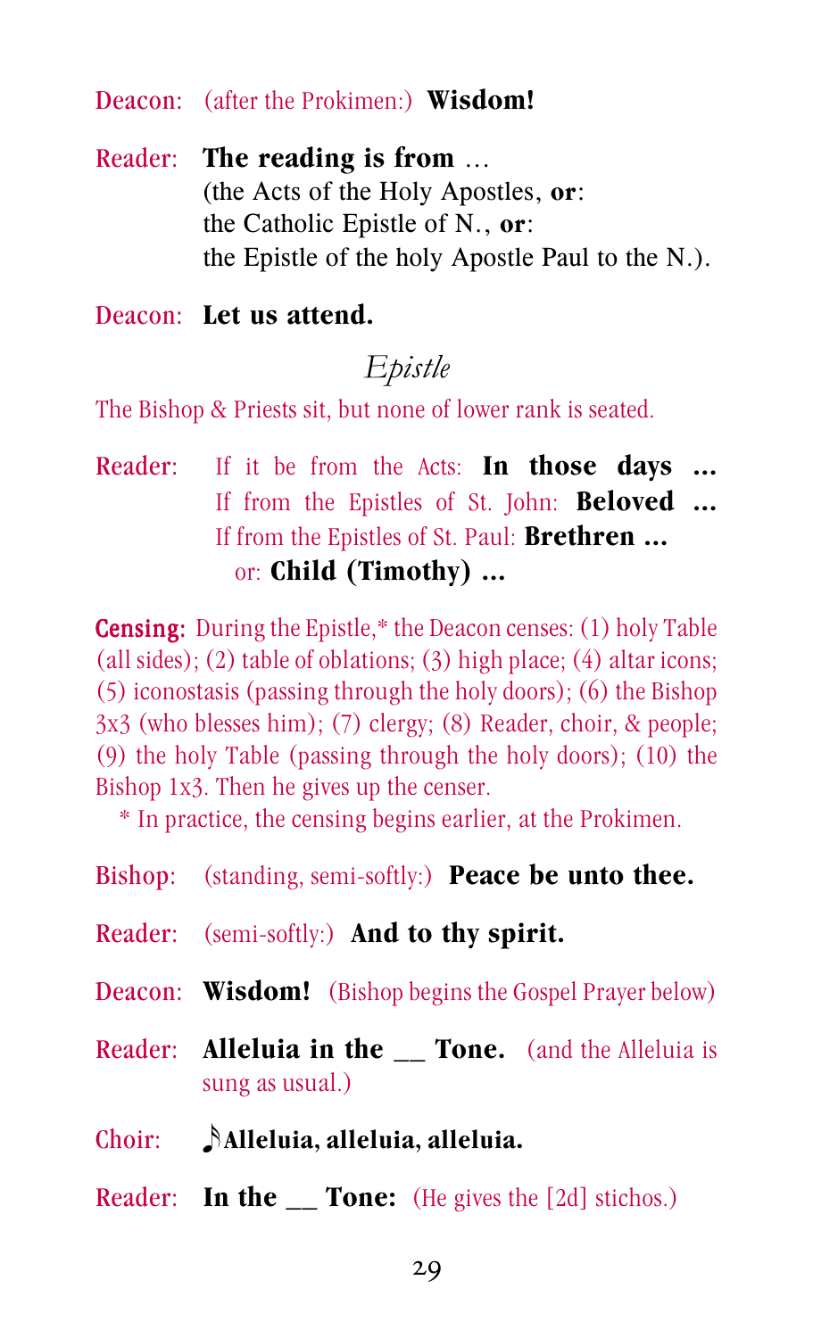Deacon: (after the Prokimen:) **Wisdom!**

Reader: **The reading is from** …
(the Acts of the Holy Apostles, **or**:
the Catholic Epistle of N., **or**:
the Epistle of the holy Apostle Paul to the N.).

Deacon: **Let us attend.**

## *Epistle*

The Bishop & Priests sit, but none of lower rank is seated.

Reader: If it be from the Acts: **In those days ...**
If from the Epistles of St. John: **Beloved ...**
If from the Epistles of St. Paul: **Brethren ...**
or: **Child (Timothy) ...**

**Censing:** During the Epistle,* the Deacon censes: (1) holy Table (all sides); (2) table of oblations; (3) high place; (4) altar icons; (5) iconostasis (passing through the holy doors); (6) the Bishop 3x3 (who blesses him); (7) clergy; (8) Reader, choir, & people; (9) the holy Table (passing through the holy doors); (10) the Bishop 1x3. Then he gives up the censer.

\* In practice, the censing begins earlier, at the Prokimen.

Bishop: (standing, semi-softly:) **Peace be unto thee.**

Reader: (semi-softly:) **And to thy spirit.**

Deacon: **Wisdom!** (Bishop begins the Gospel Prayer below)

Reader: **Alleluia in the __ Tone.** (and the Alleluia is sung as usual.)

Choir: ♪**Alleluia, alleluia, alleluia.**

Reader: **In the __ Tone:** (He gives the [2d] stichos.)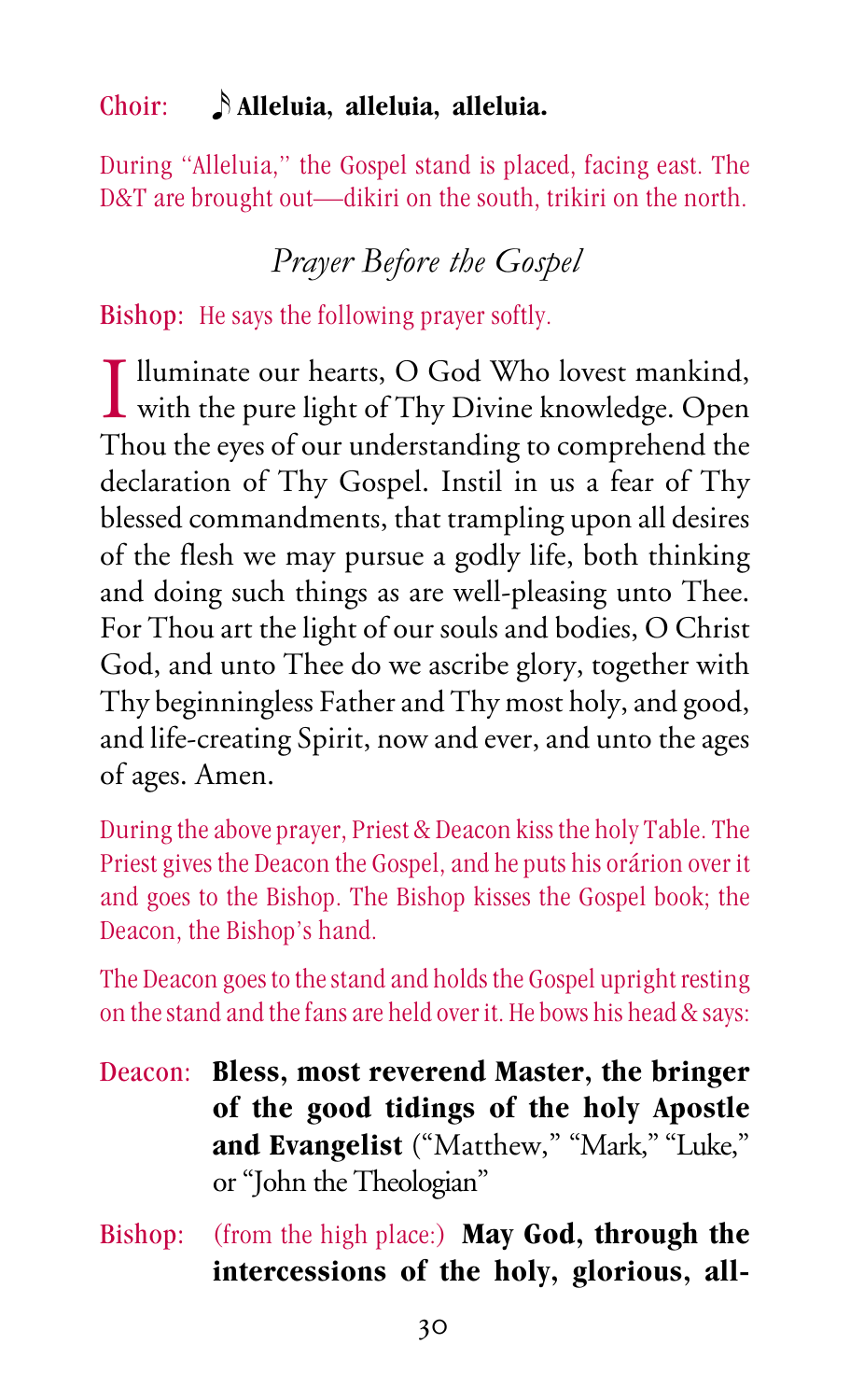Choir: ♪ **Alleluia, alleluia, alleluia.**

During "Alleluia," the Gospel stand is placed, facing east. The D&T are brought out—dikiri on the south, trikiri on the north.

## *Prayer Before the Gospel*

Bishop: He says the following prayer softly.

Illuminate our hearts, O God Who lovest mankind, with the pure light of Thy Divine knowledge. Open Thou the eyes of our understanding to comprehend the declaration of Thy Gospel. Instil in us a fear of Thy blessed commandments, that trampling upon all desires of the flesh we may pursue a godly life, both thinking and doing such things as are well-pleasing unto Thee. For Thou art the light of our souls and bodies, O Christ God, and unto Thee do we ascribe glory, together with Thy beginningless Father and Thy most holy, and good, and life-creating Spirit, now and ever, and unto the ages of ages. Amen.

During the above prayer, Priest & Deacon kiss the holy Table. The Priest gives the Deacon the Gospel, and he puts his orárion over it and goes to the Bishop. The Bishop kisses the Gospel book; the Deacon, the Bishop's hand.

The Deacon goes to the stand and holds the Gospel upright resting on the stand and the fans are held over it. He bows his head & says:

Deacon: **Bless, most reverend Master, the bringer of the good tidings of the holy Apostle and Evangelist** ("Matthew," "Mark," "Luke," or "John the Theologian"

Bishop: (from the high place:) **May God, through the intercessions of the holy, glorious, all-**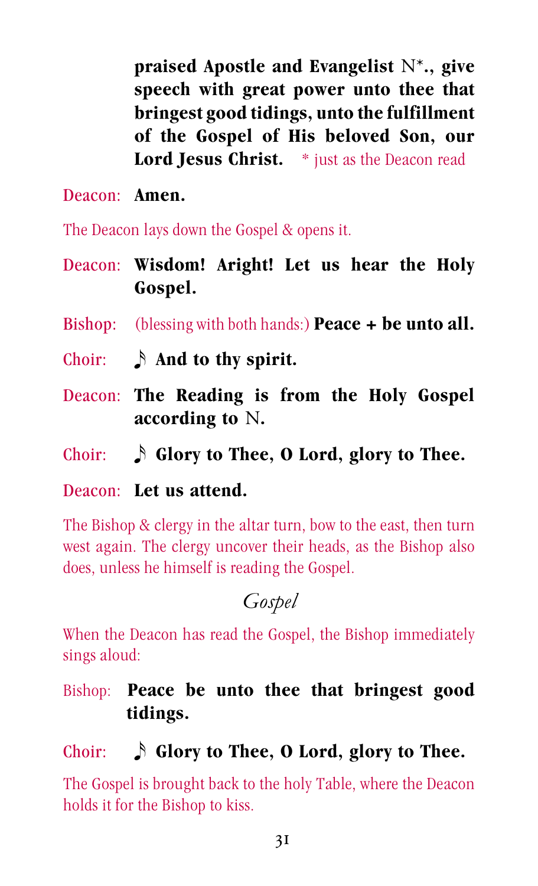**praised Apostle and Evangelist** N*.**, give speech with great power unto thee that bringest good tidings, unto the fulfillment of the Gospel of His beloved Son, our Lord Jesus Christ.** * just as the Deacon read

Deacon: **Amen.**

The Deacon lays down the Gospel & opens it.

Deacon: **Wisdom! Aright! Let us hear the Holy Gospel.**

Bishop: (blessing with both hands:) **Peace + be unto all.**

Choir: ♪ **And to thy spirit.**

Deacon: **The Reading is from the Holy Gospel according to** N.

Choir: ♪ **Glory to Thee, O Lord, glory to Thee.**

Deacon: **Let us attend.**

The Bishop & clergy in the altar turn, bow to the east, then turn west again. The clergy uncover their heads, as the Bishop also does, unless he himself is reading the Gospel.

## *Gospel*

When the Deacon has read the Gospel, the Bishop immediately sings aloud:

Bishop: **Peace be unto thee that bringest good tidings.**

Choir: ♪ **Glory to Thee, O Lord, glory to Thee.**

The Gospel is brought back to the holy Table, where the Deacon holds it for the Bishop to kiss.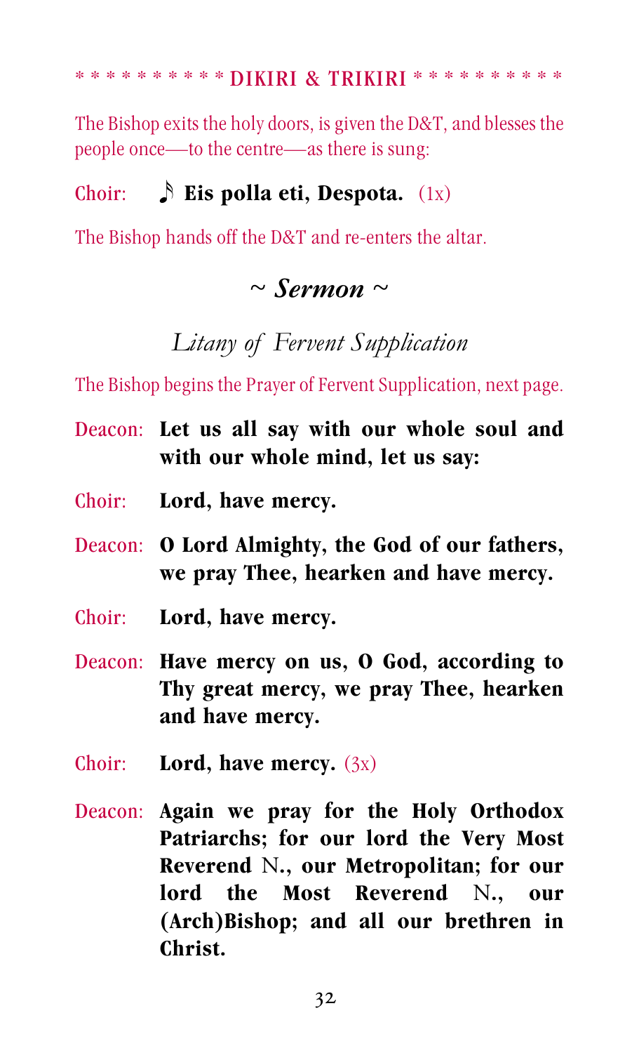\* \* \* \* \* \* \* \* \* \* DIKIRI & TRIKIRI \* \* \* \* \* \* \* \* \* \*

The Bishop exits the holy doors, is given the D&T, and blesses the people once—to the centre—as there is sung:

Choir: ♪ **Eis polla eti, Despota.** (1x)

The Bishop hands off the D&T and re-enters the altar.

## ~ *Sermon* ~

### *Litany of Fervent Supplication*

The Bishop begins the Prayer of Fervent Supplication, next page.

Deacon: **Let us all say with our whole soul and with our whole mind, let us say:**

Choir: **Lord, have mercy.**

Deacon: **O Lord Almighty, the God of our fathers, we pray Thee, hearken and have mercy.**

Choir: **Lord, have mercy.**

Deacon: **Have mercy on us, O God, according to Thy great mercy, we pray Thee, hearken and have mercy.**

Choir: **Lord, have mercy.** (3x)

Deacon: **Again we pray for the Holy Orthodox Patriarchs; for our lord the Very Most Reverend** N.**, our Metropolitan; for our lord the Most Reverend** N.**, our (Arch)Bishop; and all our brethren in Christ.**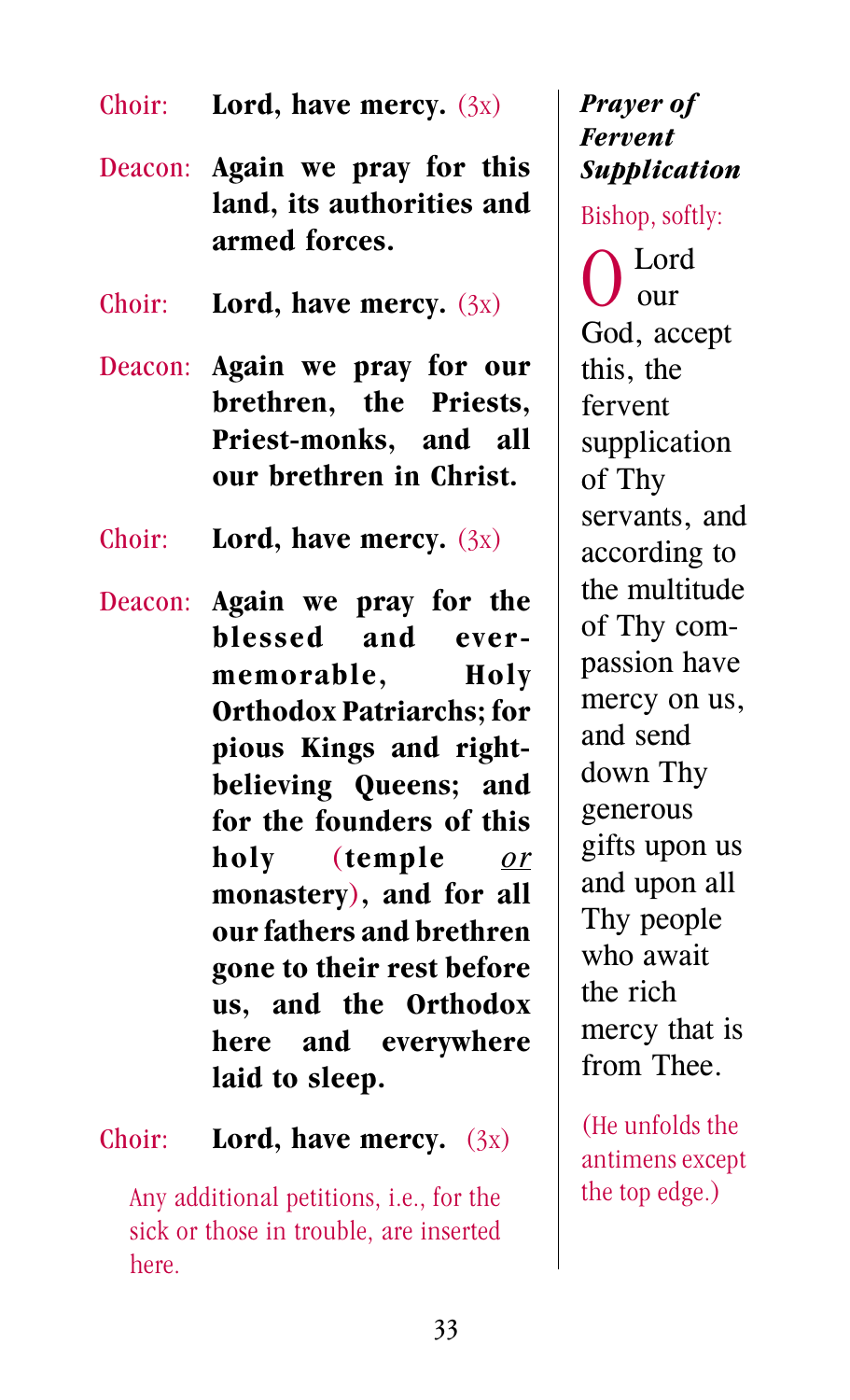Choir: **Lord, have mercy.** (3x)

Deacon: **Again we pray for this land, its authorities and armed forces.**

Choir: **Lord, have mercy.** (3x)

Deacon: **Again we pray for our brethren, the Priests, Priest-monks, and all our brethren in Christ.**

Choir: **Lord, have mercy.** (3x)

Deacon: **Again we pray for the blessed and ever-memorable, Holy Orthodox Patriarchs; for pious Kings and right-believing Queens; and for the founders of this holy (temple *or* monastery), and for all our fathers and brethren gone to their rest before us, and the Orthodox here and everywhere laid to sleep.**

Choir: **Lord, have mercy.** (3x)

Any additional petitions, i.e., for the sick or those in trouble, are inserted here.

***Prayer of Fervent Supplication***

Bishop, softly:

O Lord our God, accept this, the fervent supplication of Thy servants, and according to the multitude of Thy compassion have mercy on us, and send down Thy generous gifts upon us and upon all Thy people who await the rich mercy that is from Thee.

(He unfolds the antimens except the top edge.)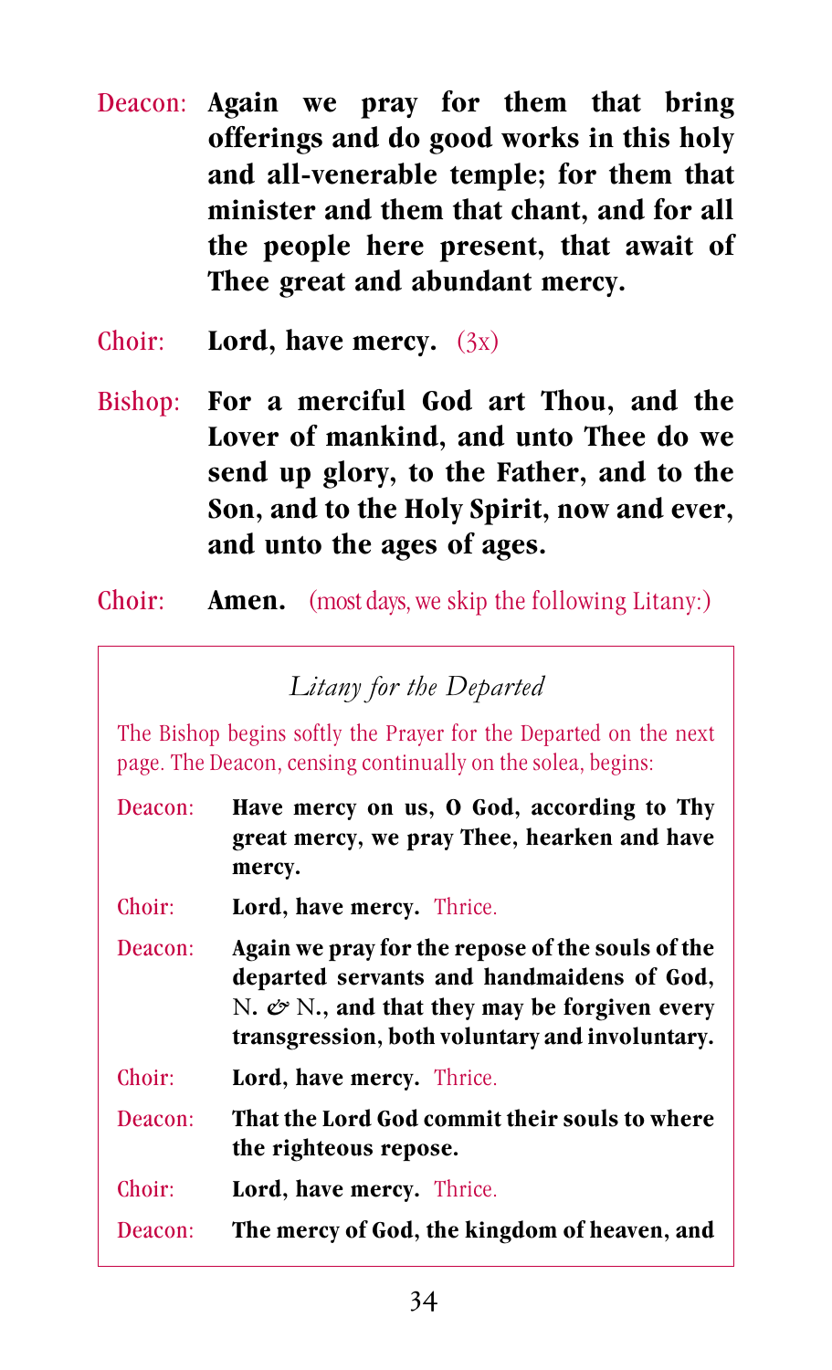Deacon: **Again we pray for them that bring offerings and do good works in this holy and all-venerable temple; for them that minister and them that chant, and for all the people here present, that await of Thee great and abundant mercy.**

Choir: **Lord, have mercy.** (3x)

Bishop: **For a merciful God art Thou, and the Lover of mankind, and unto Thee do we send up glory, to the Father, and to the Son, and to the Holy Spirit, now and ever, and unto the ages of ages.**

Choir: **Amen.** (most days, we skip the following Litany:)

*Litany for the Departed*

The Bishop begins softly the Prayer for the Departed on the next page. The Deacon, censing continually on the solea, begins:

Deacon: **Have mercy on us, O God, according to Thy great mercy, we pray Thee, hearken and have mercy.**

Choir: **Lord, have mercy.** Thrice.

Deacon: **Again we pray for the repose of the souls of the departed servants and handmaidens of God,** N. & N.**, and that they may be forgiven every transgression, both voluntary and involuntary.**

Choir: **Lord, have mercy.** Thrice.

Deacon: **That the Lord God commit their souls to where the righteous repose.**

Choir: **Lord, have mercy.** Thrice.

Deacon: **The mercy of God, the kingdom of heaven, and**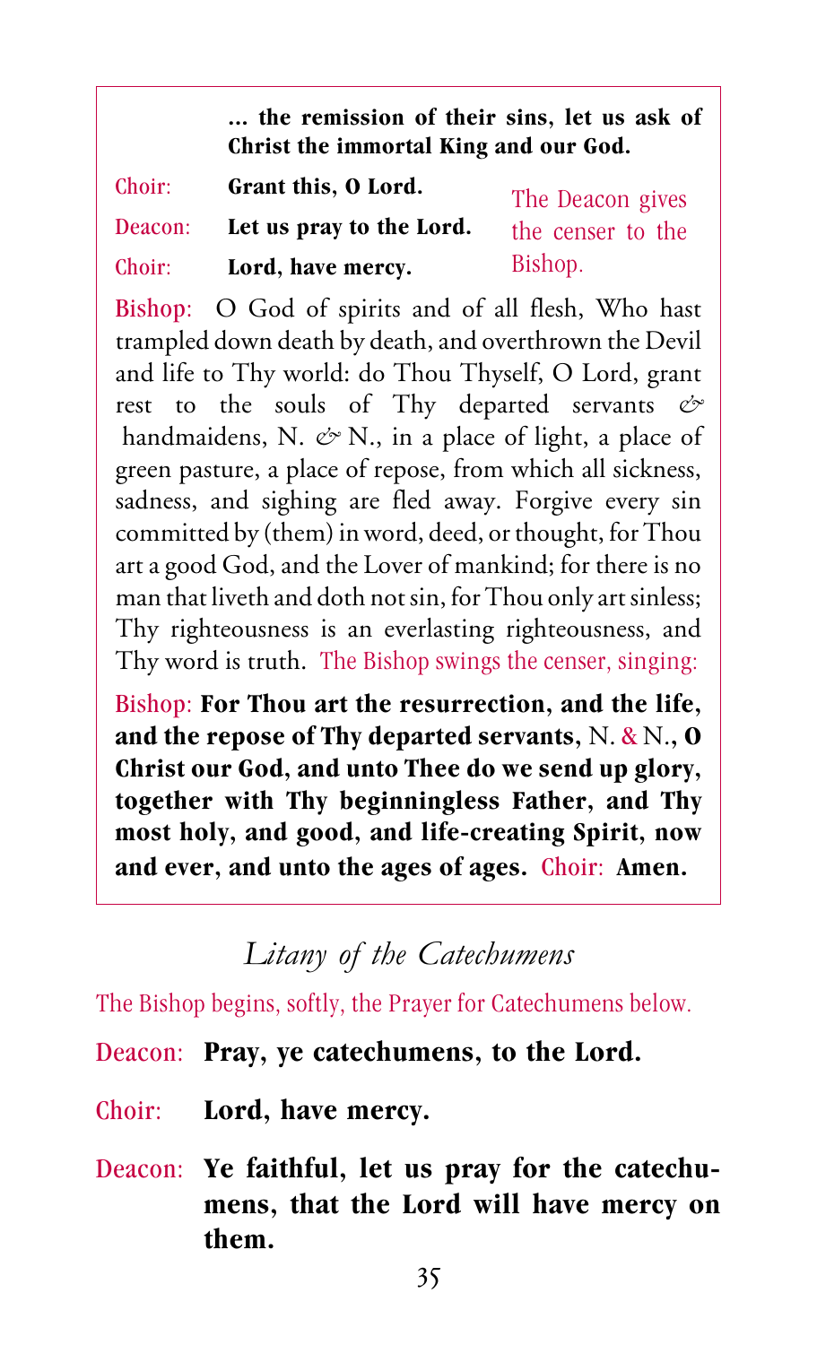**... the remission of their sins, let us ask of Christ the immortal King and our God.**

Choir: **Grant this, O Lord.**

Deacon: **Let us pray to the Lord.**

Choir: **Lord, have mercy.**

The Deacon gives the censer to the Bishop.

Bishop: O God of spirits and of all flesh, Who hast trampled down death by death, and overthrown the Devil and life to Thy world: do Thou Thyself, O Lord, grant rest to the souls of Thy departed servants & handmaidens, N. & N., in a place of light, a place of green pasture, a place of repose, from which all sickness, sadness, and sighing are fled away. Forgive every sin committed by (them) in word, deed, or thought, for Thou art a good God, and the Lover of mankind; for there is no man that liveth and doth not sin, for Thou only art sinless; Thy righteousness is an everlasting righteousness, and Thy word is truth. The Bishop swings the censer, singing:

Bishop: **For Thou art the resurrection, and the life, and the repose of Thy departed servants,** N. & N., **O Christ our God, and unto Thee do we send up glory, together with Thy beginningless Father, and Thy most holy, and good, and life-creating Spirit, now and ever, and unto the ages of ages.** Choir: **Amen.**

## *Litany of the Catechumens*

The Bishop begins, softly, the Prayer for Catechumens below.

Deacon: **Pray, ye catechumens, to the Lord.**

Choir: **Lord, have mercy.**

Deacon: **Ye faithful, let us pray for the catechumens, that the Lord will have mercy on them.**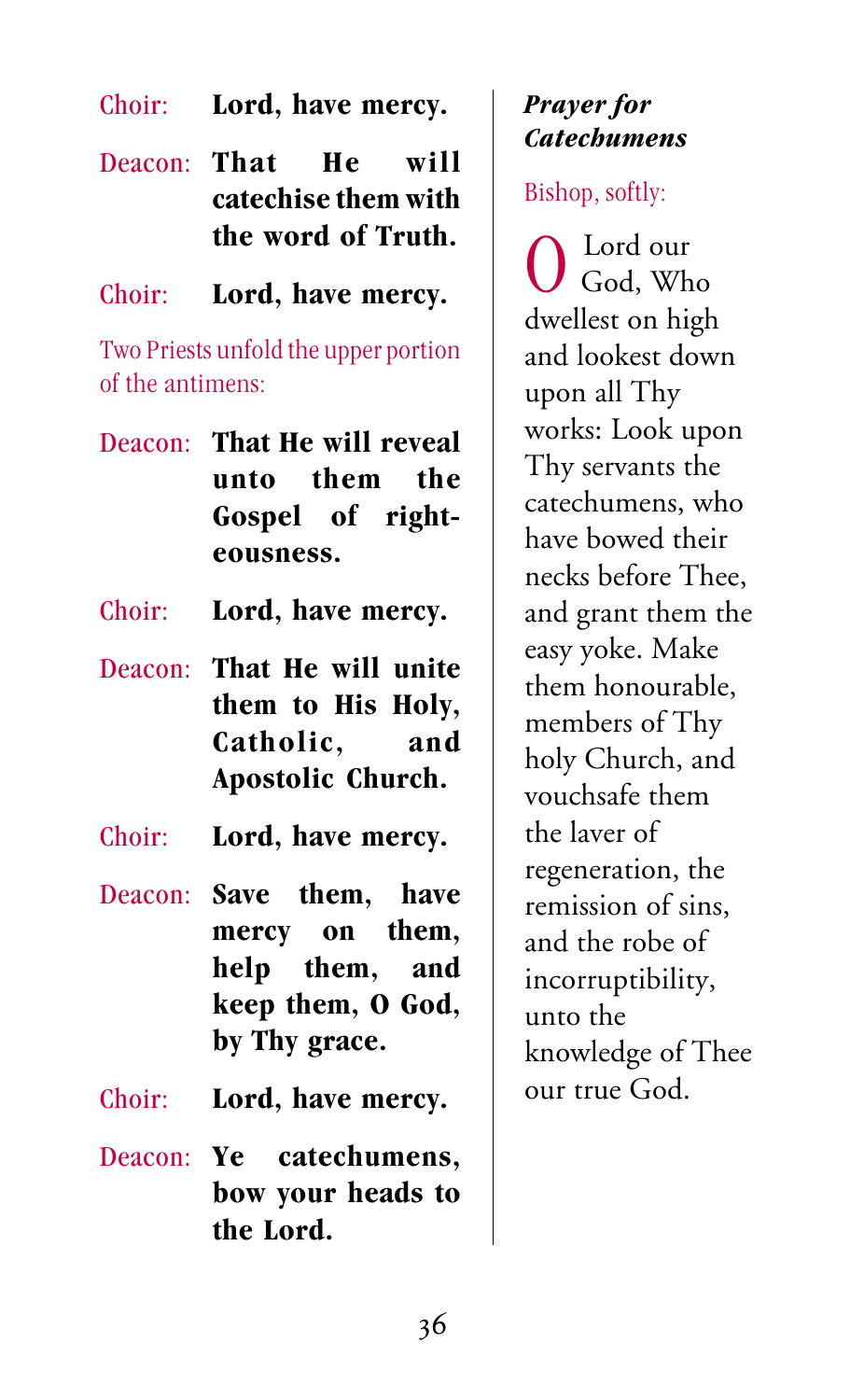Choir: **Lord, have mercy.**

Deacon: **That He will catechise them with the word of Truth.**

Choir: **Lord, have mercy.**

Two Priests unfold the upper portion of the antimens:

Deacon: **That He will reveal unto them the Gospel of righteousness.**

Choir: **Lord, have mercy.**

Deacon: **That He will unite them to His Holy, Catholic, and Apostolic Church.**

Choir: **Lord, have mercy.**

Deacon: **Save them, have mercy on them, help them, and keep them, O God, by Thy grace.**

Choir: **Lord, have mercy.**

Deacon: **Ye catechumens, bow your heads to the Lord.**

### ***Prayer for Catechumens***

Bishop, softly:

O Lord our God, Who dwellest on high and lookest down upon all Thy works: Look upon Thy servants the catechumens, who have bowed their necks before Thee, and grant them the easy yoke. Make them honourable, members of Thy holy Church, and vouchsafe them the laver of regeneration, the remission of sins, and the robe of incorruptibility, unto the knowledge of Thee our true God.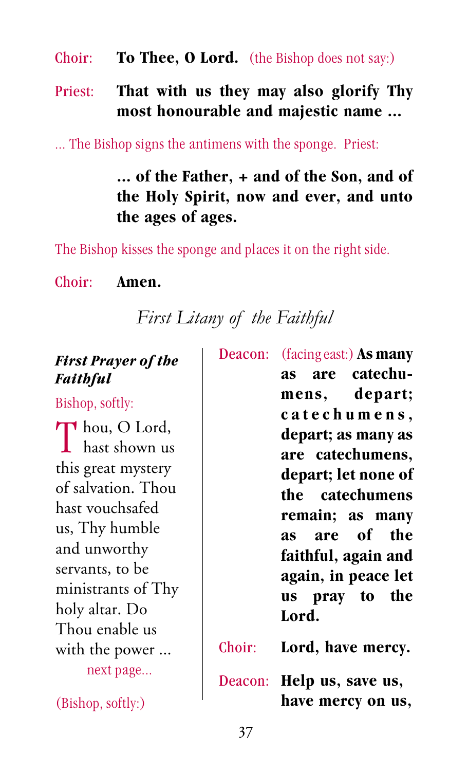Choir: **To Thee, O Lord.** (the Bishop does not say:)

Priest: **That with us they may also glorify Thy most honourable and majestic name ...**

... The Bishop signs the antimens with the sponge. Priest:

**... of the Father, + and of the Son, and of the Holy Spirit, now and ever, and unto the ages of ages.**

The Bishop kisses the sponge and places it on the right side.

Choir: **Amen.**

## *First Litany of the Faithful*

***First Prayer of the Faithful***

Bishop, softly:

Thou, O Lord, hast shown us this great mystery of salvation. Thou hast vouchsafed us, Thy humble and unworthy servants, to be ministrants of Thy holy altar. Do Thou enable us with the power ...

next page...

(Bishop, softly:)

Deacon: (facing east:) **As many as are catechumens, depart; catechumens, depart; as many as are catechumens, depart; let none of the catechumens remain; as many as are of the faithful, again and again, in peace let us pray to the Lord.**

Choir: **Lord, have mercy.**

Deacon: **Help us, save us, have mercy on us,**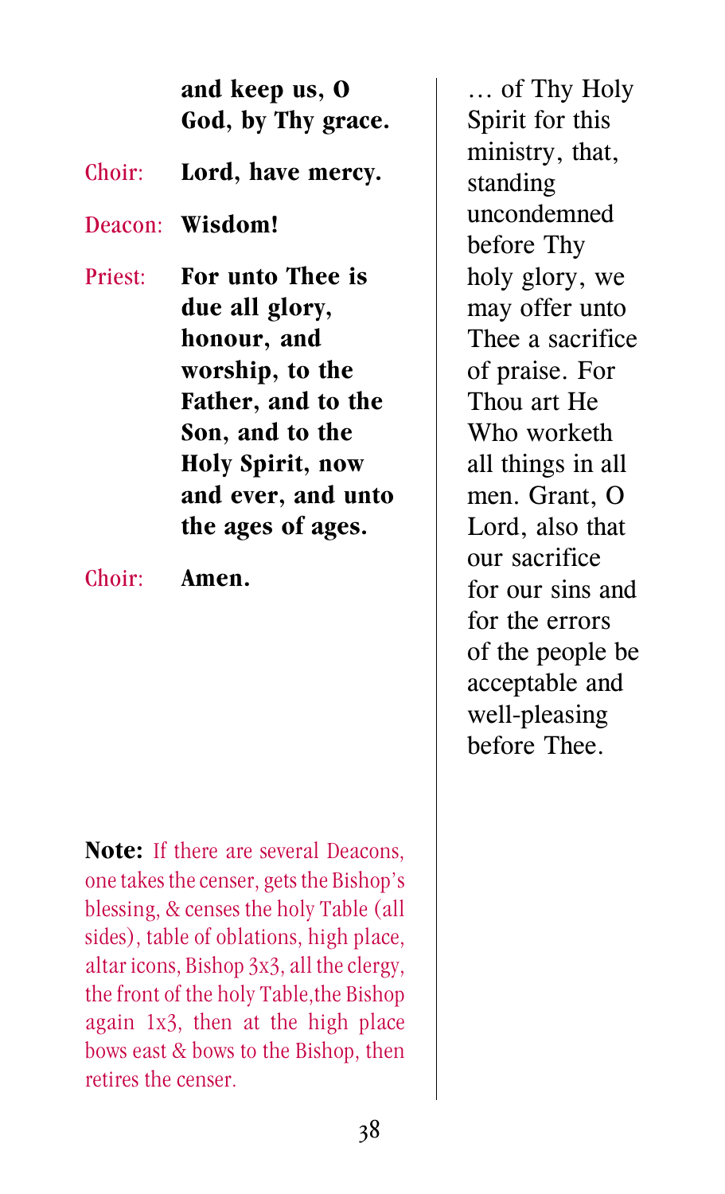and keep us, O God, by Thy grace.

Choir: **Lord, have mercy.**

Deacon: **Wisdom!**

Priest: **For unto Thee is due all glory, honour, and worship, to the Father, and to the Son, and to the Holy Spirit, now and ever, and unto the ages of ages.**

Choir: **Amen.**

… of Thy Holy Spirit for this ministry, that, standing uncondemned before Thy holy glory, we may offer unto Thee a sacrifice of praise. For Thou art He Who worketh all things in all men. Grant, O Lord, also that our sacrifice for our sins and for the errors of the people be acceptable and well-pleasing before Thee.

**Note:** If there are several Deacons, one takes the censer, gets the Bishop's blessing, & censes the holy Table (all sides), table of oblations, high place, altar icons, Bishop 3x3, all the clergy, the front of the holy Table, the Bishop again 1x3, then at the high place bows east & bows to the Bishop, then retires the censer.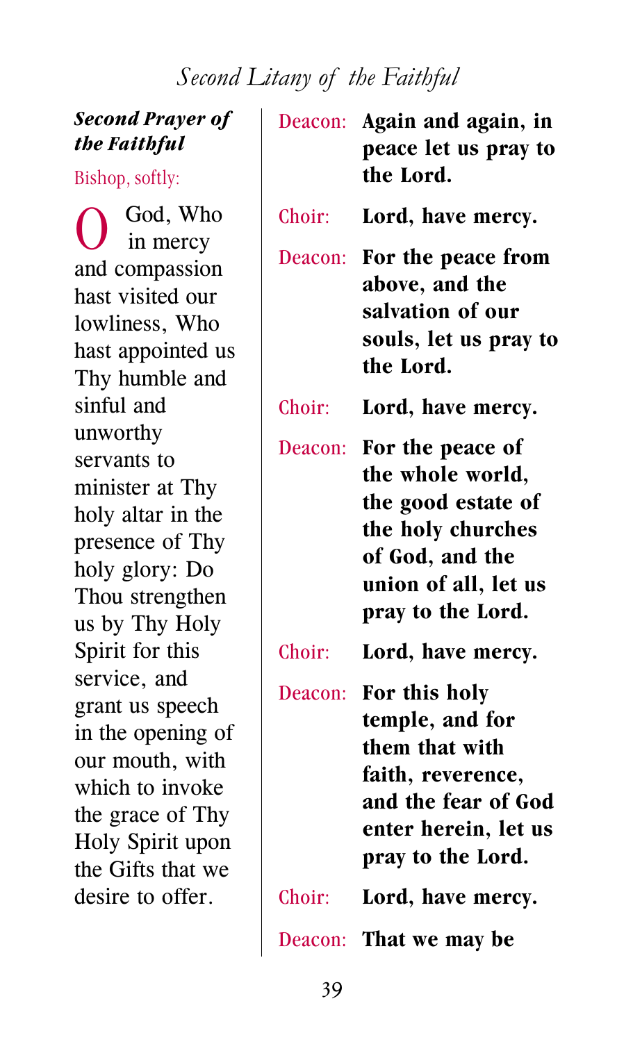## Second Litany of the Faithful

***Second Prayer of the Faithful***

Bishop, softly:

O God, Who in mercy and compassion hast visited our lowliness, Who hast appointed us Thy humble and sinful and unworthy servants to minister at Thy holy altar in the presence of Thy holy glory: Do Thou strengthen us by Thy Holy Spirit for this service, and grant us speech in the opening of our mouth, with which to invoke the grace of Thy Holy Spirit upon the Gifts that we desire to offer.

Deacon: **Again and again, in peace let us pray to the Lord.**

Choir: **Lord, have mercy.**

Deacon: **For the peace from above, and the salvation of our souls, let us pray to the Lord.**

Choir: **Lord, have mercy.**

Deacon: **For the peace of the whole world, the good estate of the holy churches of God, and the union of all, let us pray to the Lord.**

Choir: **Lord, have mercy.**

Deacon: **For this holy temple, and for them that with faith, reverence, and the fear of God enter herein, let us pray to the Lord.**

Choir: **Lord, have mercy.**

Deacon: **That we may be**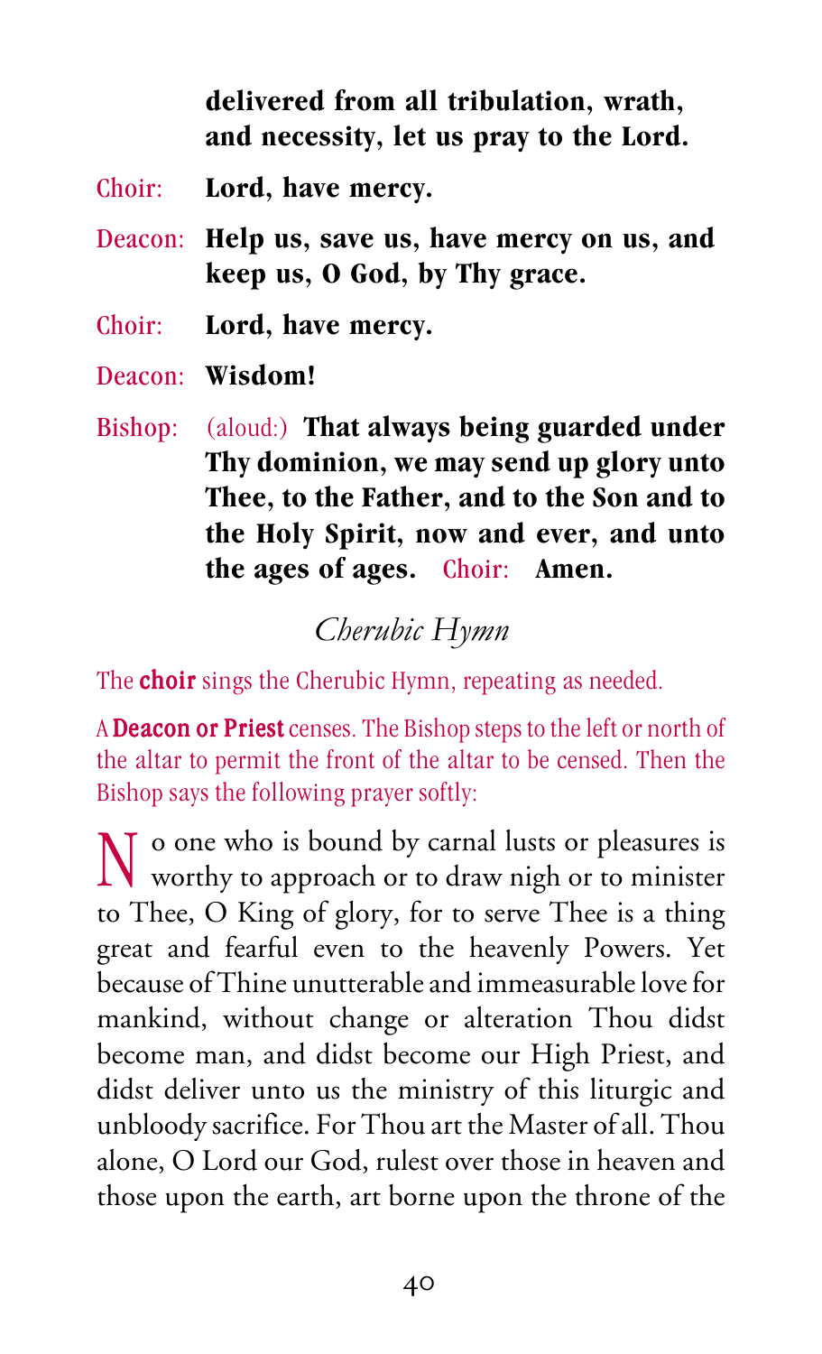**delivered from all tribulation, wrath, and necessity, let us pray to the Lord.**

Choir: **Lord, have mercy.**

Deacon: **Help us, save us, have mercy on us, and keep us, O God, by Thy grace.**

Choir: **Lord, have mercy.**

Deacon: **Wisdom!**

Bishop: (aloud:) **That always being guarded under Thy dominion, we may send up glory unto Thee, to the Father, and to the Son and to the Holy Spirit, now and ever, and unto the ages of ages.** Choir: **Amen.**

## *Cherubic Hymn*

The **choir** sings the Cherubic Hymn, repeating as needed.

A **Deacon or Priest** censes. The Bishop steps to the left or north of the altar to permit the front of the altar to be censed. Then the Bishop says the following prayer softly:

No one who is bound by carnal lusts or pleasures is worthy to approach or to draw nigh or to minister to Thee, O King of glory, for to serve Thee is a thing great and fearful even to the heavenly Powers. Yet because of Thine unutterable and immeasurable love for mankind, without change or alteration Thou didst become man, and didst become our High Priest, and didst deliver unto us the ministry of this liturgic and unbloody sacrifice. For Thou art the Master of all. Thou alone, O Lord our God, rulest over those in heaven and those upon the earth, art borne upon the throne of the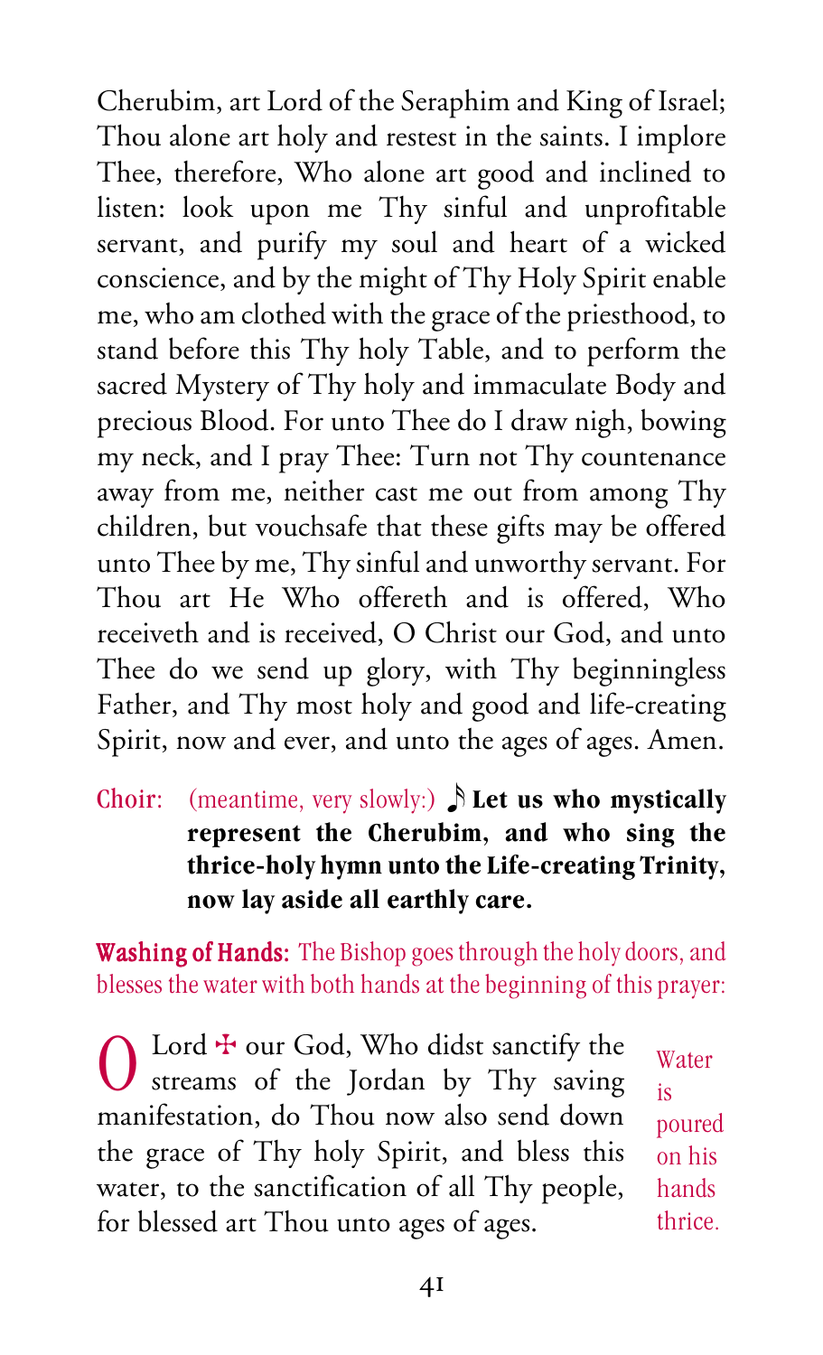Cherubim, art Lord of the Seraphim and King of Israel; Thou alone art holy and restest in the saints. I implore Thee, therefore, Who alone art good and inclined to listen: look upon me Thy sinful and unprofitable servant, and purify my soul and heart of a wicked conscience, and by the might of Thy Holy Spirit enable me, who am clothed with the grace of the priesthood, to stand before this Thy holy Table, and to perform the sacred Mystery of Thy holy and immaculate Body and precious Blood. For unto Thee do I draw nigh, bowing my neck, and I pray Thee: Turn not Thy countenance away from me, neither cast me out from among Thy children, but vouchsafe that these gifts may be offered unto Thee by me, Thy sinful and unworthy servant. For Thou art He Who offereth and is offered, Who receiveth and is received, O Christ our God, and unto Thee do we send up glory, with Thy beginningless Father, and Thy most holy and good and life-creating Spirit, now and ever, and unto the ages of ages. Amen.

Choir: (meantime, very slowly:) ♪ **Let us who mystically represent the Cherubim, and who sing the thrice-holy hymn unto the Life-creating Trinity, now lay aside all earthly care.**

**Washing of Hands:** The Bishop goes through the holy doors, and blesses the water with both hands at the beginning of this prayer:

O Lord ☩ our God, Who didst sanctify the streams of the Jordan by Thy saving manifestation, do Thou now also send down the grace of Thy holy Spirit, and bless this water, to the sanctification of all Thy people, for blessed art Thou unto ages of ages.

*Water is poured on his hands thrice.*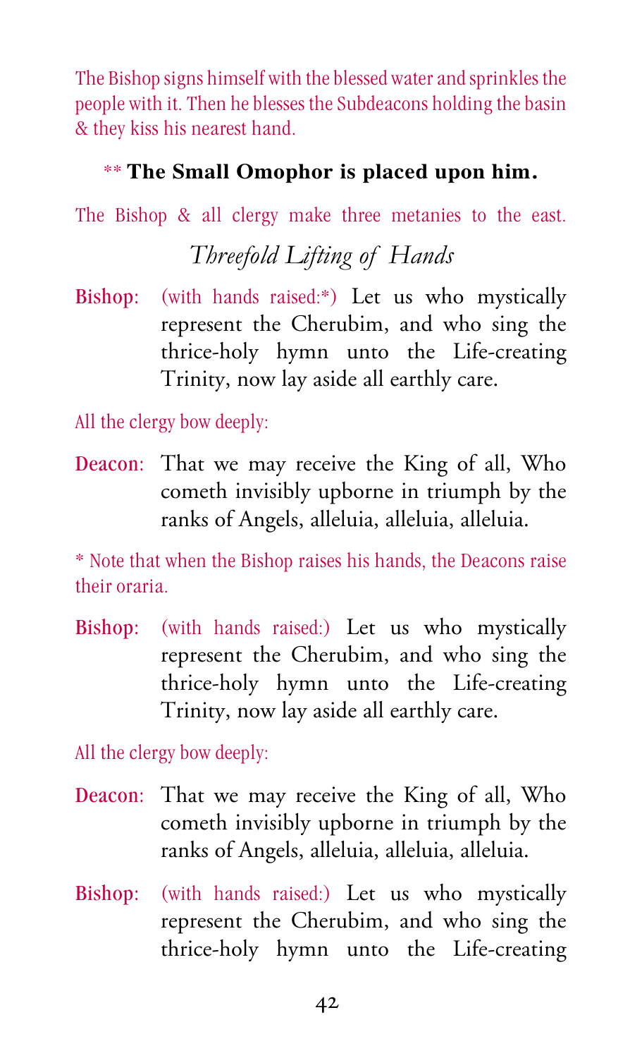The Bishop signs himself with the blessed water and sprinkles the people with it. Then he blesses the Subdeacons holding the basin & they kiss his nearest hand.

** **The Small Omophor is placed upon him.**

The Bishop & all clergy make three metanies to the east.

### *Threefold Lifting of Hands*

**Bishop:** (with hands raised:*) Let us who mystically represent the Cherubim, and who sing the thrice-holy hymn unto the Life-creating Trinity, now lay aside all earthly care.

All the clergy bow deeply:

**Deacon:** That we may receive the King of all, Who cometh invisibly upborne in triumph by the ranks of Angels, alleluia, alleluia, alleluia.

* Note that when the Bishop raises his hands, the Deacons raise their oraria.

**Bishop:** (with hands raised:) Let us who mystically represent the Cherubim, and who sing the thrice-holy hymn unto the Life-creating Trinity, now lay aside all earthly care.

All the clergy bow deeply:

**Deacon:** That we may receive the King of all, Who cometh invisibly upborne in triumph by the ranks of Angels, alleluia, alleluia, alleluia.

**Bishop:** (with hands raised:) Let us who mystically represent the Cherubim, and who sing the thrice-holy hymn unto the Life-creating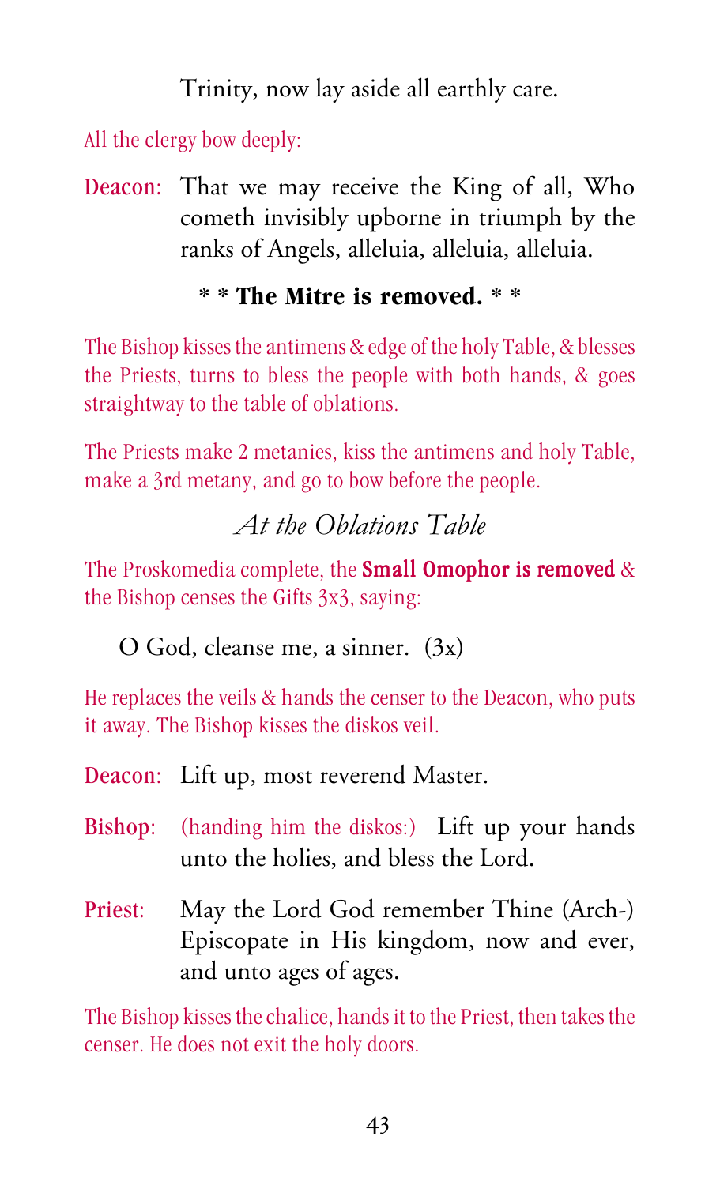Trinity, now lay aside all earthly care.

All the clergy bow deeply:

**Deacon**: That we may receive the King of all, Who cometh invisibly upborne in triumph by the ranks of Angels, alleluia, alleluia, alleluia.

**\* \* The Mitre is removed. \* \***

The Bishop kisses the antimens & edge of the holy Table, & blesses the Priests, turns to bless the people with both hands, & goes straightway to the table of oblations.

The Priests make 2 metanies, kiss the antimens and holy Table, make a 3rd metany, and go to bow before the people.

## *At the Oblations Table*

The Proskomedia complete, the **Small Omophor is removed** & the Bishop censes the Gifts 3x3, saying:

O God, cleanse me, a sinner. (3x)

He replaces the veils & hands the censer to the Deacon, who puts it away. The Bishop kisses the diskos veil.

**Deacon**: Lift up, most reverend Master.

**Bishop**: (handing him the diskos:) Lift up your hands unto the holies, and bless the Lord.

**Priest**: May the Lord God remember Thine (Arch-) Episcopate in His kingdom, now and ever, and unto ages of ages.

The Bishop kisses the chalice, hands it to the Priest, then takes the censer. He does not exit the holy doors.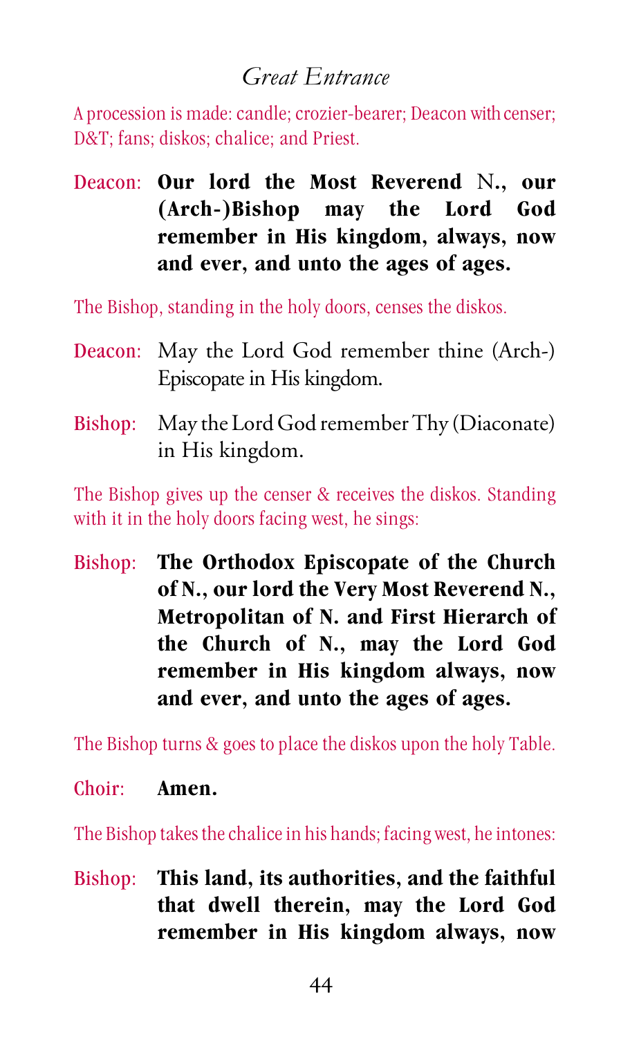## *Great Entrance*

A procession is made: candle; crozier-bearer; Deacon with censer; D&T; fans; diskos; chalice; and Priest.

Deacon: **Our lord the Most Reverend** N.**, our (Arch-)Bishop may the Lord God remember in His kingdom, always, now and ever, and unto the ages of ages.**

The Bishop, standing in the holy doors, censes the diskos.

Deacon: May the Lord God remember thine (Arch-) Episcopate in His kingdom.

Bishop: May the Lord God remember Thy (Diaconate) in His kingdom.

The Bishop gives up the censer & receives the diskos. Standing with it in the holy doors facing west, he sings:

Bishop: **The Orthodox Episcopate of the Church of N., our lord the Very Most Reverend N., Metropolitan of N. and First Hierarch of the Church of N., may the Lord God remember in His kingdom always, now and ever, and unto the ages of ages.**

The Bishop turns & goes to place the diskos upon the holy Table.

Choir: **Amen.**

The Bishop takes the chalice in his hands; facing west, he intones:

Bishop: **This land, its authorities, and the faithful that dwell therein, may the Lord God remember in His kingdom always, now**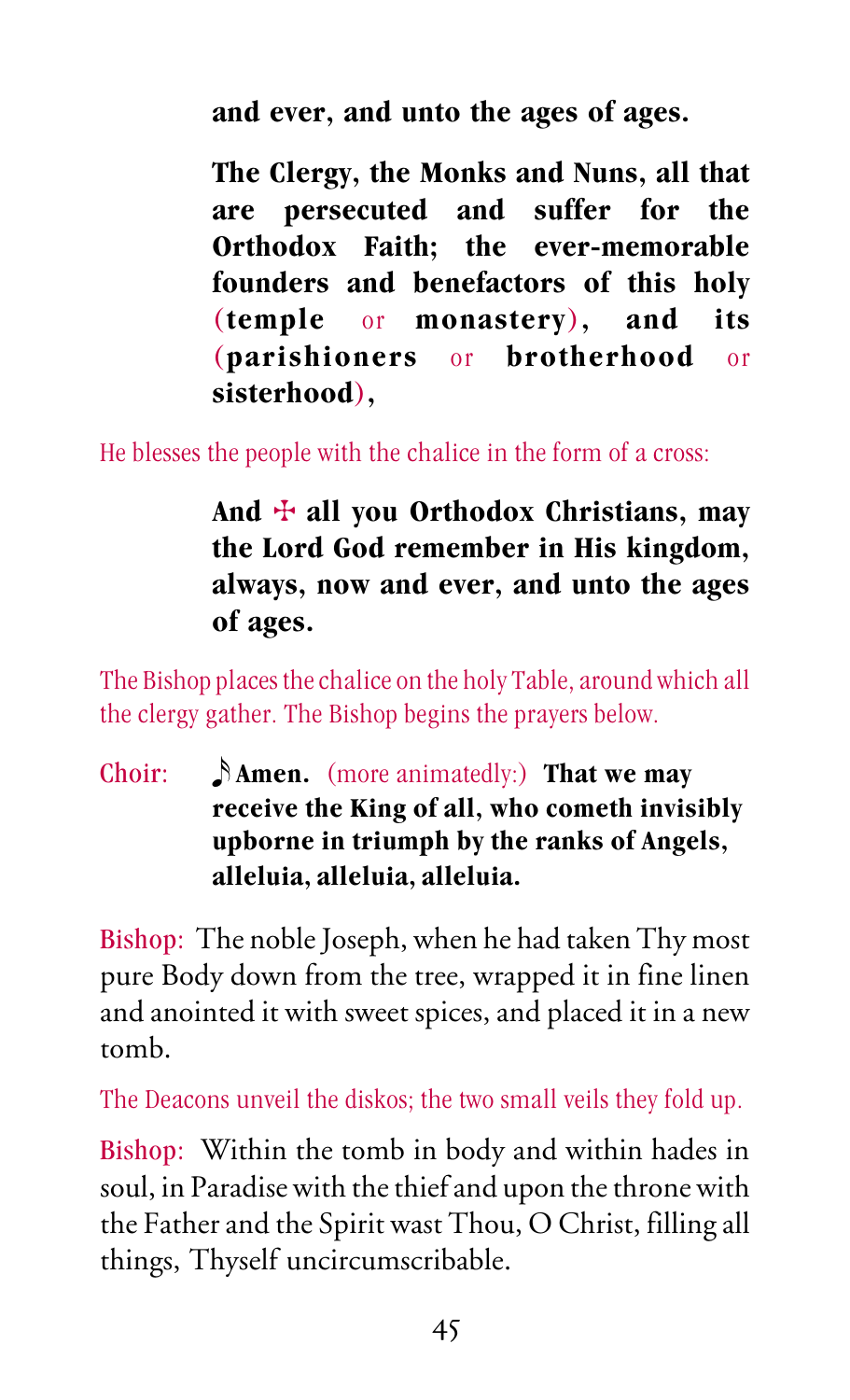**and ever, and unto the ages of ages.**

**The Clergy, the Monks and Nuns, all that are persecuted and suffer for the Orthodox Faith; the ever-memorable founders and benefactors of this holy (temple** or **monastery), and its (parishioners** or **brotherhood** or **sisterhood),**

*He blesses the people with the chalice in the form of a cross:*

**And ☩ all you Orthodox Christians, may the Lord God remember in His kingdom, always, now and ever, and unto the ages of ages.**

*The Bishop places the chalice on the holy Table, around which all the clergy gather. The Bishop begins the prayers below.*

Choir: ♪ **Amen.** (more animatedly:) **That we may receive the King of all, who cometh invisibly upborne in triumph by the ranks of Angels, alleluia, alleluia, alleluia.**

Bishop: The noble Joseph, when he had taken Thy most pure Body down from the tree, wrapped it in fine linen and anointed it with sweet spices, and placed it in a new tomb.

*The Deacons unveil the diskos; the two small veils they fold up.*

Bishop: Within the tomb in body and within hades in soul, in Paradise with the thief and upon the throne with the Father and the Spirit wast Thou, O Christ, filling all things, Thyself uncircumscribable.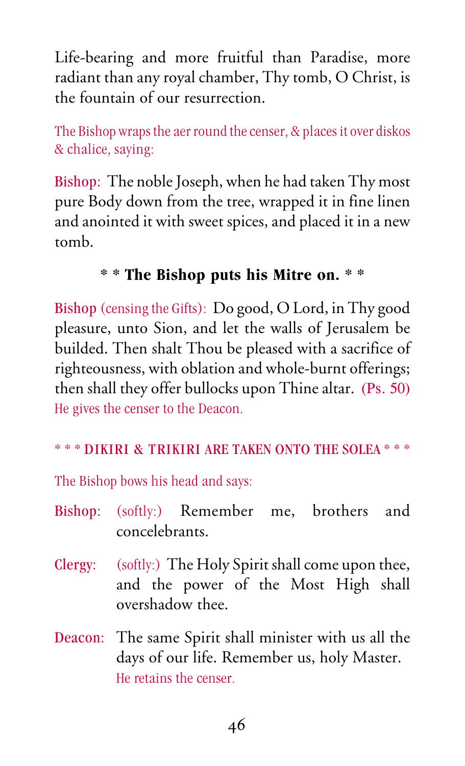Life-bearing and more fruitful than Paradise, more radiant than any royal chamber, Thy tomb, O Christ, is the fountain of our resurrection.

The Bishop wraps the aer round the censer, & places it over diskos & chalice, saying:

**Bishop:** The noble Joseph, when he had taken Thy most pure Body down from the tree, wrapped it in fine linen and anointed it with sweet spices, and placed it in a new tomb.

**\* \* The Bishop puts his Mitre on. \* \***

**Bishop** (censing the Gifts): Do good, O Lord, in Thy good pleasure, unto Sion, and let the walls of Jerusalem be builded. Then shalt Thou be pleased with a sacrifice of righteousness, with oblation and whole-burnt offerings; then shall they offer bullocks upon Thine altar. (Ps. 50)
He gives the censer to the Deacon.

\* \* \* DIKIRI & TRIKIRI ARE TAKEN ONTO THE SOLEA \* \* \*

The Bishop bows his head and says:

**Bishop:** (softly:) Remember me, brothers and concelebrants.

**Clergy:** (softly:) The Holy Spirit shall come upon thee, and the power of the Most High shall overshadow thee.

**Deacon:** The same Spirit shall minister with us all the days of our life. Remember us, holy Master.
He retains the censer.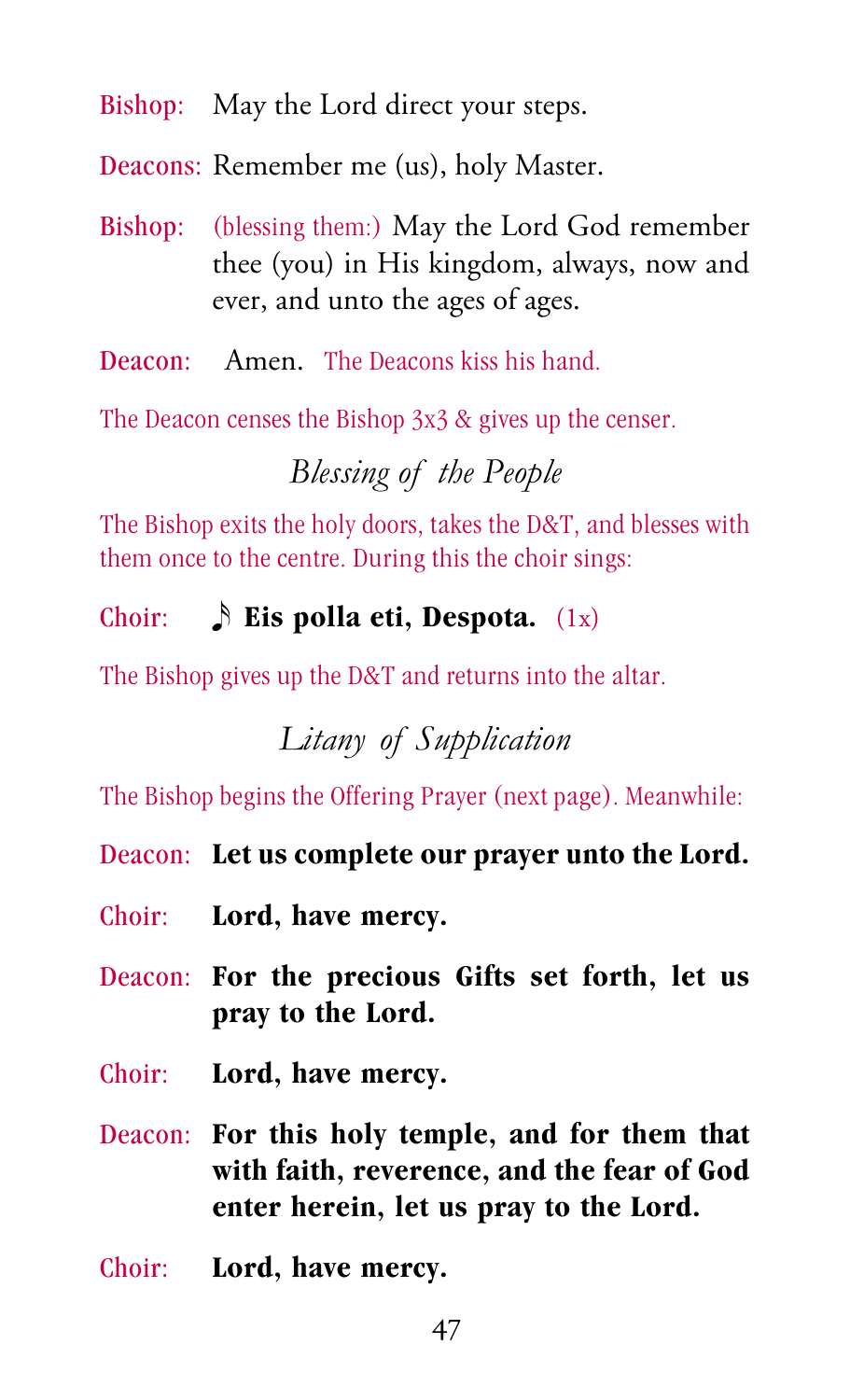Bishop: May the Lord direct your steps.

Deacons: Remember me (us), holy Master.

Bishop: (blessing them:) May the Lord God remember thee (you) in His kingdom, always, now and ever, and unto the ages of ages.

Deacon: Amen. The Deacons kiss his hand.

The Deacon censes the Bishop 3x3 & gives up the censer.

### *Blessing of the People*

The Bishop exits the holy doors, takes the D&T, and blesses with them once to the centre. During this the choir sings:

Choir: ♪ **Eis polla eti, Despota.** (1x)

The Bishop gives up the D&T and returns into the altar.

### *Litany of Supplication*

The Bishop begins the Offering Prayer (next page). Meanwhile:

Deacon: **Let us complete our prayer unto the Lord.**

Choir: **Lord, have mercy.**

Deacon: **For the precious Gifts set forth, let us pray to the Lord.**

Choir: **Lord, have mercy.**

Deacon: **For this holy temple, and for them that with faith, reverence, and the fear of God enter herein, let us pray to the Lord.**

Choir: **Lord, have mercy.**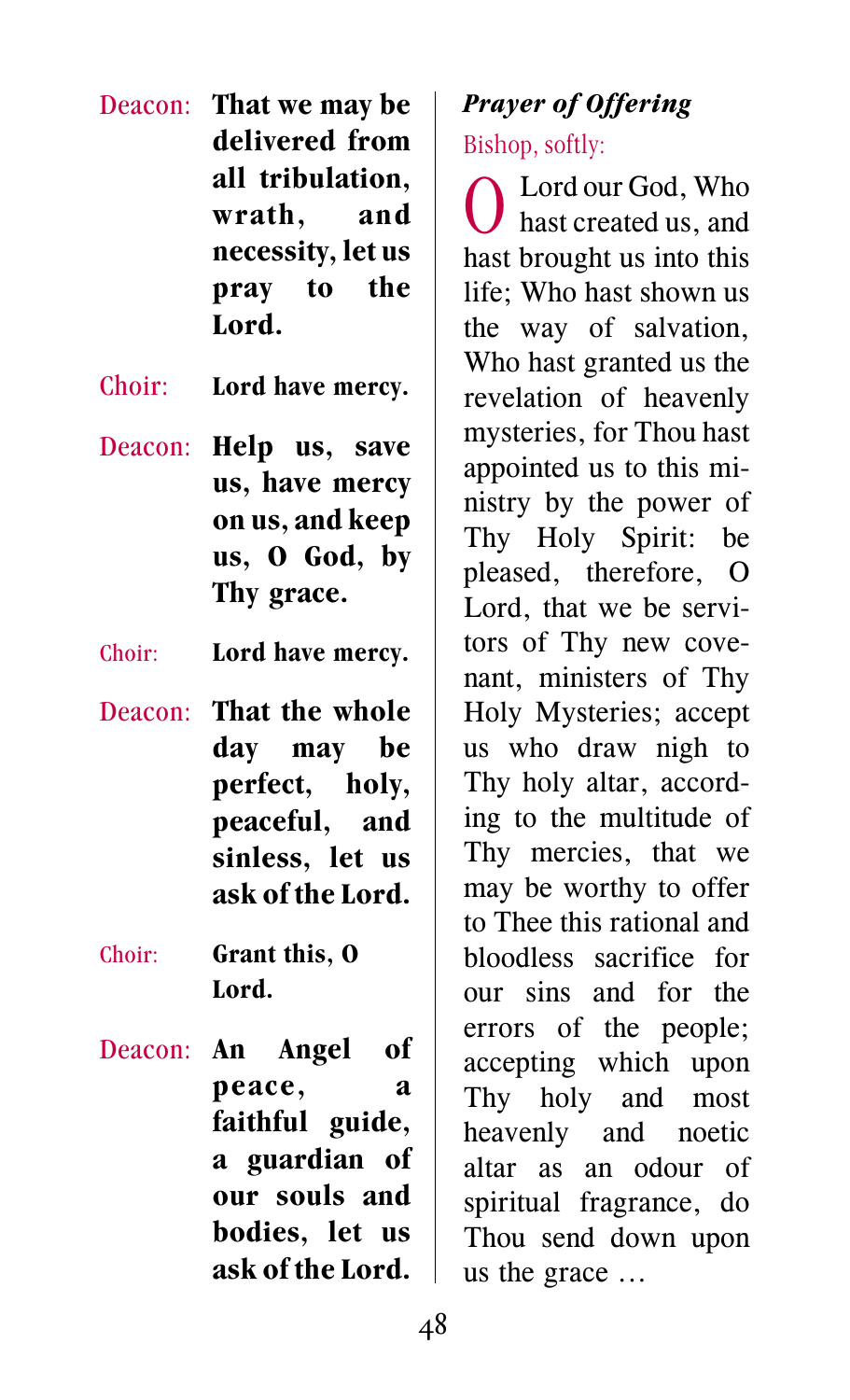Deacon: **That we may be delivered from all tribulation, wrath, and necessity, let us pray to the Lord.**

Choir: **Lord have mercy.**

Deacon: **Help us, save us, have mercy on us, and keep us, O God, by Thy grace.**

Choir: **Lord have mercy.**

Deacon: **That the whole day may be perfect, holy, peaceful, and sinless, let us ask of the Lord.**

Choir: **Grant this, O Lord.**

Deacon: **An Angel of peace, a faithful guide, a guardian of our souls and bodies, let us ask of the Lord.**

### *Prayer of Offering*

Bishop, softly:

O Lord our God, Who hast created us, and hast brought us into this life; Who hast shown us the way of salvation, Who hast granted us the revelation of heavenly mysteries, for Thou hast appointed us to this ministry by the power of Thy Holy Spirit: be pleased, therefore, O Lord, that we be servitors of Thy new covenant, ministers of Thy Holy Mysteries; accept us who draw nigh to Thy holy altar, according to the multitude of Thy mercies, that we may be worthy to offer to Thee this rational and bloodless sacrifice for our sins and for the errors of the people; accepting which upon Thy holy and most heavenly and noetic altar as an odour of spiritual fragrance, do Thou send down upon us the grace …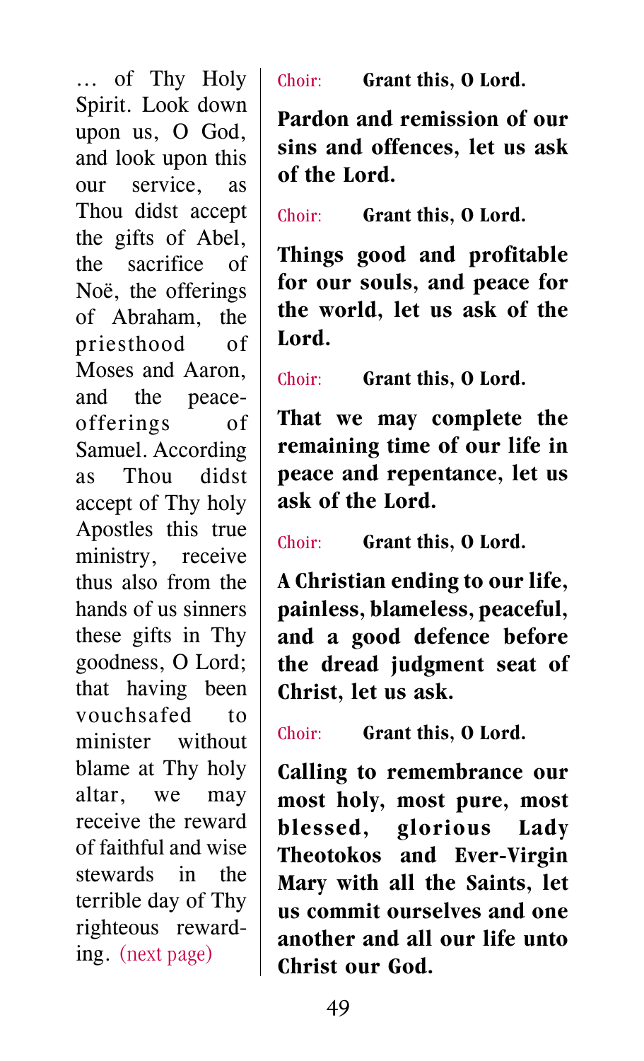… of Thy Holy Spirit. Look down upon us, O God, and look upon this our service, as Thou didst accept the gifts of Abel, the sacrifice of Noë, the offerings of Abraham, the priesthood of Moses and Aaron, and the peace-offerings of Samuel. According as Thou didst accept of Thy holy Apostles this true ministry, receive thus also from the hands of us sinners these gifts in Thy goodness, O Lord; that having been vouchsafed to minister without blame at Thy holy altar, we may receive the reward of faithful and wise stewards in the terrible day of Thy righteous rewarding. (next page)

Choir: **Grant this, O Lord.**

**Pardon and remission of our sins and offences, let us ask of the Lord.**

Choir: **Grant this, O Lord.**

**Things good and profitable for our souls, and peace for the world, let us ask of the Lord.**

Choir: **Grant this, O Lord.**

**That we may complete the remaining time of our life in peace and repentance, let us ask of the Lord.**

Choir: **Grant this, O Lord.**

**A Christian ending to our life, painless, blameless, peaceful, and a good defence before the dread judgment seat of Christ, let us ask.**

Choir: **Grant this, O Lord.**

**Calling to remembrance our most holy, most pure, most blessed, glorious Lady Theotokos and Ever-Virgin Mary with all the Saints, let us commit ourselves and one another and all our life unto Christ our God.**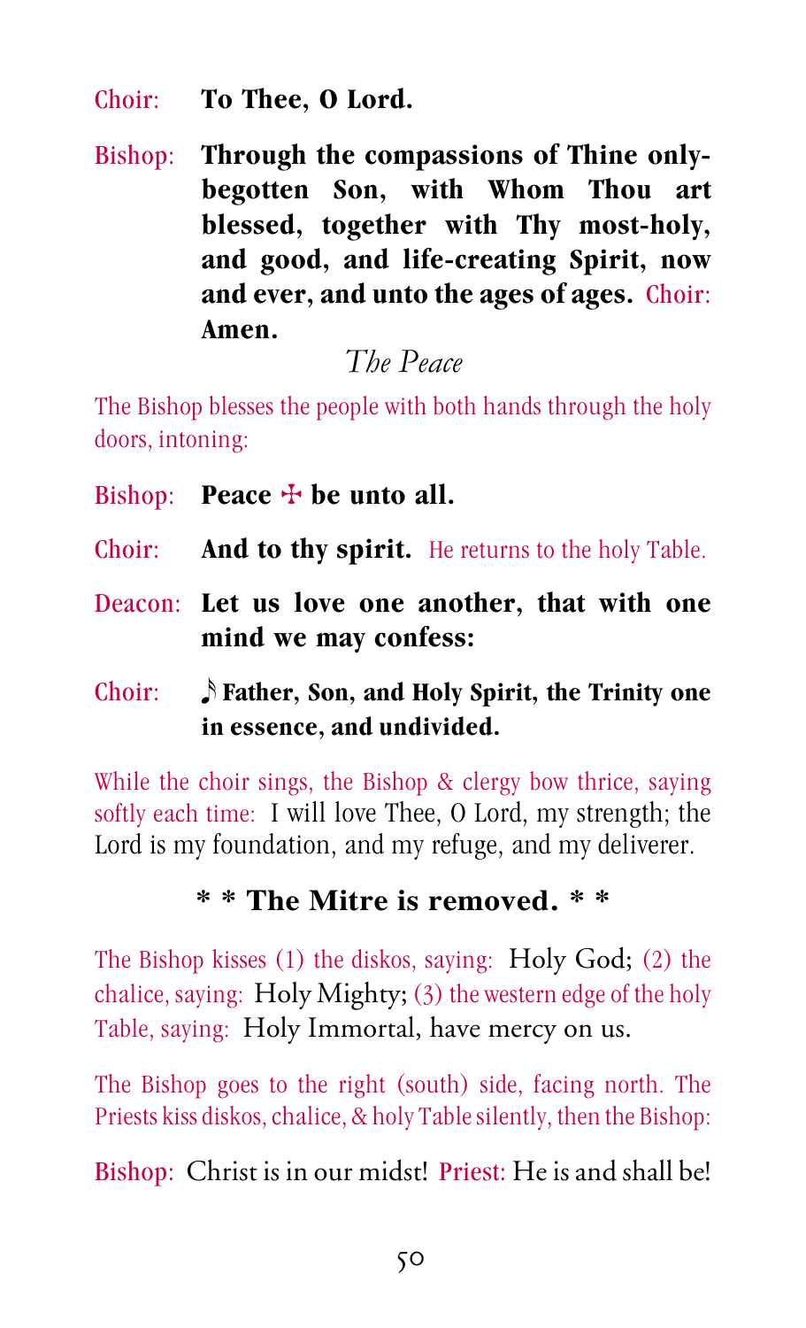Choir: **To Thee, O Lord.**

Bishop: **Through the compassions of Thine only-begotten Son, with Whom Thou art blessed, together with Thy most-holy, and good, and life-creating Spirit, now and ever, and unto the ages of ages.** Choir: **Amen.**

### *The Peace*

The Bishop blesses the people with both hands through the holy doors, intoning:

Bishop: **Peace ☩ be unto all.**

Choir: **And to thy spirit.** He returns to the holy Table.

Deacon: **Let us love one another, that with one mind we may confess:**

Choir: ♪ **Father, Son, and Holy Spirit, the Trinity one in essence, and undivided.**

While the choir sings, the Bishop & clergy bow thrice, saying softly each time: I will love Thee, O Lord, my strength; the Lord is my foundation, and my refuge, and my deliverer.

**\* \* The Mitre is removed. \* \***

The Bishop kisses (1) the diskos, saying: Holy God; (2) the chalice, saying: Holy Mighty; (3) the western edge of the holy Table, saying: Holy Immortal, have mercy on us.

The Bishop goes to the right (south) side, facing north. The Priests kiss diskos, chalice, & holy Table silently, then the Bishop:

Bishop: Christ is in our midst! Priest: He is and shall be!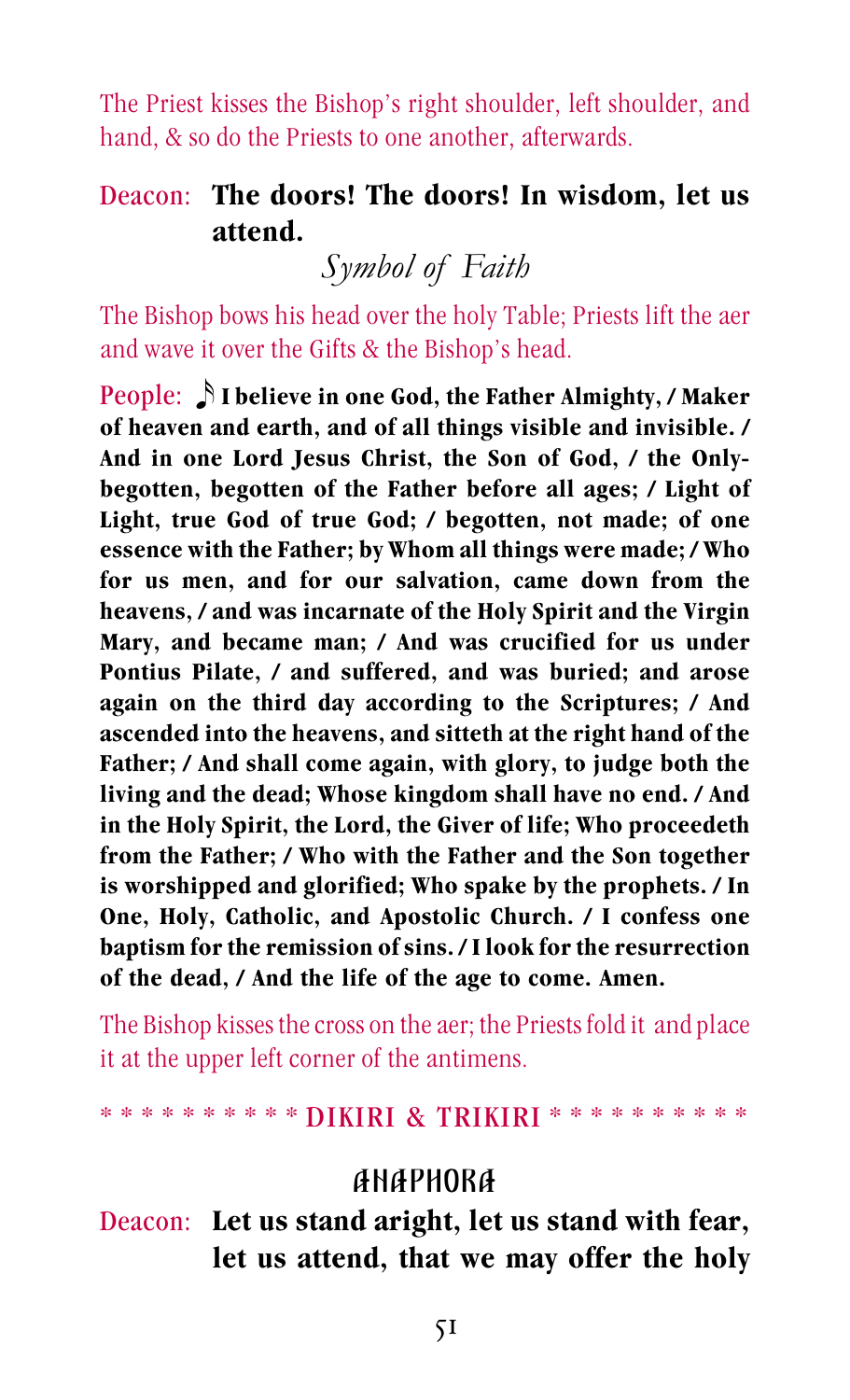The Priest kisses the Bishop's right shoulder, left shoulder, and hand, & so do the Priests to one another, afterwards.

Deacon: **The doors! The doors! In wisdom, let us attend.**

## *Symbol of Faith*

The Bishop bows his head over the holy Table; Priests lift the aer and wave it over the Gifts & the Bishop's head.

People: ♪ **I believe in one God, the Father Almighty, / Maker of heaven and earth, and of all things visible and invisible. / And in one Lord Jesus Christ, the Son of God, / the Only-begotten, begotten of the Father before all ages; / Light of Light, true God of true God; / begotten, not made; of one essence with the Father; by Whom all things were made; / Who for us men, and for our salvation, came down from the heavens, / and was incarnate of the Holy Spirit and the Virgin Mary, and became man; / And was crucified for us under Pontius Pilate, / and suffered, and was buried; and arose again on the third day according to the Scriptures; / And ascended into the heavens, and sitteth at the right hand of the Father; / And shall come again, with glory, to judge both the living and the dead; Whose kingdom shall have no end. / And in the Holy Spirit, the Lord, the Giver of life; Who proceedeth from the Father; / Who with the Father and the Son together is worshipped and glorified; Who spake by the prophets. / In One, Holy, Catholic, and Apostolic Church. / I confess one baptism for the remission of sins. / I look for the resurrection of the dead, / And the life of the age to come. Amen.**

The Bishop kisses the cross on the aer; the Priests fold it and place it at the upper left corner of the antimens.

* * * * * * * * * * DIKIRI & TRIKIRI * * * * * * * * * *

## ANAPHORA

Deacon: **Let us stand aright, let us stand with fear, let us attend, that we may offer the holy**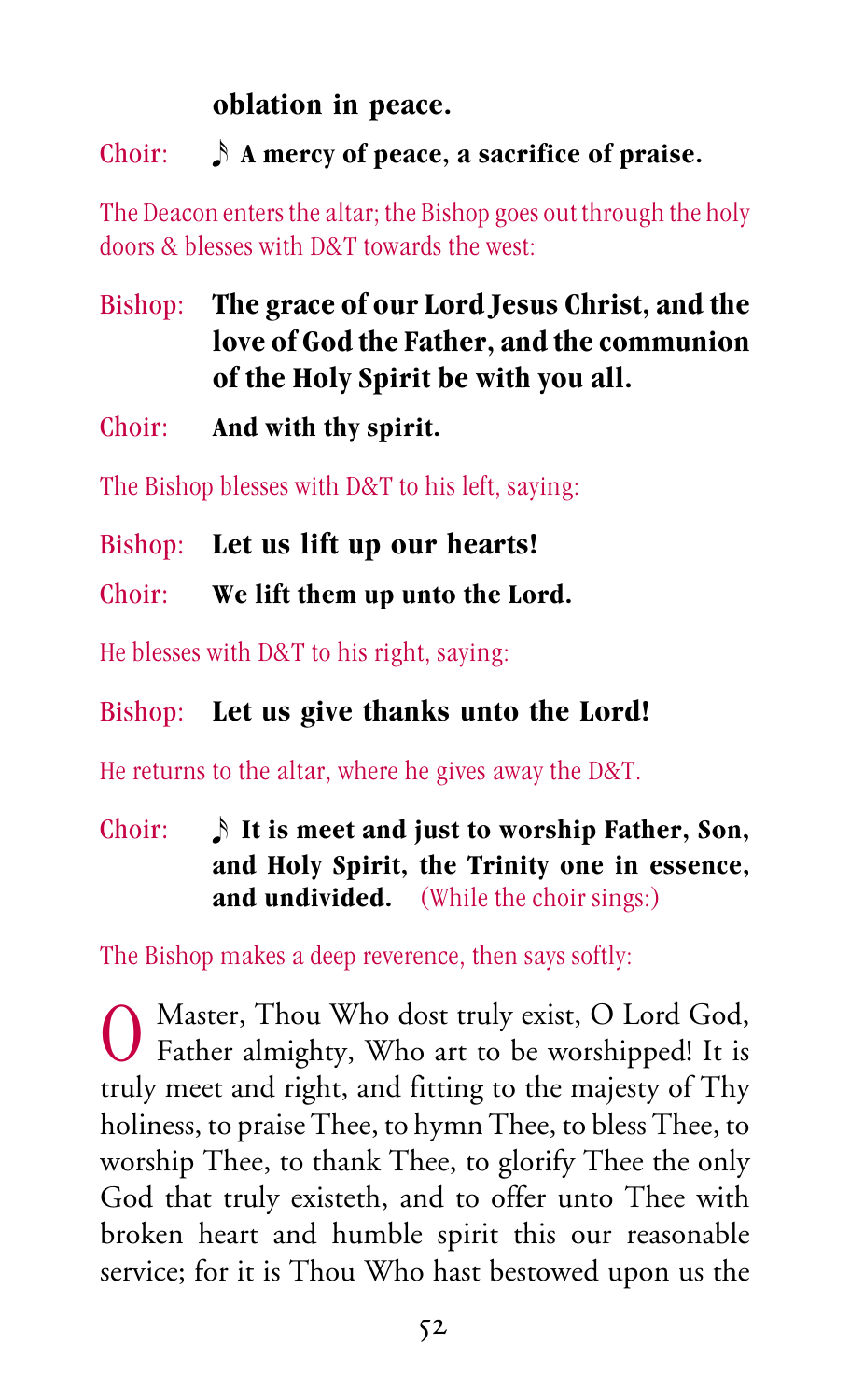**oblation in peace.**

Choir: ♪ **A mercy of peace, a sacrifice of praise.**

The Deacon enters the altar; the Bishop goes out through the holy doors & blesses with D&T towards the west:

Bishop: **The grace of our Lord Jesus Christ, and the love of God the Father, and the communion of the Holy Spirit be with you all.**

Choir: **And with thy spirit.**

The Bishop blesses with D&T to his left, saying:

Bishop: **Let us lift up our hearts!**

Choir: **We lift them up unto the Lord.**

He blesses with D&T to his right, saying:

Bishop: **Let us give thanks unto the Lord!**

He returns to the altar, where he gives away the D&T.

Choir: ♪ **It is meet and just to worship Father, Son, and Holy Spirit, the Trinity one in essence, and undivided.** (While the choir sings:)

The Bishop makes a deep reverence, then says softly:

O Master, Thou Who dost truly exist, O Lord God, Father almighty, Who art to be worshipped! It is truly meet and right, and fitting to the majesty of Thy holiness, to praise Thee, to hymn Thee, to bless Thee, to worship Thee, to thank Thee, to glorify Thee the only God that truly existeth, and to offer unto Thee with broken heart and humble spirit this our reasonable service; for it is Thou Who hast bestowed upon us the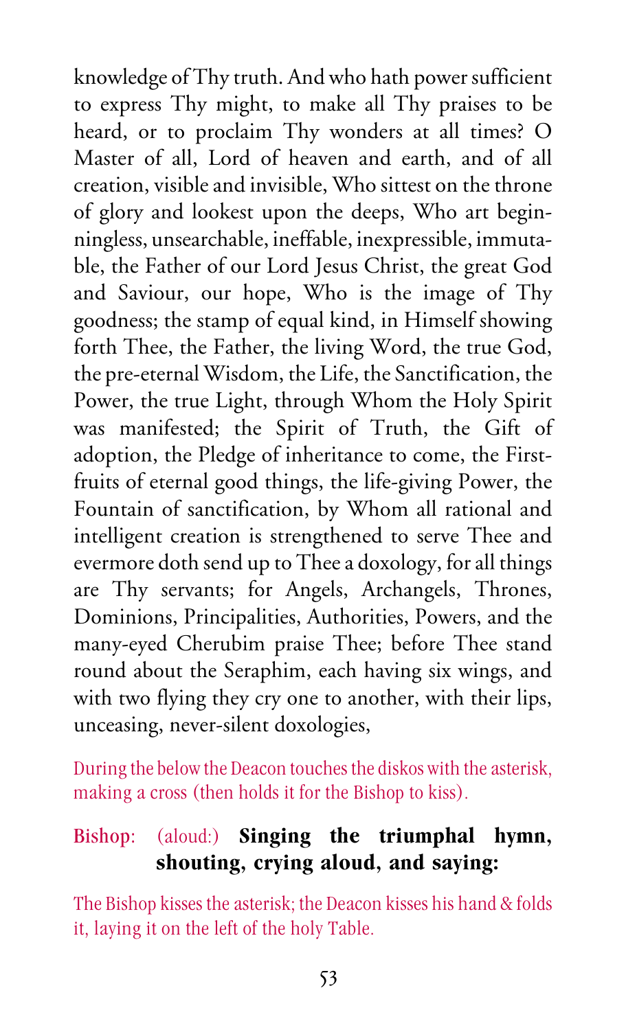knowledge of Thy truth. And who hath power sufficient to express Thy might, to make all Thy praises to be heard, or to proclaim Thy wonders at all times? O Master of all, Lord of heaven and earth, and of all creation, visible and invisible, Who sittest on the throne of glory and lookest upon the deeps, Who art beginningless, unsearchable, ineffable, inexpressible, immutable, the Father of our Lord Jesus Christ, the great God and Saviour, our hope, Who is the image of Thy goodness; the stamp of equal kind, in Himself showing forth Thee, the Father, the living Word, the true God, the pre-eternal Wisdom, the Life, the Sanctification, the Power, the true Light, through Whom the Holy Spirit was manifested; the Spirit of Truth, the Gift of adoption, the Pledge of inheritance to come, the First-fruits of eternal good things, the life-giving Power, the Fountain of sanctification, by Whom all rational and intelligent creation is strengthened to serve Thee and evermore doth send up to Thee a doxology, for all things are Thy servants; for Angels, Archangels, Thrones, Dominions, Principalities, Authorities, Powers, and the many-eyed Cherubim praise Thee; before Thee stand round about the Seraphim, each having six wings, and with two flying they cry one to another, with their lips, unceasing, never-silent doxologies,

During the below the Deacon touches the diskos with the asterisk, making a cross (then holds it for the Bishop to kiss).

Bishop: (aloud:) **Singing the triumphal hymn, shouting, crying aloud, and saying:**

The Bishop kisses the asterisk; the Deacon kisses his hand & folds it, laying it on the left of the holy Table.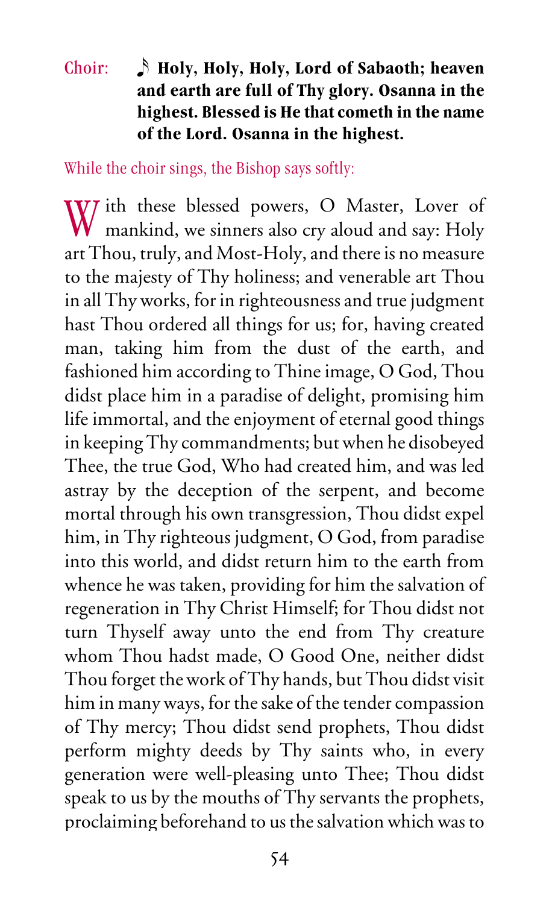Choir: ♪ **Holy, Holy, Holy, Lord of Sabaoth; heaven and earth are full of Thy glory. Osanna in the highest. Blessed is He that cometh in the name of the Lord. Osanna in the highest.**

*While the choir sings, the Bishop says softly:*

With these blessed powers, O Master, Lover of mankind, we sinners also cry aloud and say: Holy art Thou, truly, and Most-Holy, and there is no measure to the majesty of Thy holiness; and venerable art Thou in all Thy works, for in righteousness and true judgment hast Thou ordered all things for us; for, having created man, taking him from the dust of the earth, and fashioned him according to Thine image, O God, Thou didst place him in a paradise of delight, promising him life immortal, and the enjoyment of eternal good things in keeping Thy commandments; but when he disobeyed Thee, the true God, Who had created him, and was led astray by the deception of the serpent, and become mortal through his own transgression, Thou didst expel him, in Thy righteous judgment, O God, from paradise into this world, and didst return him to the earth from whence he was taken, providing for him the salvation of regeneration in Thy Christ Himself; for Thou didst not turn Thyself away unto the end from Thy creature whom Thou hadst made, O Good One, neither didst Thou forget the work of Thy hands, but Thou didst visit him in many ways, for the sake of the tender compassion of Thy mercy; Thou didst send prophets, Thou didst perform mighty deeds by Thy saints who, in every generation were well-pleasing unto Thee; Thou didst speak to us by the mouths of Thy servants the prophets, proclaiming beforehand to us the salvation which was to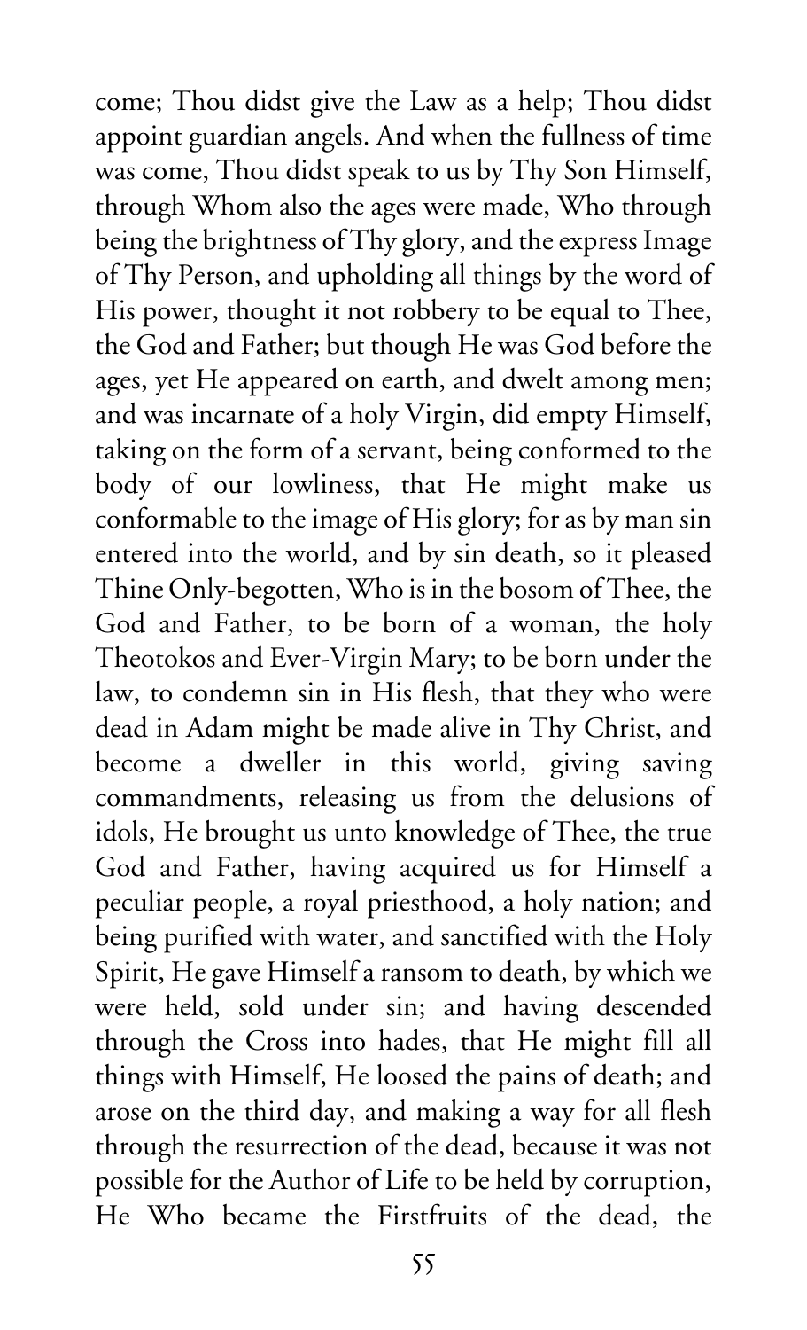come; Thou didst give the Law as a help; Thou didst appoint guardian angels. And when the fullness of time was come, Thou didst speak to us by Thy Son Himself, through Whom also the ages were made, Who through being the brightness of Thy glory, and the express Image of Thy Person, and upholding all things by the word of His power, thought it not robbery to be equal to Thee, the God and Father; but though He was God before the ages, yet He appeared on earth, and dwelt among men; and was incarnate of a holy Virgin, did empty Himself, taking on the form of a servant, being conformed to the body of our lowliness, that He might make us conformable to the image of His glory; for as by man sin entered into the world, and by sin death, so it pleased Thine Only-begotten, Who is in the bosom of Thee, the God and Father, to be born of a woman, the holy Theotokos and Ever-Virgin Mary; to be born under the law, to condemn sin in His flesh, that they who were dead in Adam might be made alive in Thy Christ, and become a dweller in this world, giving saving commandments, releasing us from the delusions of idols, He brought us unto knowledge of Thee, the true God and Father, having acquired us for Himself a peculiar people, a royal priesthood, a holy nation; and being purified with water, and sanctified with the Holy Spirit, He gave Himself a ransom to death, by which we were held, sold under sin; and having descended through the Cross into hades, that He might fill all things with Himself, He loosed the pains of death; and arose on the third day, and making a way for all flesh through the resurrection of the dead, because it was not possible for the Author of Life to be held by corruption, He Who became the Firstfruits of the dead, the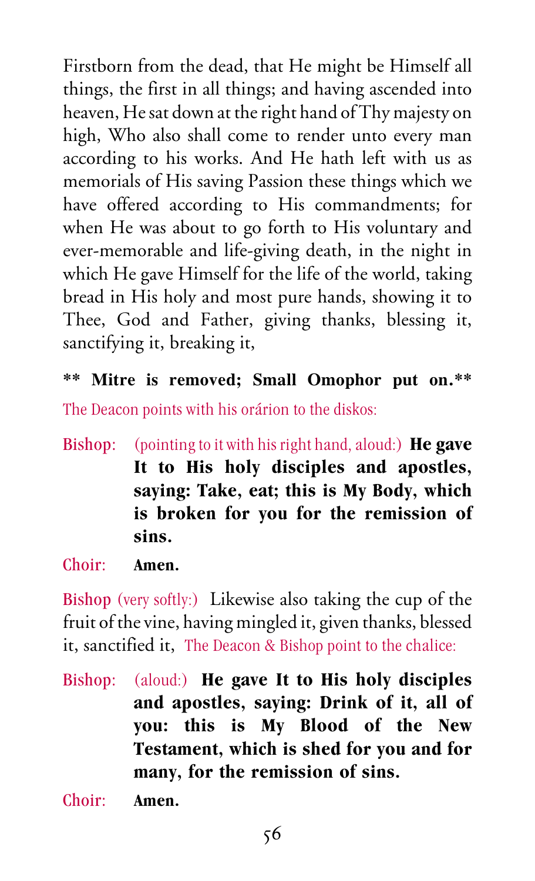Firstborn from the dead, that He might be Himself all things, the first in all things; and having ascended into heaven, He sat down at the right hand of Thy majesty on high, Who also shall come to render unto every man according to his works. And He hath left with us as memorials of His saving Passion these things which we have offered according to His commandments; for when He was about to go forth to His voluntary and ever-memorable and life-giving death, in the night in which He gave Himself for the life of the world, taking bread in His holy and most pure hands, showing it to Thee, God and Father, giving thanks, blessing it, sanctifying it, breaking it,

**** Mitre is removed; Small Omophor put on.****

The Deacon points with his orárion to the diskos:

Bishop: (pointing to it with his right hand, aloud:) **He gave It to His holy disciples and apostles, saying: Take, eat; this is My Body, which is broken for you for the remission of sins.**

Choir: **Amen.**

Bishop (very softly:) Likewise also taking the cup of the fruit of the vine, having mingled it, given thanks, blessed it, sanctified it, The Deacon & Bishop point to the chalice:

Bishop: (aloud:) **He gave It to His holy disciples and apostles, saying: Drink of it, all of you: this is My Blood of the New Testament, which is shed for you and for many, for the remission of sins.**

Choir: **Amen.**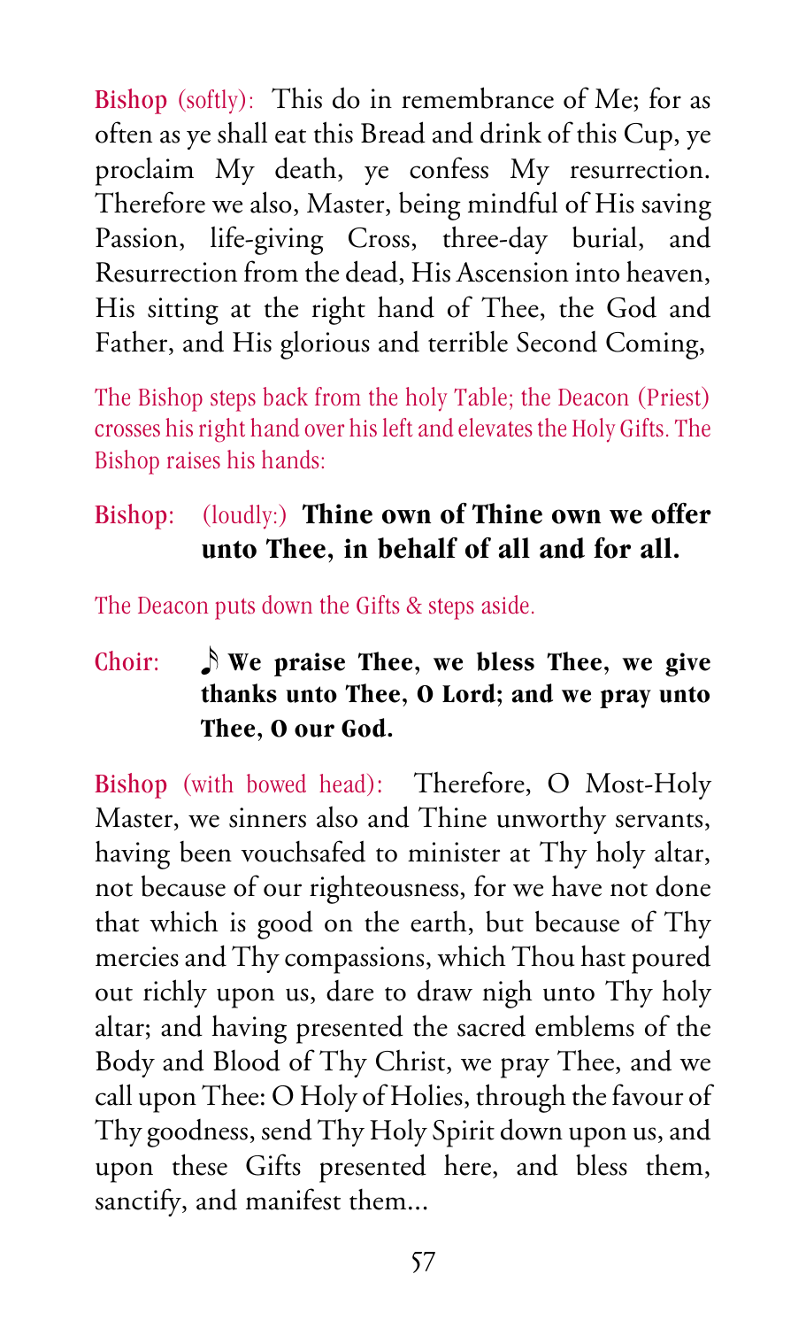Bishop (softly): This do in remembrance of Me; for as often as ye shall eat this Bread and drink of this Cup, ye proclaim My death, ye confess My resurrection. Therefore we also, Master, being mindful of His saving Passion, life-giving Cross, three-day burial, and Resurrection from the dead, His Ascension into heaven, His sitting at the right hand of Thee, the God and Father, and His glorious and terrible Second Coming,

The Bishop steps back from the holy Table; the Deacon (Priest) crosses his right hand over his left and elevates the Holy Gifts. The Bishop raises his hands:

Bishop: (loudly:) **Thine own of Thine own we offer unto Thee, in behalf of all and for all.**

The Deacon puts down the Gifts & steps aside.

Choir: ♪ **We praise Thee, we bless Thee, we give thanks unto Thee, O Lord; and we pray unto Thee, O our God.**

Bishop (with bowed head): Therefore, O Most-Holy Master, we sinners also and Thine unworthy servants, having been vouchsafed to minister at Thy holy altar, not because of our righteousness, for we have not done that which is good on the earth, but because of Thy mercies and Thy compassions, which Thou hast poured out richly upon us, dare to draw nigh unto Thy holy altar; and having presented the sacred emblems of the Body and Blood of Thy Christ, we pray Thee, and we call upon Thee: O Holy of Holies, through the favour of Thy goodness, send Thy Holy Spirit down upon us, and upon these Gifts presented here, and bless them, sanctify, and manifest them...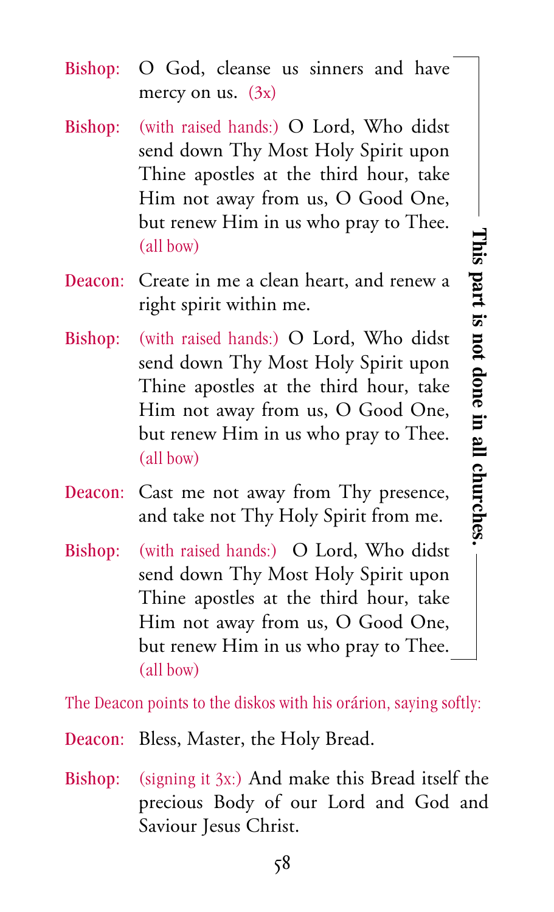**Bishop:** O God, cleanse us sinners and have mercy on us. *(3x)*

**Bishop:** *(with raised hands:)* O Lord, Who didst send down Thy Most Holy Spirit upon Thine apostles at the third hour, take Him not away from us, O Good One, but renew Him in us who pray to Thee. *(all bow)*

**Deacon:** Create in me a clean heart, and renew a right spirit within me.

**Bishop:** *(with raised hands:)* O Lord, Who didst send down Thy Most Holy Spirit upon Thine apostles at the third hour, take Him not away from us, O Good One, but renew Him in us who pray to Thee. *(all bow)*

**Deacon:** Cast me not away from Thy presence, and take not Thy Holy Spirit from me.

**Bishop:** *(with raised hands:)* O Lord, Who didst send down Thy Most Holy Spirit upon Thine apostles at the third hour, take Him not away from us, O Good One, but renew Him in us who pray to Thee. *(all bow)*

**This part is not done in all churches.**

*The Deacon points to the diskos with his orárion, saying softly:*

**Deacon:** Bless, Master, the Holy Bread.

**Bishop:** *(signing it 3x:)* And make this Bread itself the precious Body of our Lord and God and Saviour Jesus Christ.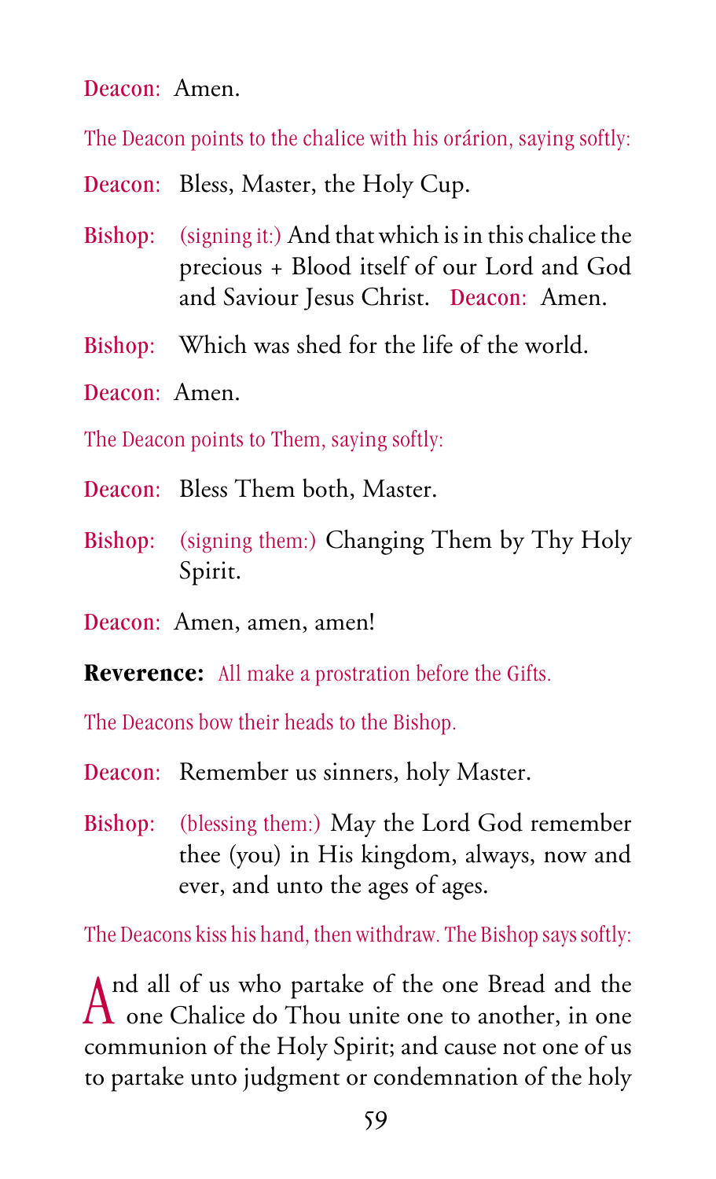Deacon: Amen.

*The Deacon points to the chalice with his orárion, saying softly:*

Deacon: Bless, Master, the Holy Cup.

Bishop: *(signing it:)* And that which is in this chalice the precious + Blood itself of our Lord and God and Saviour Jesus Christ. Deacon: Amen.

Bishop: Which was shed for the life of the world.

Deacon: Amen.

*The Deacon points to Them, saying softly:*

Deacon: Bless Them both, Master.

Bishop: *(signing them:)* Changing Them by Thy Holy Spirit.

Deacon: Amen, amen, amen!

**Reverence:** *All make a prostration before the Gifts.*

*The Deacons bow their heads to the Bishop.*

Deacon: Remember us sinners, holy Master.

Bishop: *(blessing them:)* May the Lord God remember thee (you) in His kingdom, always, now and ever, and unto the ages of ages.

*The Deacons kiss his hand, then withdraw. The Bishop says softly:*

And all of us who partake of the one Bread and the one Chalice do Thou unite one to another, in one communion of the Holy Spirit; and cause not one of us to partake unto judgment or condemnation of the holy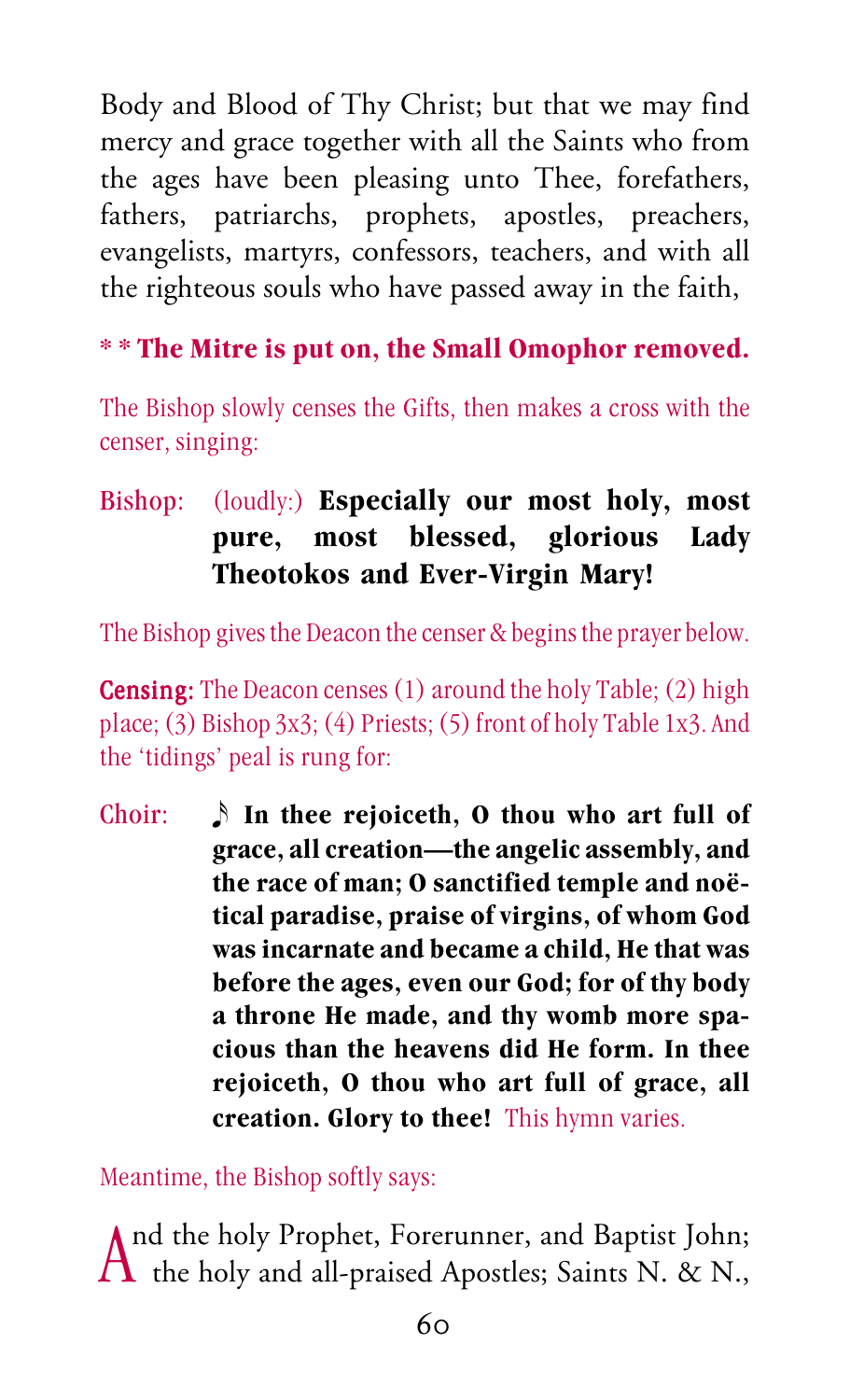Body and Blood of Thy Christ; but that we may find mercy and grace together with all the Saints who from the ages have been pleasing unto Thee, forefathers, fathers, patriarchs, prophets, apostles, preachers, evangelists, martyrs, confessors, teachers, and with all the righteous souls who have passed away in the faith,

**\* \* The Mitre is put on, the Small Omophor removed.**

The Bishop slowly censes the Gifts, then makes a cross with the censer, singing:

Bishop: (loudly:) **Especially our most holy, most pure, most blessed, glorious Lady Theotokos and Ever-Virgin Mary!**

The Bishop gives the Deacon the censer & begins the prayer below.

**Censing:** The Deacon censes (1) around the holy Table; (2) high place; (3) Bishop 3x3; (4) Priests; (5) front of holy Table 1x3. And the 'tidings' peal is rung for:

Choir: ♪ **In thee rejoiceth, O thou who art full of grace, all creation—the angelic assembly, and the race of man; O sanctified temple and noëtical paradise, praise of virgins, of whom God was incarnate and became a child, He that was before the ages, even our God; for of thy body a throne He made, and thy womb more spacious than the heavens did He form. In thee rejoiceth, O thou who art full of grace, all creation. Glory to thee!** This hymn varies.

Meantime, the Bishop softly says:

And the holy Prophet, Forerunner, and Baptist John; the holy and all-praised Apostles; Saints N. & N.,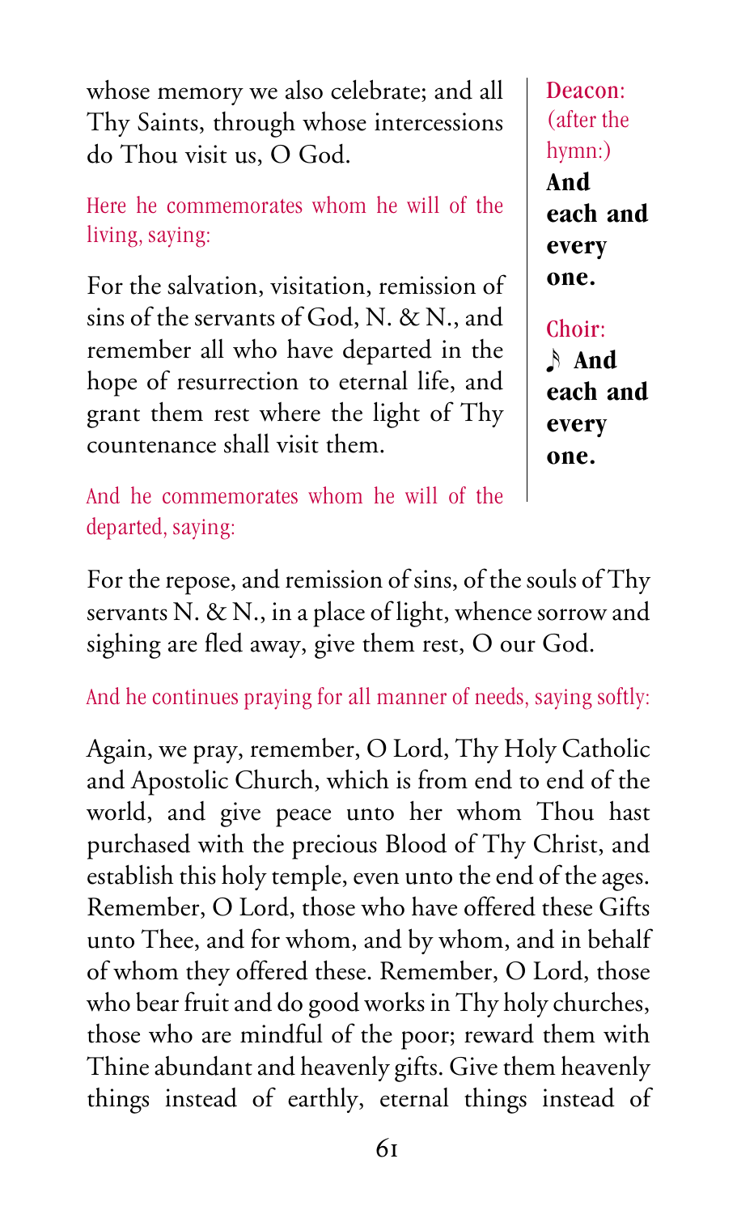whose memory we also celebrate; and all Thy Saints, through whose intercessions do Thou visit us, O God.

*Here he commemorates whom he will of the living, saying:*

For the salvation, visitation, remission of sins of the servants of God, N. & N., and remember all who have departed in the hope of resurrection to eternal life, and grant them rest where the light of Thy countenance shall visit them.

*And he commemorates whom he will of the departed, saying:*

*Deacon: (after the hymn:)* **And each and every one.**

*Choir:* ♪ **And each and every one.**

For the repose, and remission of sins, of the souls of Thy servants N. & N., in a place of light, whence sorrow and sighing are fled away, give them rest, O our God.

*And he continues praying for all manner of needs, saying softly:*

Again, we pray, remember, O Lord, Thy Holy Catholic and Apostolic Church, which is from end to end of the world, and give peace unto her whom Thou hast purchased with the precious Blood of Thy Christ, and establish this holy temple, even unto the end of the ages. Remember, O Lord, those who have offered these Gifts unto Thee, and for whom, and by whom, and in behalf of whom they offered these. Remember, O Lord, those who bear fruit and do good works in Thy holy churches, those who are mindful of the poor; reward them with Thine abundant and heavenly gifts. Give them heavenly things instead of earthly, eternal things instead of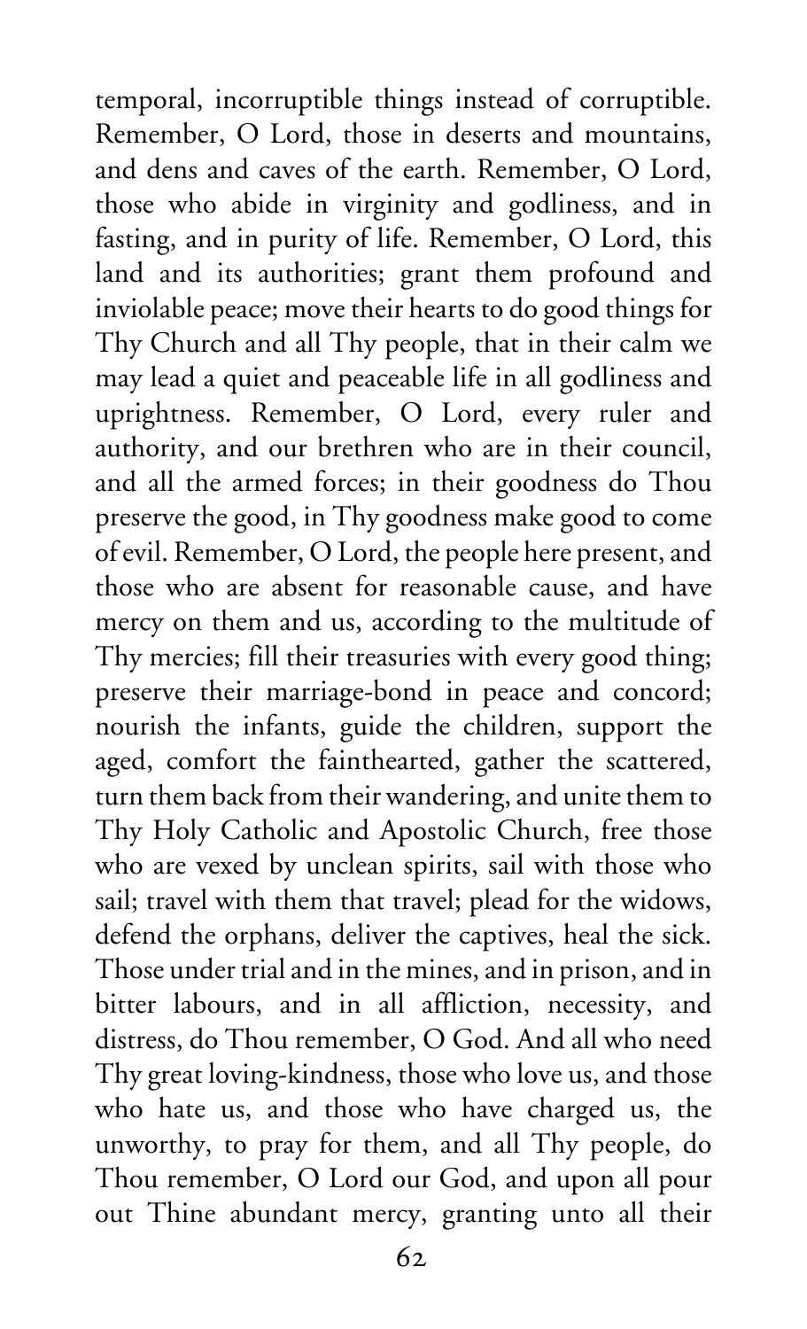temporal, incorruptible things instead of corruptible. Remember, O Lord, those in deserts and mountains, and dens and caves of the earth. Remember, O Lord, those who abide in virginity and godliness, and in fasting, and in purity of life. Remember, O Lord, this land and its authorities; grant them profound and inviolable peace; move their hearts to do good things for Thy Church and all Thy people, that in their calm we may lead a quiet and peaceable life in all godliness and uprightness. Remember, O Lord, every ruler and authority, and our brethren who are in their council, and all the armed forces; in their goodness do Thou preserve the good, in Thy goodness make good to come of evil. Remember, O Lord, the people here present, and those who are absent for reasonable cause, and have mercy on them and us, according to the multitude of Thy mercies; fill their treasuries with every good thing; preserve their marriage-bond in peace and concord; nourish the infants, guide the children, support the aged, comfort the fainthearted, gather the scattered, turn them back from their wandering, and unite them to Thy Holy Catholic and Apostolic Church, free those who are vexed by unclean spirits, sail with those who sail; travel with them that travel; plead for the widows, defend the orphans, deliver the captives, heal the sick. Those under trial and in the mines, and in prison, and in bitter labours, and in all affliction, necessity, and distress, do Thou remember, O God. And all who need Thy great loving-kindness, those who love us, and those who hate us, and those who have charged us, the unworthy, to pray for them, and all Thy people, do Thou remember, O Lord our God, and upon all pour out Thine abundant mercy, granting unto all their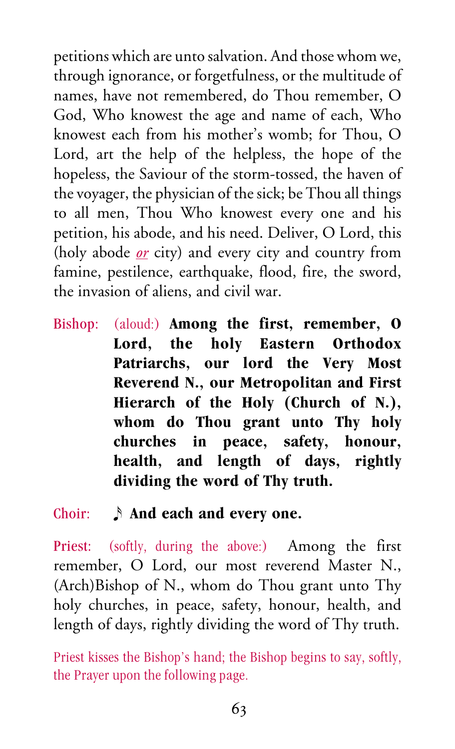petitions which are unto salvation. And those whom we, through ignorance, or forgetfulness, or the multitude of names, have not remembered, do Thou remember, O God, Who knowest the age and name of each, Who knowest each from his mother's womb; for Thou, O Lord, art the help of the helpless, the hope of the hopeless, the Saviour of the storm-tossed, the haven of the voyager, the physician of the sick; be Thou all things to all men, Thou Who knowest every one and his petition, his abode, and his need. Deliver, O Lord, this (holy abode *or* city) and every city and country from famine, pestilence, earthquake, flood, fire, the sword, the invasion of aliens, and civil war.

Bishop: (aloud:) **Among the first, remember, O Lord, the holy Eastern Orthodox Patriarchs, our lord the Very Most Reverend N., our Metropolitan and First Hierarch of the Holy (Church of N.), whom do Thou grant unto Thy holy churches in peace, safety, honour, health, and length of days, rightly dividing the word of Thy truth.**

Choir: ♪ **And each and every one.**

Priest: (softly, during the above:) Among the first remember, O Lord, our most reverend Master N., (Arch)Bishop of N., whom do Thou grant unto Thy holy churches, in peace, safety, honour, health, and length of days, rightly dividing the word of Thy truth.

Priest kisses the Bishop's hand; the Bishop begins to say, softly, the Prayer upon the following page.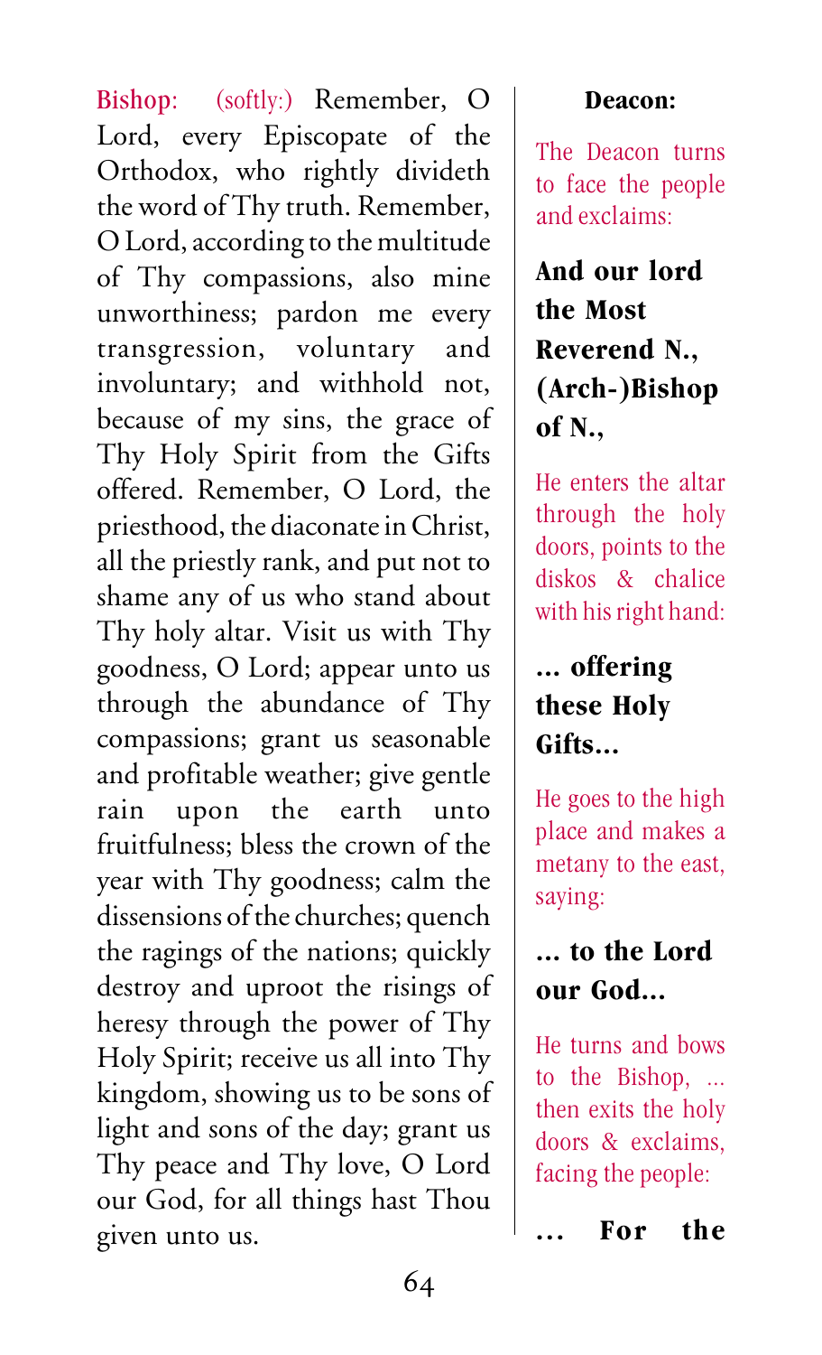Bishop: (softly:) Remember, O Lord, every Episcopate of the Orthodox, who rightly divideth the word of Thy truth. Remember, O Lord, according to the multitude of Thy compassions, also mine unworthiness; pardon me every transgression, voluntary and involuntary; and withhold not, because of my sins, the grace of Thy Holy Spirit from the Gifts offered. Remember, O Lord, the priesthood, the diaconate in Christ, all the priestly rank, and put not to shame any of us who stand about Thy holy altar. Visit us with Thy goodness, O Lord; appear unto us through the abundance of Thy compassions; grant us seasonable and profitable weather; give gentle rain upon the earth unto fruitfulness; bless the crown of the year with Thy goodness; calm the dissensions of the churches; quench the ragings of the nations; quickly destroy and uproot the risings of heresy through the power of Thy Holy Spirit; receive us all into Thy kingdom, showing us to be sons of light and sons of the day; grant us Thy peace and Thy love, O Lord our God, for all things hast Thou given unto us.

**Deacon:**

The Deacon turns to face the people and exclaims:

**And our lord the Most Reverend N., (Arch-)Bishop of N.,**

He enters the altar through the holy doors, points to the diskos & chalice with his right hand:

**... offering these Holy Gifts...**

He goes to the high place and makes a metany to the east, saying:

**... to the Lord our God...**

He turns and bows to the Bishop, ... then exits the holy doors & exclaims, facing the people:

**... For the**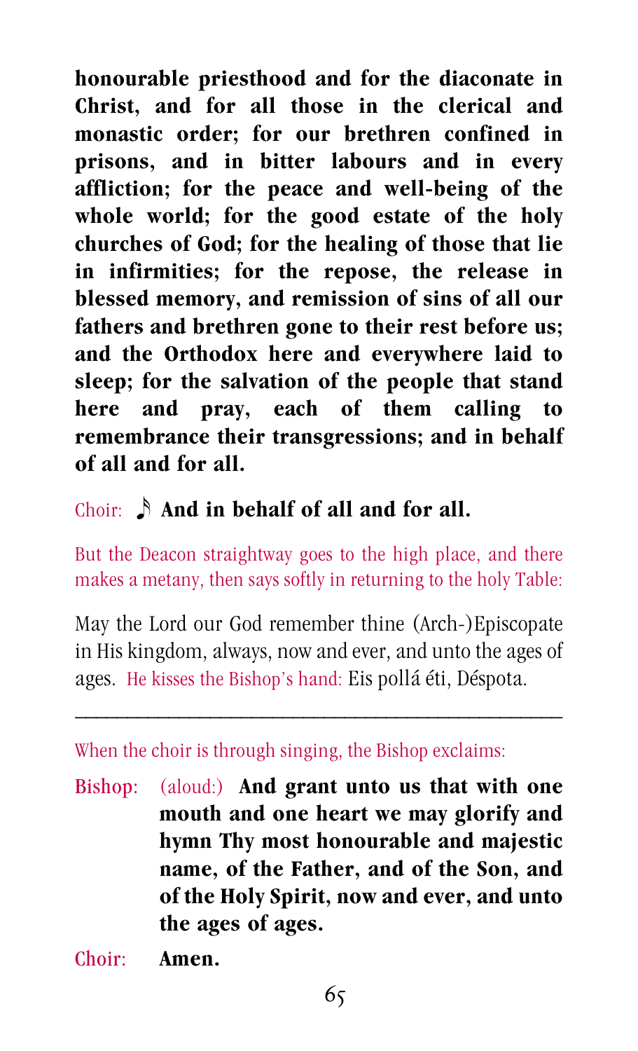**honourable priesthood and for the diaconate in Christ, and for all those in the clerical and monastic order; for our brethren confined in prisons, and in bitter labours and in every affliction; for the peace and well-being of the whole world; for the good estate of the holy churches of God; for the healing of those that lie in infirmities; for the repose, the release in blessed memory, and remission of sins of all our fathers and brethren gone to their rest before us; and the Orthodox here and everywhere laid to sleep; for the salvation of the people that stand here and pray, each of them calling to remembrance their transgressions; and in behalf of all and for all.**

Choir: ♪ **And in behalf of all and for all.**

*But the Deacon straightway goes to the high place, and there makes a metany, then says softly in returning to the holy Table:*

May the Lord our God remember thine (Arch-)Episcopate in His kingdom, always, now and ever, and unto the ages of ages. *He kisses the Bishop's hand:* Eis pollá éti, Déspota.

---

*When the choir is through singing, the Bishop exclaims:*

Bishop: (aloud:) **And grant unto us that with one mouth and one heart we may glorify and hymn Thy most honourable and majestic name, of the Father, and of the Son, and of the Holy Spirit, now and ever, and unto the ages of ages.**

Choir: **Amen.**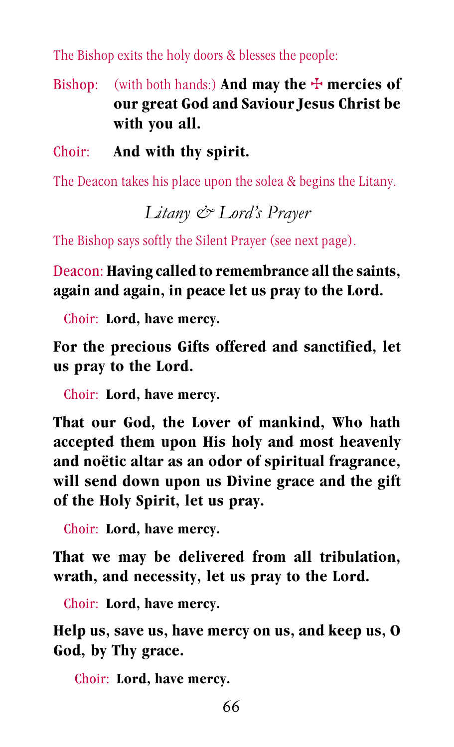The Bishop exits the holy doors & blesses the people:

Bishop: (with both hands:) **And may the ✠ mercies of our great God and Saviour Jesus Christ be with you all.**

Choir: **And with thy spirit.**

The Deacon takes his place upon the solea & begins the Litany.

## *Litany & Lord's Prayer*

The Bishop says softly the Silent Prayer (see next page).

Deacon: **Having called to remembrance all the saints, again and again, in peace let us pray to the Lord.**

Choir: **Lord, have mercy.**

**For the precious Gifts offered and sanctified, let us pray to the Lord.**

Choir: **Lord, have mercy.**

**That our God, the Lover of mankind, Who hath accepted them upon His holy and most heavenly and noëtic altar as an odor of spiritual fragrance, will send down upon us Divine grace and the gift of the Holy Spirit, let us pray.**

Choir: **Lord, have mercy.**

**That we may be delivered from all tribulation, wrath, and necessity, let us pray to the Lord.**

Choir: **Lord, have mercy.**

**Help us, save us, have mercy on us, and keep us, O God, by Thy grace.**

Choir: **Lord, have mercy.**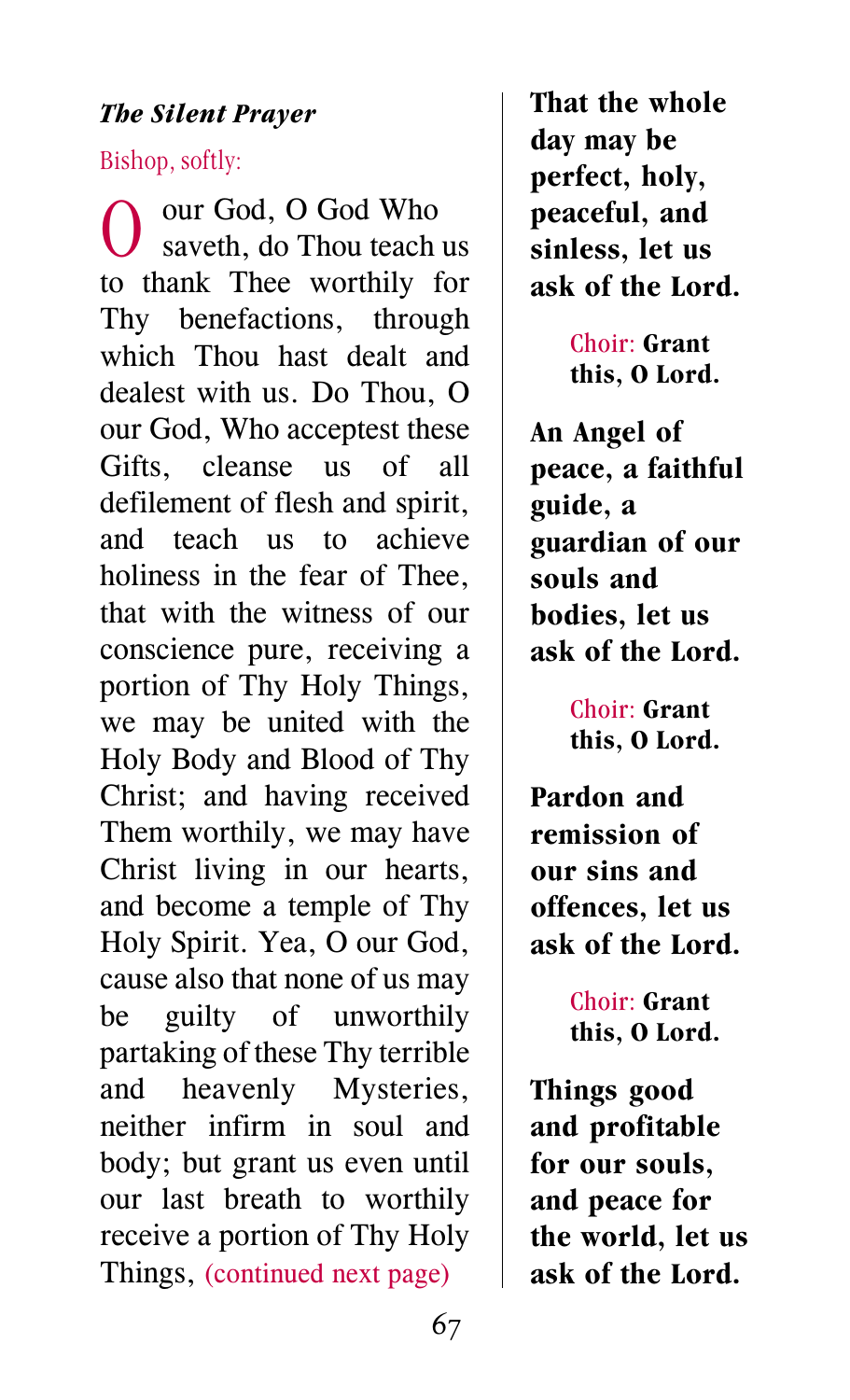*The Silent Prayer*

Bishop, softly:

O our God, O God Who saveth, do Thou teach us to thank Thee worthily for Thy benefactions, through which Thou hast dealt and dealest with us. Do Thou, O our God, Who acceptest these Gifts, cleanse us of all defilement of flesh and spirit, and teach us to achieve holiness in the fear of Thee, that with the witness of our conscience pure, receiving a portion of Thy Holy Things, we may be united with the Holy Body and Blood of Thy Christ; and having received Them worthily, we may have Christ living in our hearts, and become a temple of Thy Holy Spirit. Yea, O our God, cause also that none of us may be guilty of unworthily partaking of these Thy terrible and heavenly Mysteries, neither infirm in soul and body; but grant us even until our last breath to worthily receive a portion of Thy Holy Things, (continued next page)

**That the whole day may be perfect, holy, peaceful, and sinless, let us ask of the Lord.**

Choir: **Grant this, O Lord.**

**An Angel of peace, a faithful guide, a guardian of our souls and bodies, let us ask of the Lord.**

Choir: **Grant this, O Lord.**

**Pardon and remission of our sins and offences, let us ask of the Lord.**

Choir: **Grant this, O Lord.**

**Things good and profitable for our souls, and peace for the world, let us ask of the Lord.**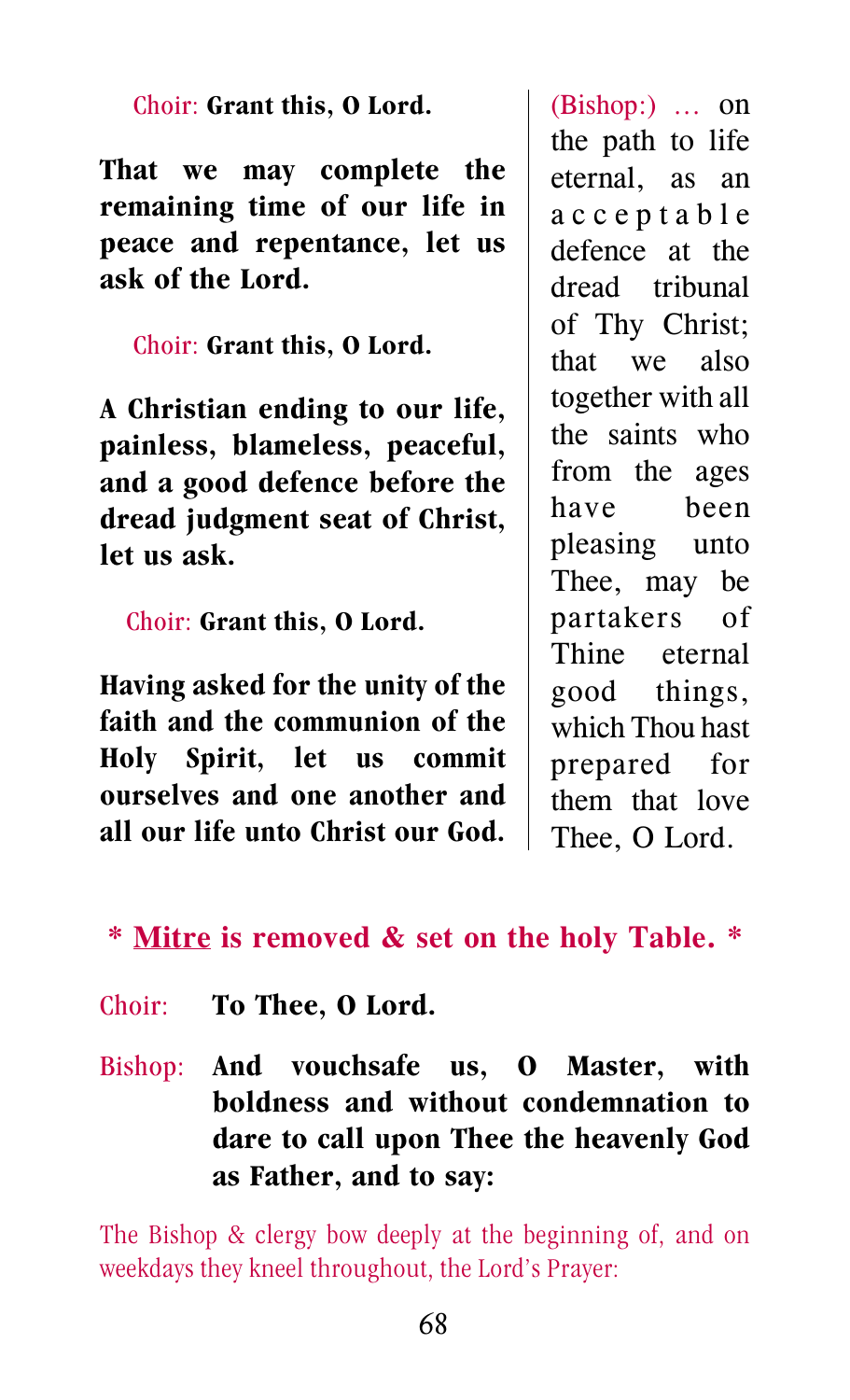Choir: **Grant this, O Lord.**

**That we may complete the remaining time of our life in peace and repentance, let us ask of the Lord.**

Choir: **Grant this, O Lord.**

**A Christian ending to our life, painless, blameless, peaceful, and a good defence before the dread judgment seat of Christ, let us ask.**

Choir: **Grant this, O Lord.**

**Having asked for the unity of the faith and the communion of the Holy Spirit, let us commit ourselves and one another and all our life unto Christ our God.**

(Bishop:) … on the path to life eternal, as an acceptable defence at the dread tribunal of Thy Christ; that we also together with all the saints who from the ages have been pleasing unto Thee, may be partakers of Thine eternal good things, which Thou hast prepared for them that love Thee, O Lord.

**\* <u>Mitre</u> is removed & set on the holy Table. \***

Choir: **To Thee, O Lord.**

Bishop: **And vouchsafe us, O Master, with boldness and without condemnation to dare to call upon Thee the heavenly God as Father, and to say:**

The Bishop & clergy bow deeply at the beginning of, and on weekdays they kneel throughout, the Lord's Prayer: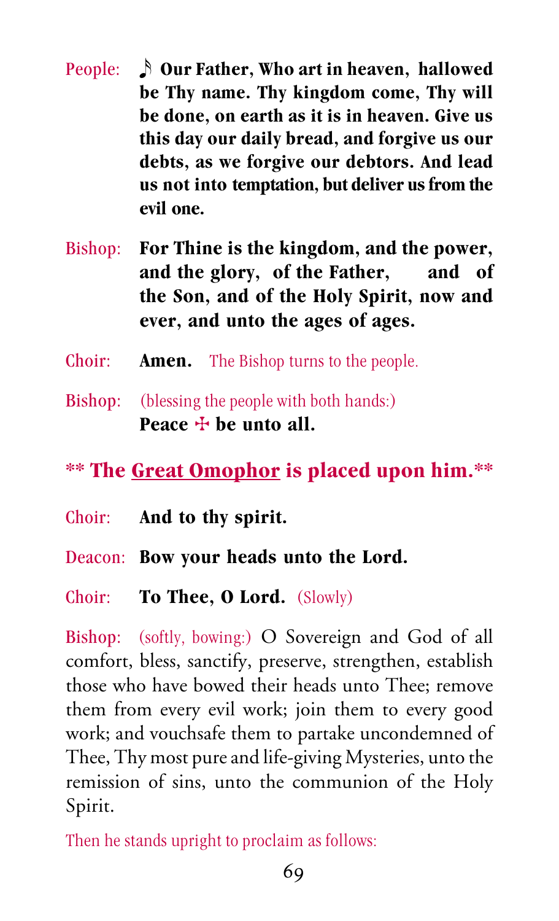People: ♪ **Our Father, Who art in heaven, hallowed be Thy name. Thy kingdom come, Thy will be done, on earth as it is in heaven. Give us this day our daily bread, and forgive us our debts, as we forgive our debtors. And lead us not into temptation, but deliver us from the evil one.**

Bishop: **For Thine is the kingdom, and the power, and the glory, of the Father, and of the Son, and of the Holy Spirit, now and ever, and unto the ages of ages.**

Choir: **Amen.** The Bishop turns to the people.

Bishop: (blessing the people with both hands:)
**Peace ☩ be unto all.**

**\*\* The <u>Great Omophor</u> is placed upon him.\*\***

Choir: **And to thy spirit.**

Deacon: **Bow your heads unto the Lord.**

Choir: **To Thee, O Lord.** (Slowly)

Bishop: (softly, bowing:) O Sovereign and God of all comfort, bless, sanctify, preserve, strengthen, establish those who have bowed their heads unto Thee; remove them from every evil work; join them to every good work; and vouchsafe them to partake uncondemned of Thee, Thy most pure and life-giving Mysteries, unto the remission of sins, unto the communion of the Holy Spirit.

Then he stands upright to proclaim as follows: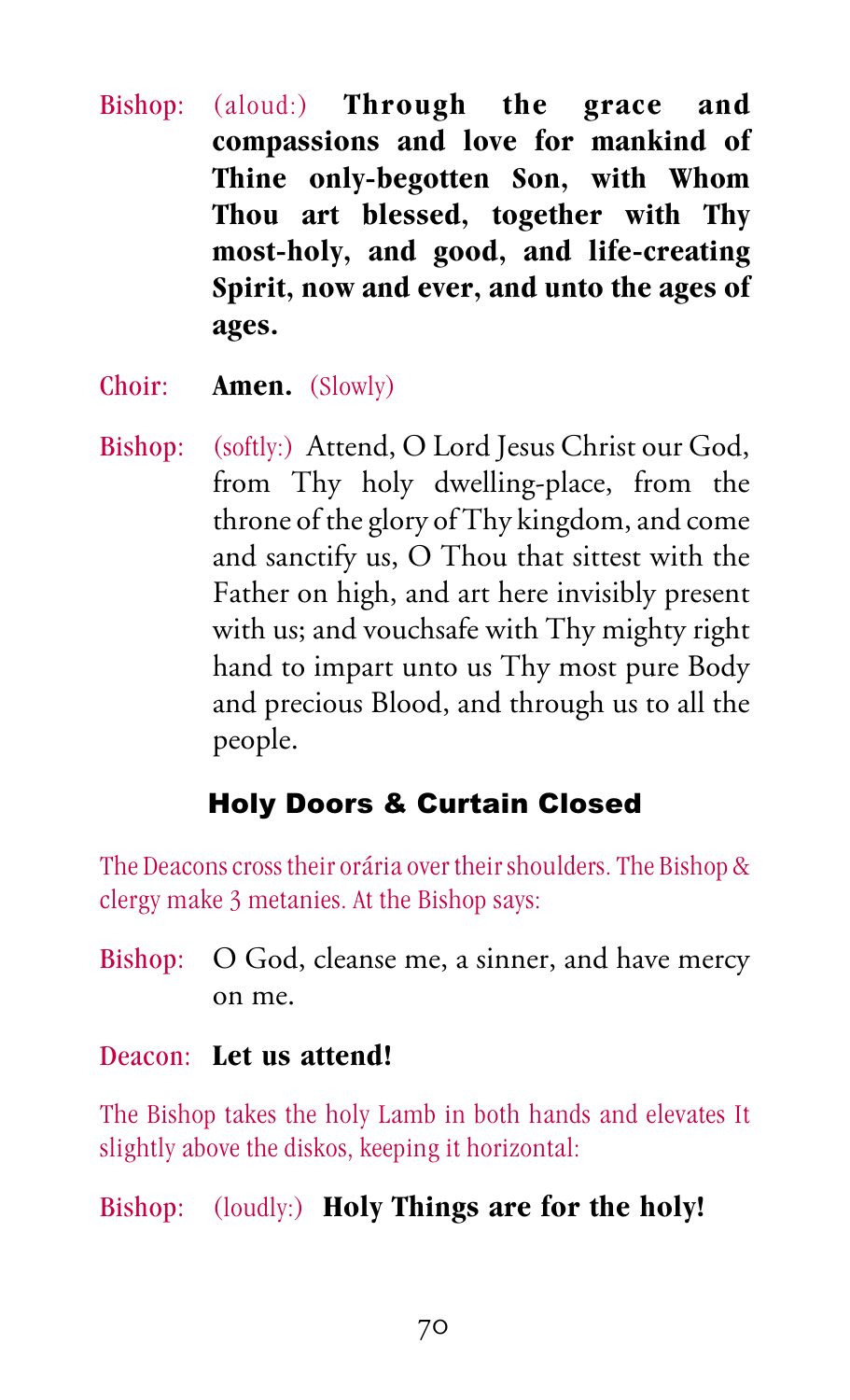Bishop: (aloud:) **Through the grace and compassions and love for mankind of Thine only-begotten Son, with Whom Thou art blessed, together with Thy most-holy, and good, and life-creating Spirit, now and ever, and unto the ages of ages.**

Choir: **Amen.** (Slowly)

Bishop: (softly:) Attend, O Lord Jesus Christ our God, from Thy holy dwelling-place, from the throne of the glory of Thy kingdom, and come and sanctify us, O Thou that sittest with the Father on high, and art here invisibly present with us; and vouchsafe with Thy mighty right hand to impart unto us Thy most pure Body and precious Blood, and through us to all the people.

## Holy Doors & Curtain Closed

The Deacons cross their orária over their shoulders. The Bishop & clergy make 3 metanies. At the Bishop says:

Bishop: O God, cleanse me, a sinner, and have mercy on me.

Deacon: **Let us attend!**

The Bishop takes the holy Lamb in both hands and elevates It slightly above the diskos, keeping it horizontal:

Bishop: (loudly:) **Holy Things are for the holy!**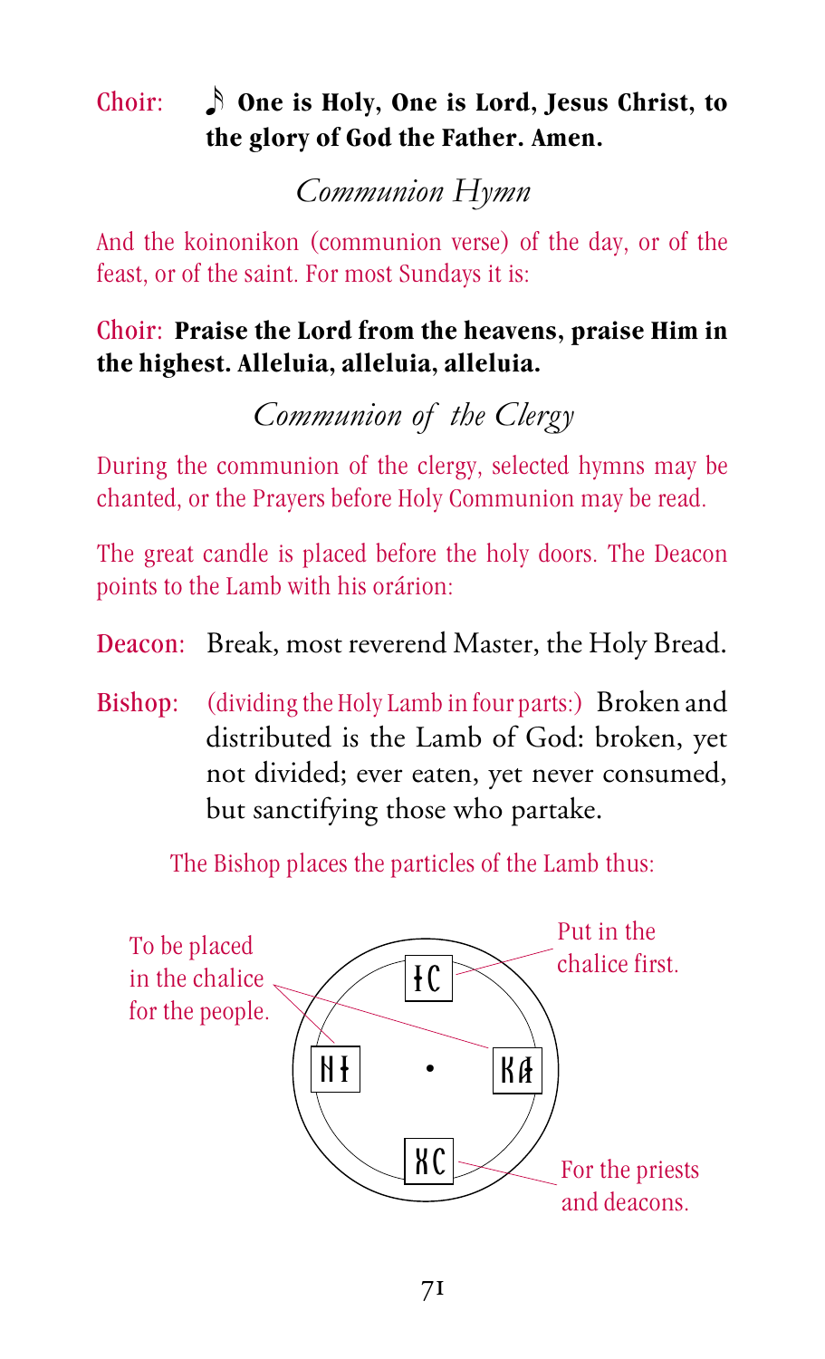Choir: ♪ **One is Holy, One is Lord, Jesus Christ, to the glory of God the Father. Amen.**

## *Communion Hymn*

And the koinonikon (communion verse) of the day, or of the feast, or of the saint. For most Sundays it is:

Choir: **Praise the Lord from the heavens, praise Him in the highest. Alleluia, alleluia, alleluia.**

## *Communion of the Clergy*

During the communion of the clergy, selected hymns may be chanted, or the Prayers before Holy Communion may be read.

The great candle is placed before the holy doors. The Deacon points to the Lamb with his orárion:

Deacon: Break, most reverend Master, the Holy Bread.

Bishop: (dividing the Holy Lamb in four parts:) Broken and distributed is the Lamb of God: broken, yet not divided; ever eaten, yet never consumed, but sanctifying those who partake.

The Bishop places the particles of the Lamb thus:

| | ІС (top) | |
|---|---|---|
| НІ (left) | • | КА (right) |
| | ХС (bottom) | |

- ІС: Put in the chalice first.
- НІ and КА: To be placed in the chalice for the people.
- ХС: For the priests and deacons.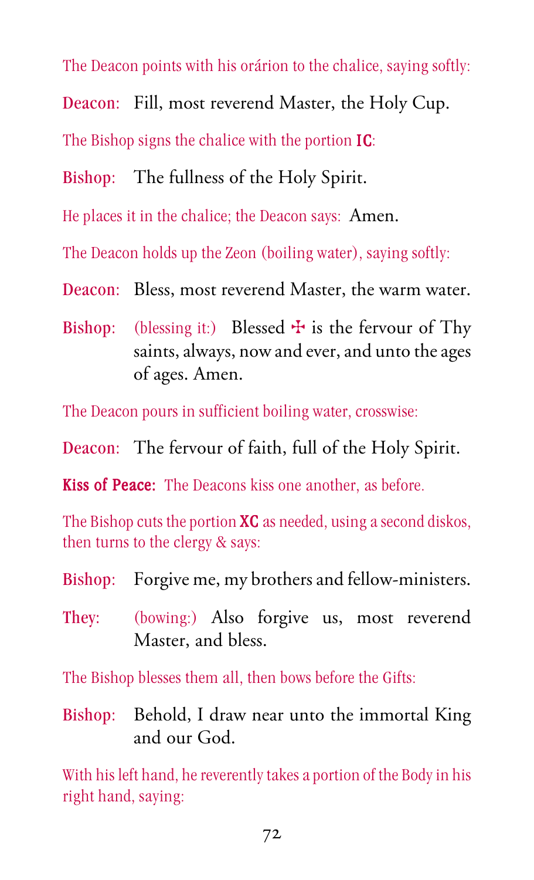*The Deacon points with his orárion to the chalice, saying softly:*

**Deacon:** Fill, most reverend Master, the Holy Cup.

*The Bishop signs the chalice with the portion* **IC**:

**Bishop:** The fullness of the Holy Spirit.

*He places it in the chalice; the Deacon says:* Amen.

*The Deacon holds up the Zeon (boiling water), saying softly:*

**Deacon:** Bless, most reverend Master, the warm water.

**Bishop:** *(blessing it:)* Blessed ☩ is the fervour of Thy saints, always, now and ever, and unto the ages of ages. Amen.

*The Deacon pours in sufficient boiling water, crosswise:*

**Deacon:** The fervour of faith, full of the Holy Spirit.

**Kiss of Peace:** *The Deacons kiss one another, as before.*

*The Bishop cuts the portion* **XC** *as needed, using a second diskos, then turns to the clergy & says:*

**Bishop:** Forgive me, my brothers and fellow-ministers.

**They:** *(bowing:)* Also forgive us, most reverend Master, and bless.

*The Bishop blesses them all, then bows before the Gifts:*

**Bishop:** Behold, I draw near unto the immortal King and our God.

*With his left hand, he reverently takes a portion of the Body in his right hand, saying:*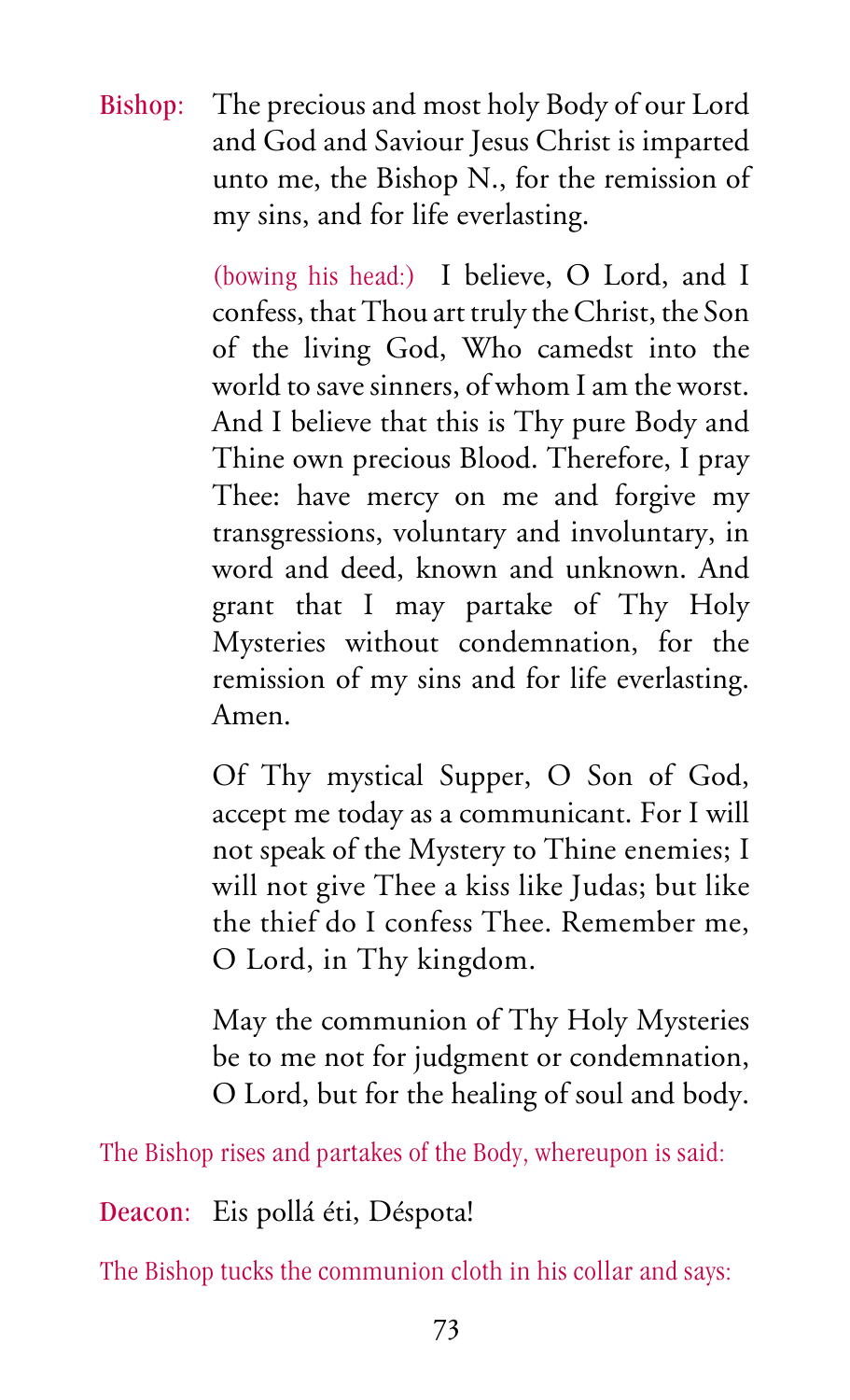**Bishop:** The precious and most holy Body of our Lord and God and Saviour Jesus Christ is imparted unto me, the Bishop N., for the remission of my sins, and for life everlasting.

*(bowing his head:)* I believe, O Lord, and I confess, that Thou art truly the Christ, the Son of the living God, Who camedst into the world to save sinners, of whom I am the worst. And I believe that this is Thy pure Body and Thine own precious Blood. Therefore, I pray Thee: have mercy on me and forgive my transgressions, voluntary and involuntary, in word and deed, known and unknown. And grant that I may partake of Thy Holy Mysteries without condemnation, for the remission of my sins and for life everlasting. Amen.

Of Thy mystical Supper, O Son of God, accept me today as a communicant. For I will not speak of the Mystery to Thine enemies; I will not give Thee a kiss like Judas; but like the thief do I confess Thee. Remember me, O Lord, in Thy kingdom.

May the communion of Thy Holy Mysteries be to me not for judgment or condemnation, O Lord, but for the healing of soul and body.

*The Bishop rises and partakes of the Body, whereupon is said:*

**Deacon:** Eis pollá éti, Déspota!

*The Bishop tucks the communion cloth in his collar and says:*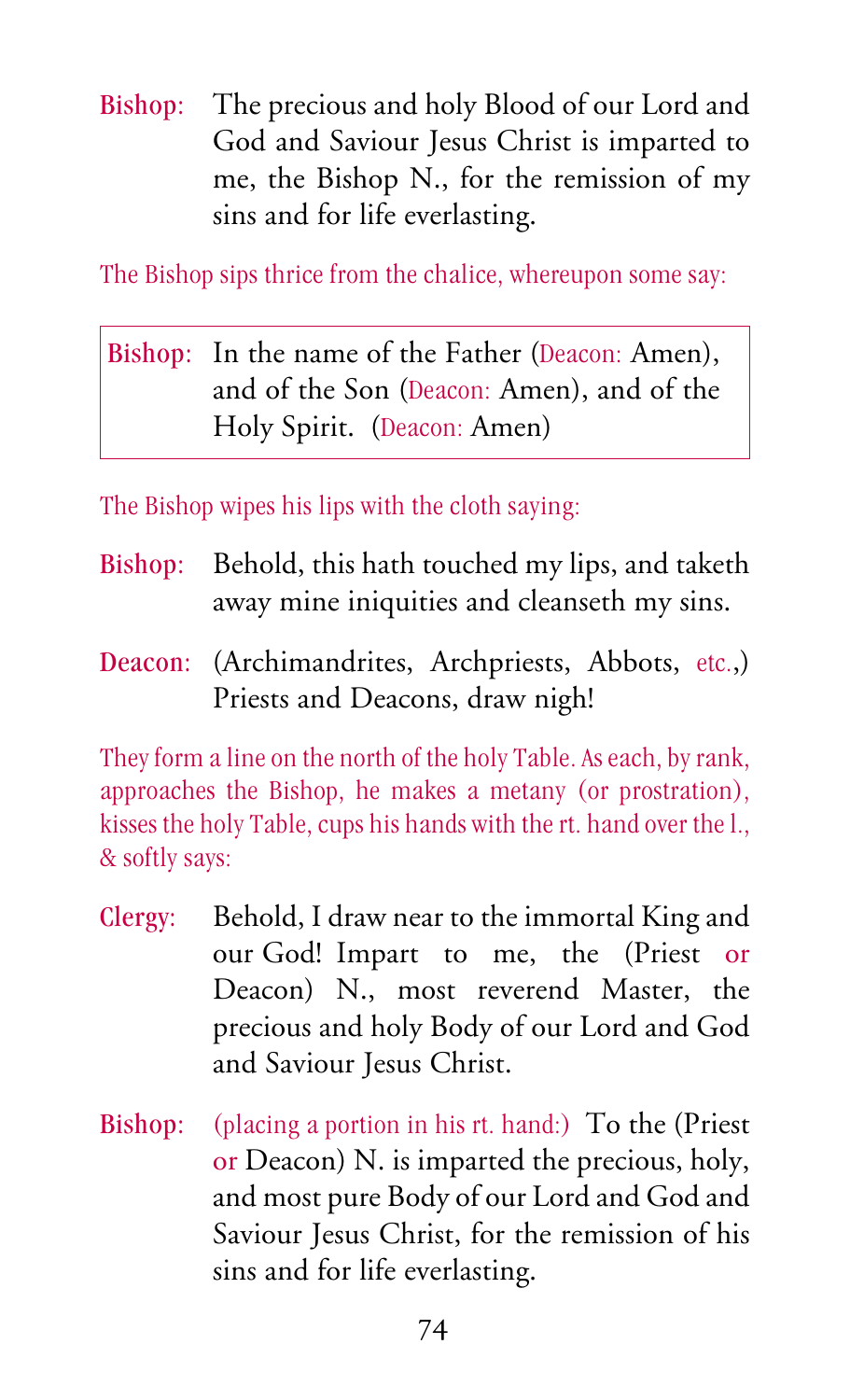**Bishop:** The precious and holy Blood of our Lord and God and Saviour Jesus Christ is imparted to me, the Bishop N., for the remission of my sins and for life everlasting.

*The Bishop sips thrice from the chalice, whereupon some say:*

> **Bishop:** In the name of the Father (*Deacon:* Amen), and of the Son (*Deacon:* Amen), and of the Holy Spirit. (*Deacon:* Amen)

*The Bishop wipes his lips with the cloth saying:*

**Bishop:** Behold, this hath touched my lips, and taketh away mine iniquities and cleanseth my sins.

**Deacon:** (Archimandrites, Archpriests, Abbots, *etc.*,) Priests and Deacons, draw nigh!

*They form a line on the north of the holy Table. As each, by rank, approaches the Bishop, he makes a metany (or prostration), kisses the holy Table, cups his hands with the rt. hand over the l., & softly says:*

**Clergy:** Behold, I draw near to the immortal King and our God! Impart to me, the (Priest *or* Deacon) N., most reverend Master, the precious and holy Body of our Lord and God and Saviour Jesus Christ.

**Bishop:** *(placing a portion in his rt. hand:)* To the (Priest *or* Deacon) N. is imparted the precious, holy, and most pure Body of our Lord and God and Saviour Jesus Christ, for the remission of his sins and for life everlasting.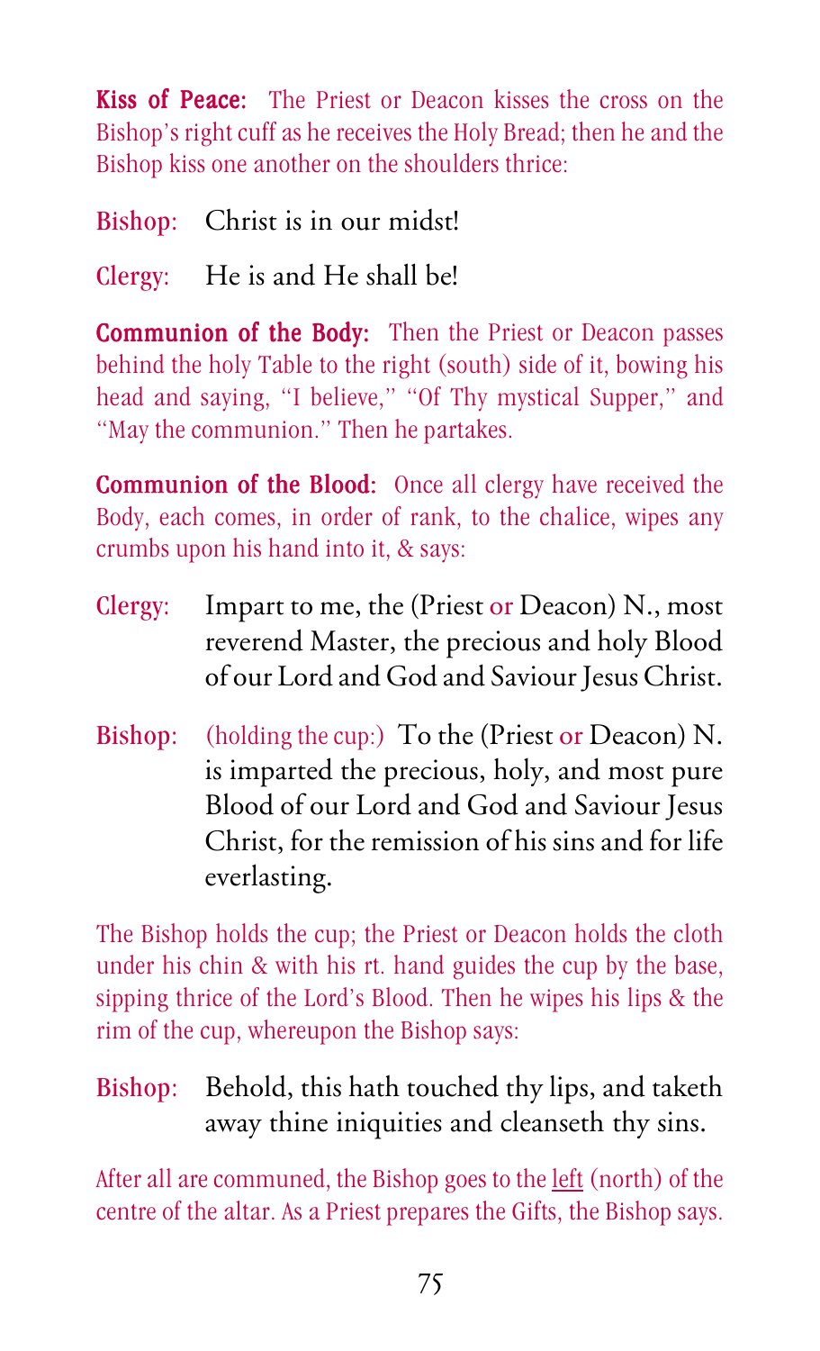**Kiss of Peace:** The Priest or Deacon kisses the cross on the Bishop's right cuff as he receives the Holy Bread; then he and the Bishop kiss one another on the shoulders thrice:

Bishop: Christ is in our midst!

Clergy: He is and He shall be!

**Communion of the Body:** Then the Priest or Deacon passes behind the holy Table to the right (south) side of it, bowing his head and saying, "I believe," "Of Thy mystical Supper," and "May the communion." Then he partakes.

**Communion of the Blood:** Once all clergy have received the Body, each comes, in order of rank, to the chalice, wipes any crumbs upon his hand into it, & says:

Clergy: Impart to me, the (Priest or Deacon) N., most reverend Master, the precious and holy Blood of our Lord and God and Saviour Jesus Christ.

Bishop: (holding the cup:) To the (Priest or Deacon) N. is imparted the precious, holy, and most pure Blood of our Lord and God and Saviour Jesus Christ, for the remission of his sins and for life everlasting.

The Bishop holds the cup; the Priest or Deacon holds the cloth under his chin & with his rt. hand guides the cup by the base, sipping thrice of the Lord's Blood. Then he wipes his lips & the rim of the cup, whereupon the Bishop says:

Bishop: Behold, this hath touched thy lips, and taketh away thine iniquities and cleanseth thy sins.

After all are communed, the Bishop goes to the left (north) of the centre of the altar. As a Priest prepares the Gifts, the Bishop says.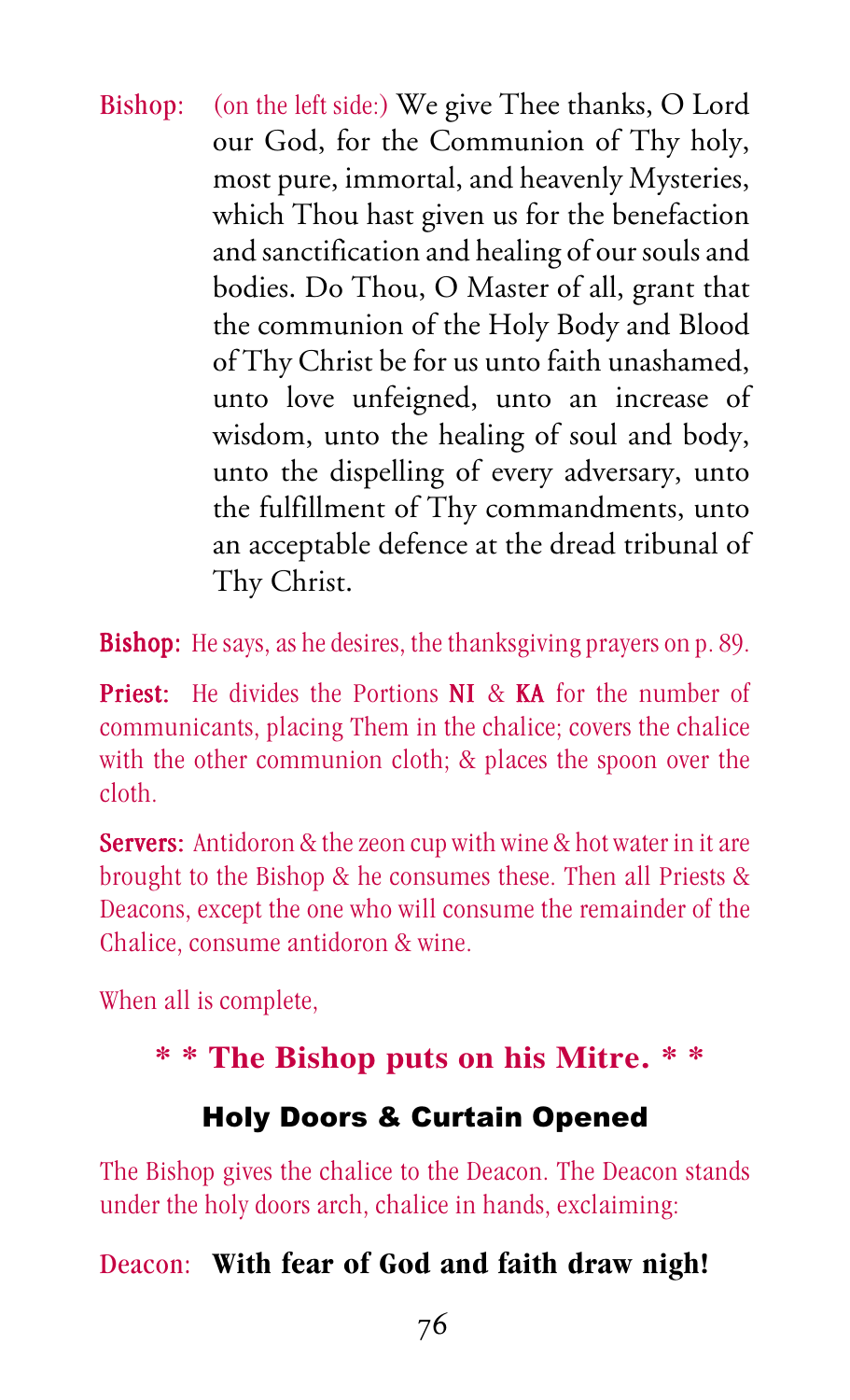Bishop: (on the left side:) We give Thee thanks, O Lord our God, for the Communion of Thy holy, most pure, immortal, and heavenly Mysteries, which Thou hast given us for the benefaction and sanctification and healing of our souls and bodies. Do Thou, O Master of all, grant that the communion of the Holy Body and Blood of Thy Christ be for us unto faith unashamed, unto love unfeigned, unto an increase of wisdom, unto the healing of soul and body, unto the dispelling of every adversary, unto the fulfillment of Thy commandments, unto an acceptable defence at the dread tribunal of Thy Christ.

**Bishop:** He says, as he desires, the thanksgiving prayers on p. 89.

**Priest:** He divides the Portions **NI** & **KA** for the number of communicants, placing Them in the chalice; covers the chalice with the other communion cloth; & places the spoon over the cloth.

**Servers:** Antidoron & the zeon cup with wine & hot water in it are brought to the Bishop & he consumes these. Then all Priests & Deacons, except the one who will consume the remainder of the Chalice, consume antidoron & wine.

When all is complete,

**\* \* The Bishop puts on his Mitre. \* \***

## Holy Doors & Curtain Opened

The Bishop gives the chalice to the Deacon. The Deacon stands under the holy doors arch, chalice in hands, exclaiming:

Deacon: **With fear of God and faith draw nigh!**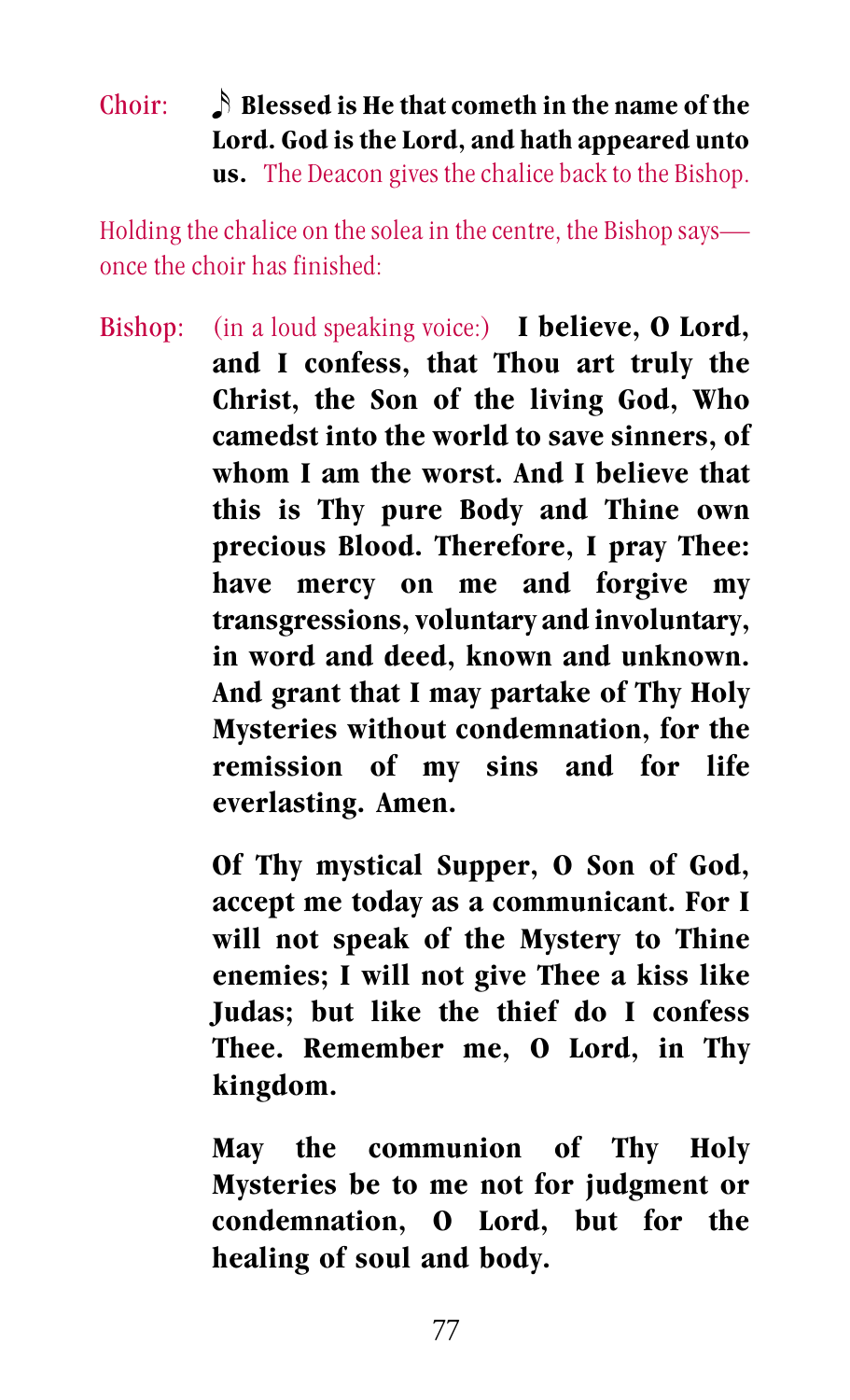Choir: ♪ **Blessed is He that cometh in the name of the Lord. God is the Lord, and hath appeared unto us.** The Deacon gives the chalice back to the Bishop.

Holding the chalice on the solea in the centre, the Bishop says—once the choir has finished:

Bishop: (in a loud speaking voice:) **I believe, O Lord, and I confess, that Thou art truly the Christ, the Son of the living God, Who camedst into the world to save sinners, of whom I am the worst. And I believe that this is Thy pure Body and Thine own precious Blood. Therefore, I pray Thee: have mercy on me and forgive my transgressions, voluntary and involuntary, in word and deed, known and unknown. And grant that I may partake of Thy Holy Mysteries without condemnation, for the remission of my sins and for life everlasting. Amen.**

**Of Thy mystical Supper, O Son of God, accept me today as a communicant. For I will not speak of the Mystery to Thine enemies; I will not give Thee a kiss like Judas; but like the thief do I confess Thee. Remember me, O Lord, in Thy kingdom.**

**May the communion of Thy Holy Mysteries be to me not for judgment or condemnation, O Lord, but for the healing of soul and body.**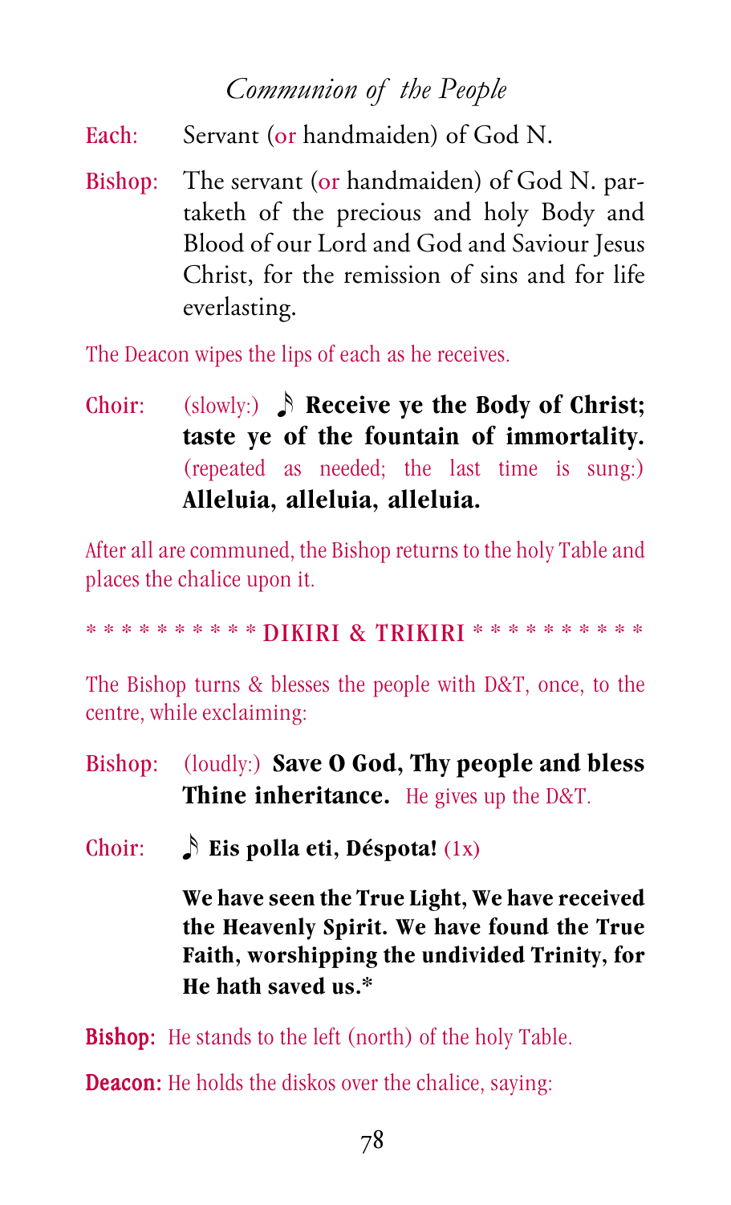## *Communion of the People*

Each: Servant (or handmaiden) of God N.

Bishop: The servant (or handmaiden) of God N. partaketh of the precious and holy Body and Blood of our Lord and God and Saviour Jesus Christ, for the remission of sins and for life everlasting.

The Deacon wipes the lips of each as he receives.

Choir: (slowly:) ♪ **Receive ye the Body of Christ; taste ye of the fountain of immortality.** (repeated as needed; the last time is sung:) **Alleluia, alleluia, alleluia.**

After all are communed, the Bishop returns to the holy Table and places the chalice upon it.

\* \* \* \* \* \* \* \* \* \* DIKIRI & TRIKIRI \* \* \* \* \* \* \* \* \* \*

The Bishop turns & blesses the people with D&T, once, to the centre, while exclaiming:

Bishop: (loudly:) **Save O God, Thy people and bless Thine inheritance.** He gives up the D&T.

Choir: ♪ **Eis polla eti, Déspota!** (1x)

**We have seen the True Light, We have received the Heavenly Spirit. We have found the True Faith, worshipping the undivided Trinity, for He hath saved us.***

**Bishop:** He stands to the left (north) of the holy Table.

**Deacon:** He holds the diskos over the chalice, saying: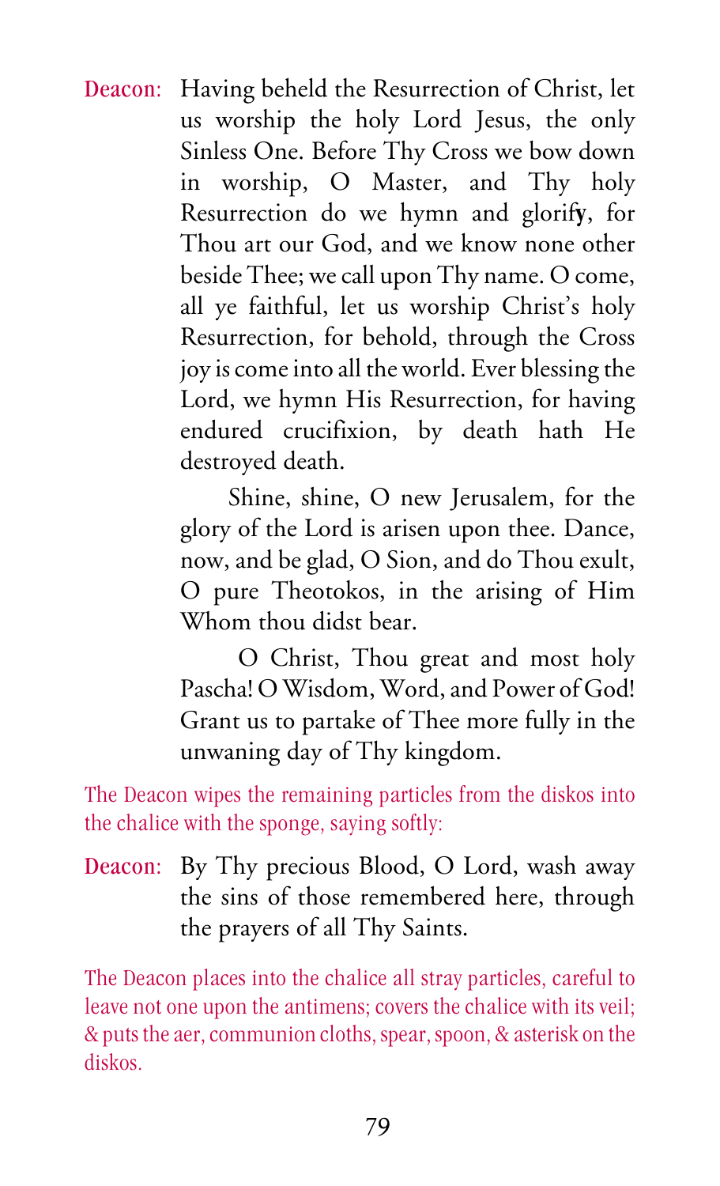**Deacon**: Having beheld the Resurrection of Christ, let us worship the holy Lord Jesus, the only Sinless One. Before Thy Cross we bow down in worship, O Master, and Thy holy Resurrection do we hymn and glorify, for Thou art our God, and we know none other beside Thee; we call upon Thy name. O come, all ye faithful, let us worship Christ's holy Resurrection, for behold, through the Cross joy is come into all the world. Ever blessing the Lord, we hymn His Resurrection, for having endured crucifixion, by death hath He destroyed death.

Shine, shine, O new Jerusalem, for the glory of the Lord is arisen upon thee. Dance, now, and be glad, O Sion, and do Thou exult, O pure Theotokos, in the arising of Him Whom thou didst bear.

O Christ, Thou great and most holy Pascha! O Wisdom, Word, and Power of God! Grant us to partake of Thee more fully in the unwaning day of Thy kingdom.

*The Deacon wipes the remaining particles from the diskos into the chalice with the sponge, saying softly:*

**Deacon**: By Thy precious Blood, O Lord, wash away the sins of those remembered here, through the prayers of all Thy Saints.

*The Deacon places into the chalice all stray particles, careful to leave not one upon the antimens; covers the chalice with its veil; & puts the aer, communion cloths, spear, spoon, & asterisk on the diskos.*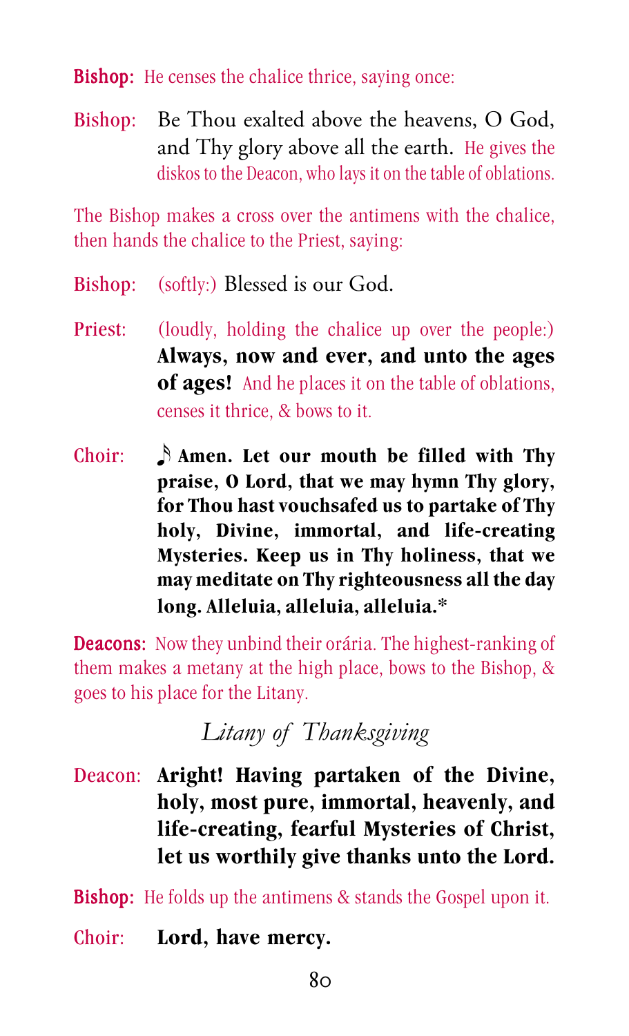**Bishop:** He censes the chalice thrice, saying once:

Bishop: Be Thou exalted above the heavens, O God, and Thy glory above all the earth. He gives the diskos to the Deacon, who lays it on the table of oblations.

The Bishop makes a cross over the antimens with the chalice, then hands the chalice to the Priest, saying:

Bishop: (softly:) Blessed is our God.

Priest: (loudly, holding the chalice up over the people:) **Always, now and ever, and unto the ages of ages!** And he places it on the table of oblations, censes it thrice, & bows to it.

Choir: ♪ **Amen. Let our mouth be filled with Thy praise, O Lord, that we may hymn Thy glory, for Thou hast vouchsafed us to partake of Thy holy, Divine, immortal, and life-creating Mysteries. Keep us in Thy holiness, that we may meditate on Thy righteousness all the day long. Alleluia, alleluia, alleluia.***

**Deacons:** Now they unbind their orária. The highest-ranking of them makes a metany at the high place, bows to the Bishop, & goes to his place for the Litany.

## *Litany of Thanksgiving*

Deacon: **Aright! Having partaken of the Divine, holy, most pure, immortal, heavenly, and life-creating, fearful Mysteries of Christ, let us worthily give thanks unto the Lord.**

**Bishop:** He folds up the antimens & stands the Gospel upon it.

Choir: **Lord, have mercy.**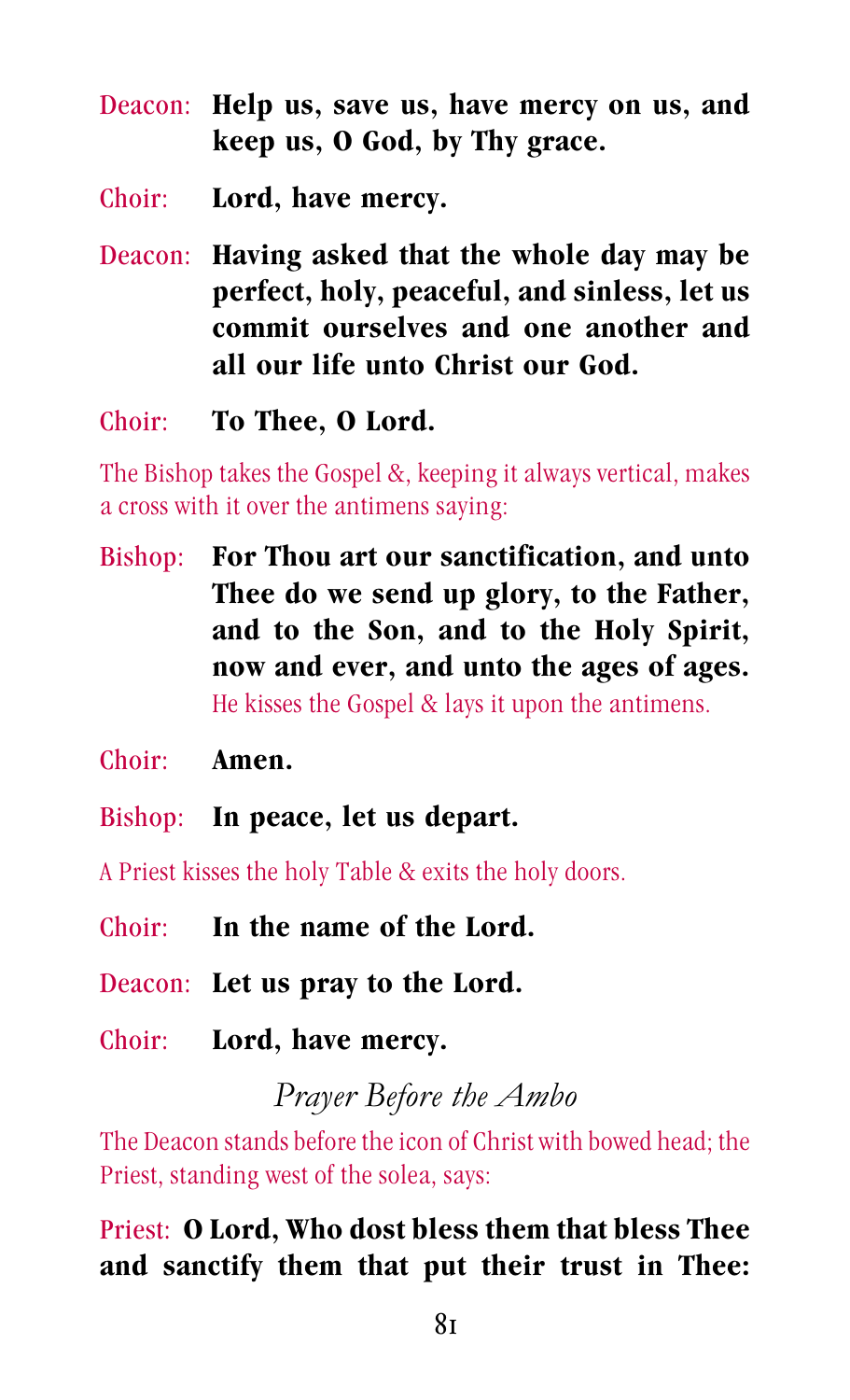Deacon: **Help us, save us, have mercy on us, and keep us, O God, by Thy grace.**

Choir: **Lord, have mercy.**

Deacon: **Having asked that the whole day may be perfect, holy, peaceful, and sinless, let us commit ourselves and one another and all our life unto Christ our God.**

Choir: **To Thee, O Lord.**

The Bishop takes the Gospel &, keeping it always vertical, makes a cross with it over the antimens saying:

Bishop: **For Thou art our sanctification, and unto Thee do we send up glory, to the Father, and to the Son, and to the Holy Spirit, now and ever, and unto the ages of ages.**
He kisses the Gospel & lays it upon the antimens.

Choir: **Amen.**

Bishop: **In peace, let us depart.**

A Priest kisses the holy Table & exits the holy doors.

Choir: **In the name of the Lord.**

Deacon: **Let us pray to the Lord.**

Choir: **Lord, have mercy.**

### *Prayer Before the Ambo*

The Deacon stands before the icon of Christ with bowed head; the Priest, standing west of the solea, says:

Priest: **O Lord, Who dost bless them that bless Thee and sanctify them that put their trust in Thee:**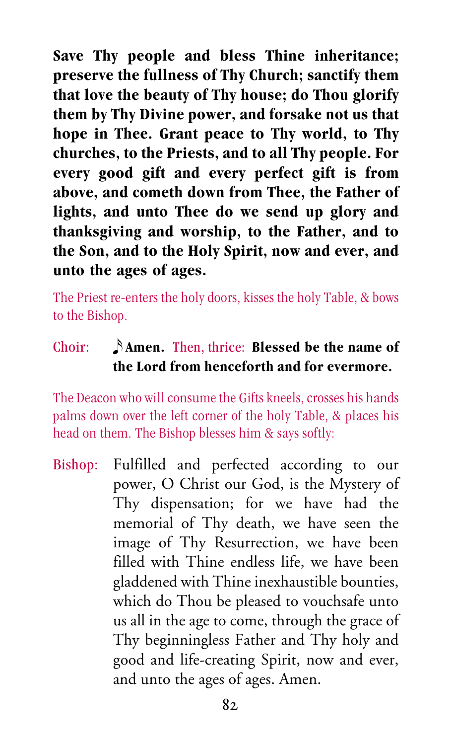**Save Thy people and bless Thine inheritance; preserve the fullness of Thy Church; sanctify them that love the beauty of Thy house; do Thou glorify them by Thy Divine power, and forsake not us that hope in Thee. Grant peace to Thy world, to Thy churches, to the Priests, and to all Thy people. For every good gift and every perfect gift is from above, and cometh down from Thee, the Father of lights, and unto Thee do we send up glory and thanksgiving and worship, to the Father, and to the Son, and to the Holy Spirit, now and ever, and unto the ages of ages.**

The Priest re-enters the holy doors, kisses the holy Table, & bows to the Bishop.

Choir: ♪ **Amen.** Then, thrice: **Blessed be the name of the Lord from henceforth and for evermore.**

The Deacon who will consume the Gifts kneels, crosses his hands palms down over the left corner of the holy Table, & places his head on them. The Bishop blesses him & says softly:

Bishop: Fulfilled and perfected according to our power, O Christ our God, is the Mystery of Thy dispensation; for we have had the memorial of Thy death, we have seen the image of Thy Resurrection, we have been filled with Thine endless life, we have been gladdened with Thine inexhaustible bounties, which do Thou be pleased to vouchsafe unto us all in the age to come, through the grace of Thy beginningless Father and Thy holy and good and life-creating Spirit, now and ever, and unto the ages of ages. Amen.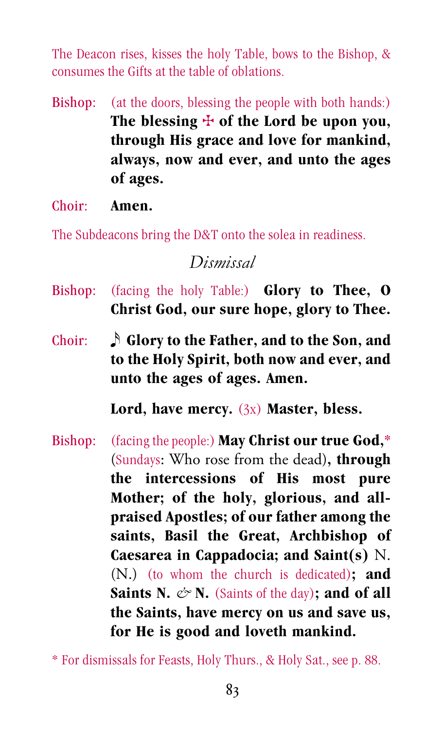The Deacon rises, kisses the holy Table, bows to the Bishop, & consumes the Gifts at the table of oblations.

Bishop: (at the doors, blessing the people with both hands:) **The blessing ☩ of the Lord be upon you, through His grace and love for mankind, always, now and ever, and unto the ages of ages.**

Choir: **Amen.**

The Subdeacons bring the D&T onto the solea in readiness.

## *Dismissal*

Bishop: (facing the holy Table:) **Glory to Thee, O Christ God, our sure hope, glory to Thee.**

Choir: ♪ **Glory to the Father, and to the Son, and to the Holy Spirit, both now and ever, and unto the ages of ages. Amen.**

**Lord, have mercy.** (3x) **Master, bless.**

Bishop: (facing the people:) **May Christ our true God,*** (Sundays: Who rose from the dead)**, through the intercessions of His most pure Mother; of the holy, glorious, and all-praised Apostles; of our father among the saints, Basil the Great, Archbishop of Caesarea in Cappadocia; and Saint(s)** N. (N.) (to whom the church is dedicated)**; and Saints N. & N.** (Saints of the day)**; and of all the Saints, have mercy on us and save us, for He is good and loveth mankind.**

* For dismissals for Feasts, Holy Thurs., & Holy Sat., see p. 88.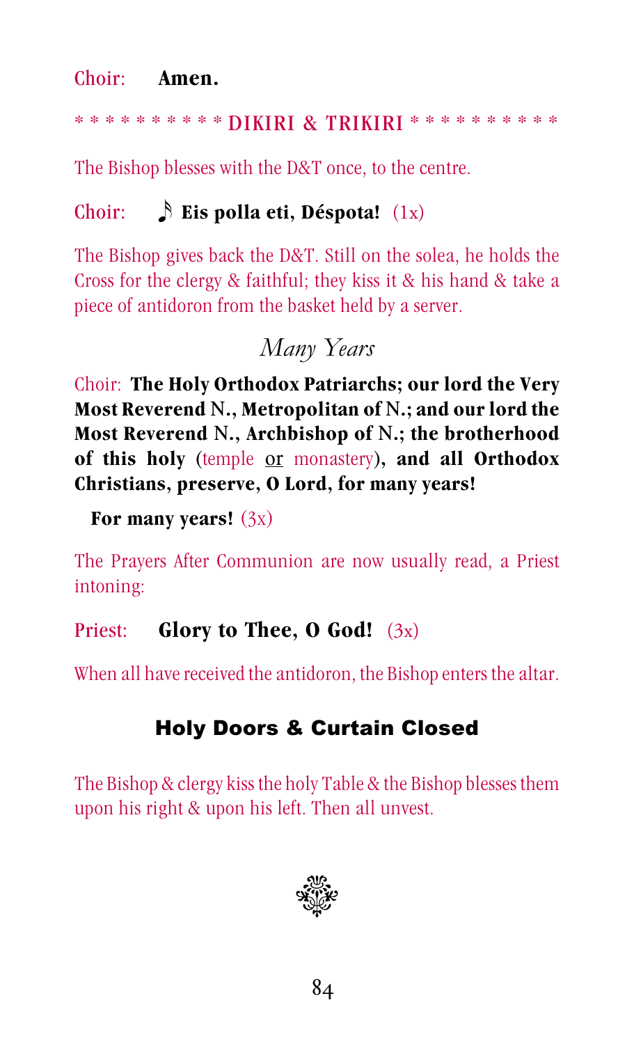Choir: **Amen.**

\* \* \* \* \* \* \* \* \* \* DIKIRI & TRIKIRI \* \* \* \* \* \* \* \* \* \*

The Bishop blesses with the D&T once, to the centre.

Choir: ♪ **Eis polla eti, Déspota!** (1x)

The Bishop gives back the D&T. Still on the solea, he holds the Cross for the clergy & faithful; they kiss it & his hand & take a piece of antidoron from the basket held by a server.

## *Many Years*

Choir: **The Holy Orthodox Patriarchs; our lord the Very Most Reverend N., Metropolitan of N.; and our lord the Most Reverend N., Archbishop of N.; the brotherhood of this holy (**temple or monastery**), and all Orthodox Christians, preserve, O Lord, for many years!**

**For many years!** (3x)

The Prayers After Communion are now usually read, a Priest intoning:

Priest: **Glory to Thee, O God!** (3x)

When all have received the antidoron, the Bishop enters the altar.

### Holy Doors & Curtain Closed

The Bishop & clergy kiss the holy Table & the Bishop blesses them upon his right & upon his left. Then all unvest.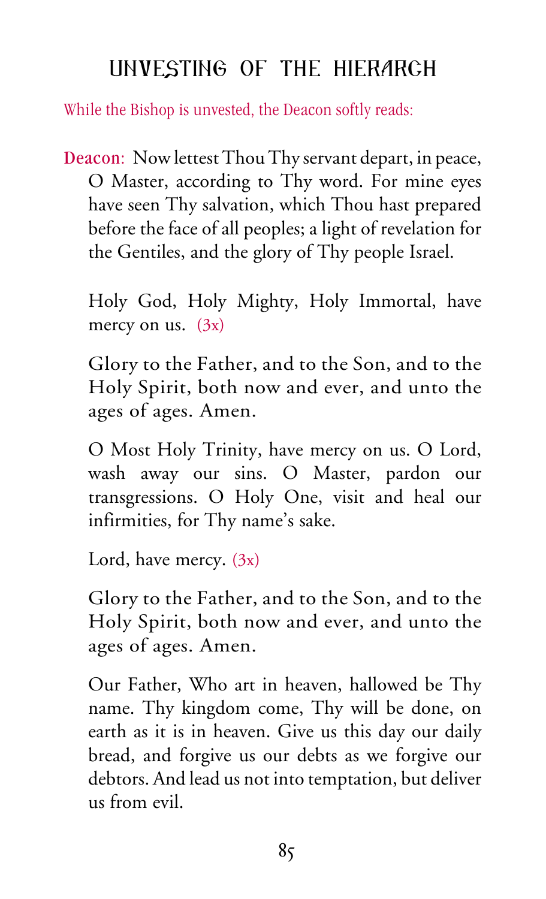# UNVESTING OF THE HIERARCH

*While the Bishop is unvested, the Deacon softly reads:*

**Deacon**: Now lettest Thou Thy servant depart, in peace, O Master, according to Thy word. For mine eyes have seen Thy salvation, which Thou hast prepared before the face of all peoples; a light of revelation for the Gentiles, and the glory of Thy people Israel.

Holy God, Holy Mighty, Holy Immortal, have mercy on us. *(3x)*

Glory to the Father, and to the Son, and to the Holy Spirit, both now and ever, and unto the ages of ages. Amen.

O Most Holy Trinity, have mercy on us. O Lord, wash away our sins. O Master, pardon our transgressions. O Holy One, visit and heal our infirmities, for Thy name's sake.

Lord, have mercy. *(3x)*

Glory to the Father, and to the Son, and to the Holy Spirit, both now and ever, and unto the ages of ages. Amen.

Our Father, Who art in heaven, hallowed be Thy name. Thy kingdom come, Thy will be done, on earth as it is in heaven. Give us this day our daily bread, and forgive us our debts as we forgive our debtors. And lead us not into temptation, but deliver us from evil.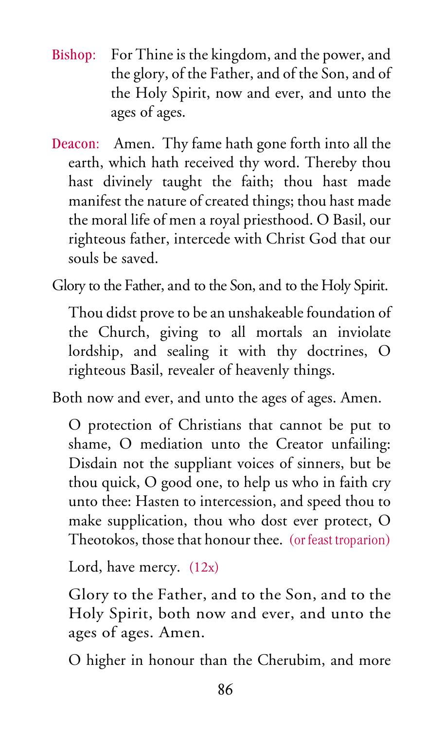**Bishop:** For Thine is the kingdom, and the power, and the glory, of the Father, and of the Son, and of the Holy Spirit, now and ever, and unto the ages of ages.

**Deacon:** Amen. Thy fame hath gone forth into all the earth, which hath received thy word. Thereby thou hast divinely taught the faith; thou hast made manifest the nature of created things; thou hast made the moral life of men a royal priesthood. O Basil, our righteous father, intercede with Christ God that our souls be saved.

Glory to the Father, and to the Son, and to the Holy Spirit.

Thou didst prove to be an unshakeable foundation of the Church, giving to all mortals an inviolate lordship, and sealing it with thy doctrines, O righteous Basil, revealer of heavenly things.

Both now and ever, and unto the ages of ages. Amen.

O protection of Christians that cannot be put to shame, O mediation unto the Creator unfailing: Disdain not the suppliant voices of sinners, but be thou quick, O good one, to help us who in faith cry unto thee: Hasten to intercession, and speed thou to make supplication, thou who dost ever protect, O Theotokos, those that honour thee. (or feast troparion)

Lord, have mercy. (12x)

Glory to the Father, and to the Son, and to the Holy Spirit, both now and ever, and unto the ages of ages. Amen.

O higher in honour than the Cherubim, and more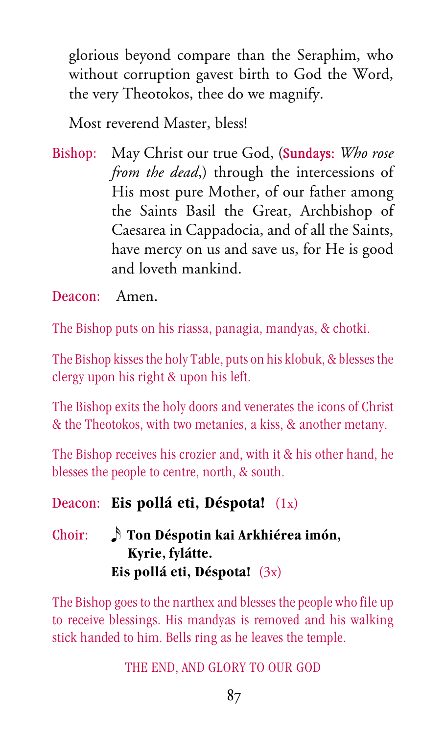glorious beyond compare than the Seraphim, who without corruption gavest birth to God the Word, the very Theotokos, thee do we magnify.

Most reverend Master, bless!

Bishop: May Christ our true God, (Sundays: *Who rose from the dead*,) through the intercessions of His most pure Mother, of our father among the Saints Basil the Great, Archbishop of Caesarea in Cappadocia, and of all the Saints, have mercy on us and save us, for He is good and loveth mankind.

Deacon: Amen.

The Bishop puts on his riassa, panagia, mandyas, & chotki.

The Bishop kisses the holy Table, puts on his klobuk, & blesses the clergy upon his right & upon his left.

The Bishop exits the holy doors and venerates the icons of Christ & the Theotokos, with two metanies, a kiss, & another metany.

The Bishop receives his crozier and, with it & his other hand, he blesses the people to centre, north, & south.

Deacon: **Eis pollá eti, Déspota!** (1x)

Choir: ♪ **Ton Déspotin kai Arkhiérea imón, Kyrie, fylátte.**
**Eis pollá eti, Déspota!** (3x)

The Bishop goes to the narthex and blesses the people who file up to receive blessings. His mandyas is removed and his walking stick handed to him. Bells ring as he leaves the temple.

THE END, AND GLORY TO OUR GOD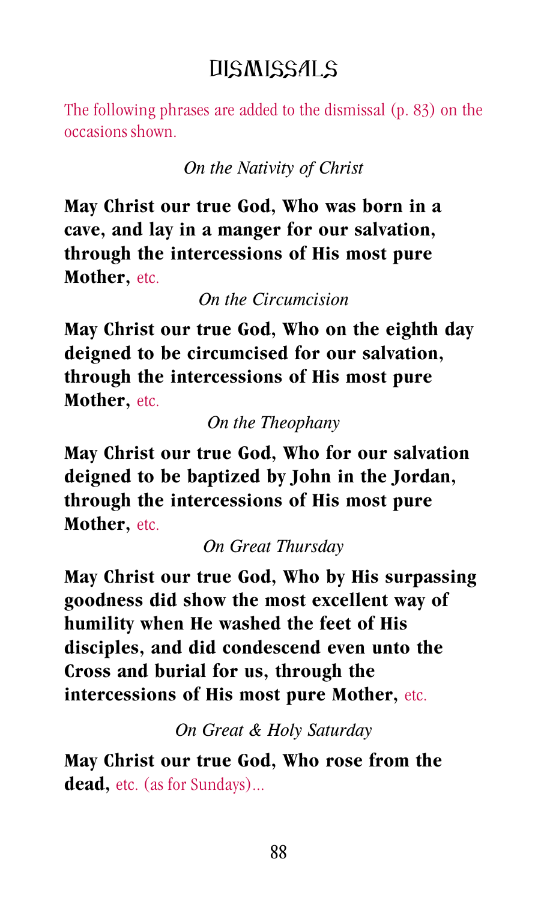# DISMISSALS

The following phrases are added to the dismissal (p. 83) on the occasions shown.

*On the Nativity of Christ*

**May Christ our true God, Who was born in a cave, and lay in a manger for our salvation, through the intercessions of His most pure Mother,** etc.

*On the Circumcision*

**May Christ our true God, Who on the eighth day deigned to be circumcised for our salvation, through the intercessions of His most pure Mother,** etc.

*On the Theophany*

**May Christ our true God, Who for our salvation deigned to be baptized by John in the Jordan, through the intercessions of His most pure Mother,** etc.

*On Great Thursday*

**May Christ our true God, Who by His surpassing goodness did show the most excellent way of humility when He washed the feet of His disciples, and did condescend even unto the Cross and burial for us, through the intercessions of His most pure Mother,** etc.

*On Great & Holy Saturday*

**May Christ our true God, Who rose from the dead,** etc. (as for Sundays)...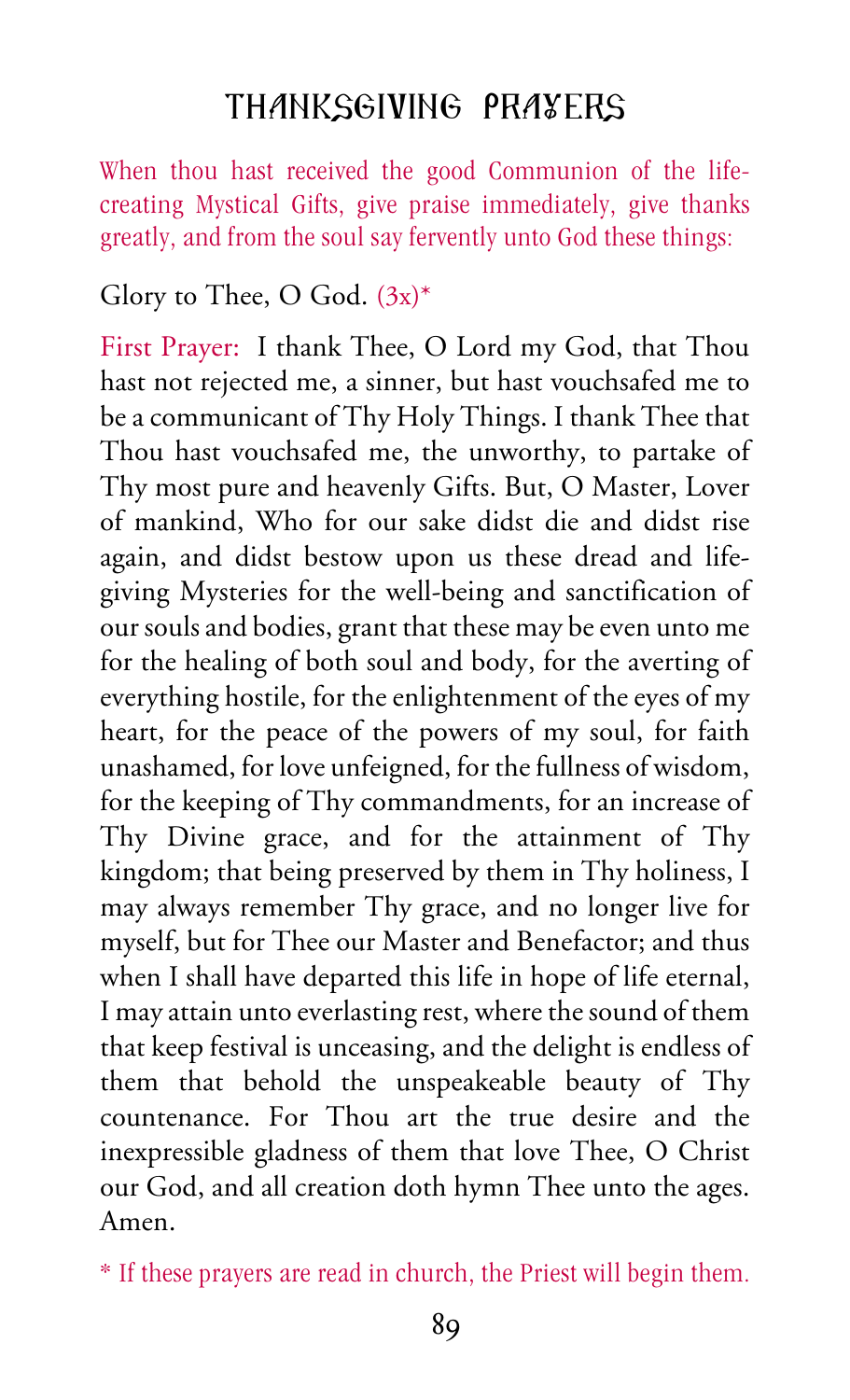# THANKSGIVING PRAYERS

When thou hast received the good Communion of the life-creating Mystical Gifts, give praise immediately, give thanks greatly, and from the soul say fervently unto God these things:

Glory to Thee, O God. (3x)*

First Prayer: I thank Thee, O Lord my God, that Thou hast not rejected me, a sinner, but hast vouchsafed me to be a communicant of Thy Holy Things. I thank Thee that Thou hast vouchsafed me, the unworthy, to partake of Thy most pure and heavenly Gifts. But, O Master, Lover of mankind, Who for our sake didst die and didst rise again, and didst bestow upon us these dread and life-giving Mysteries for the well-being and sanctification of our souls and bodies, grant that these may be even unto me for the healing of both soul and body, for the averting of everything hostile, for the enlightenment of the eyes of my heart, for the peace of the powers of my soul, for faith unashamed, for love unfeigned, for the fullness of wisdom, for the keeping of Thy commandments, for an increase of Thy Divine grace, and for the attainment of Thy kingdom; that being preserved by them in Thy holiness, I may always remember Thy grace, and no longer live for myself, but for Thee our Master and Benefactor; and thus when I shall have departed this life in hope of life eternal, I may attain unto everlasting rest, where the sound of them that keep festival is unceasing, and the delight is endless of them that behold the unspeakeable beauty of Thy countenance. For Thou art the true desire and the inexpressible gladness of them that love Thee, O Christ our God, and all creation doth hymn Thee unto the ages. Amen.

* If these prayers are read in church, the Priest will begin them.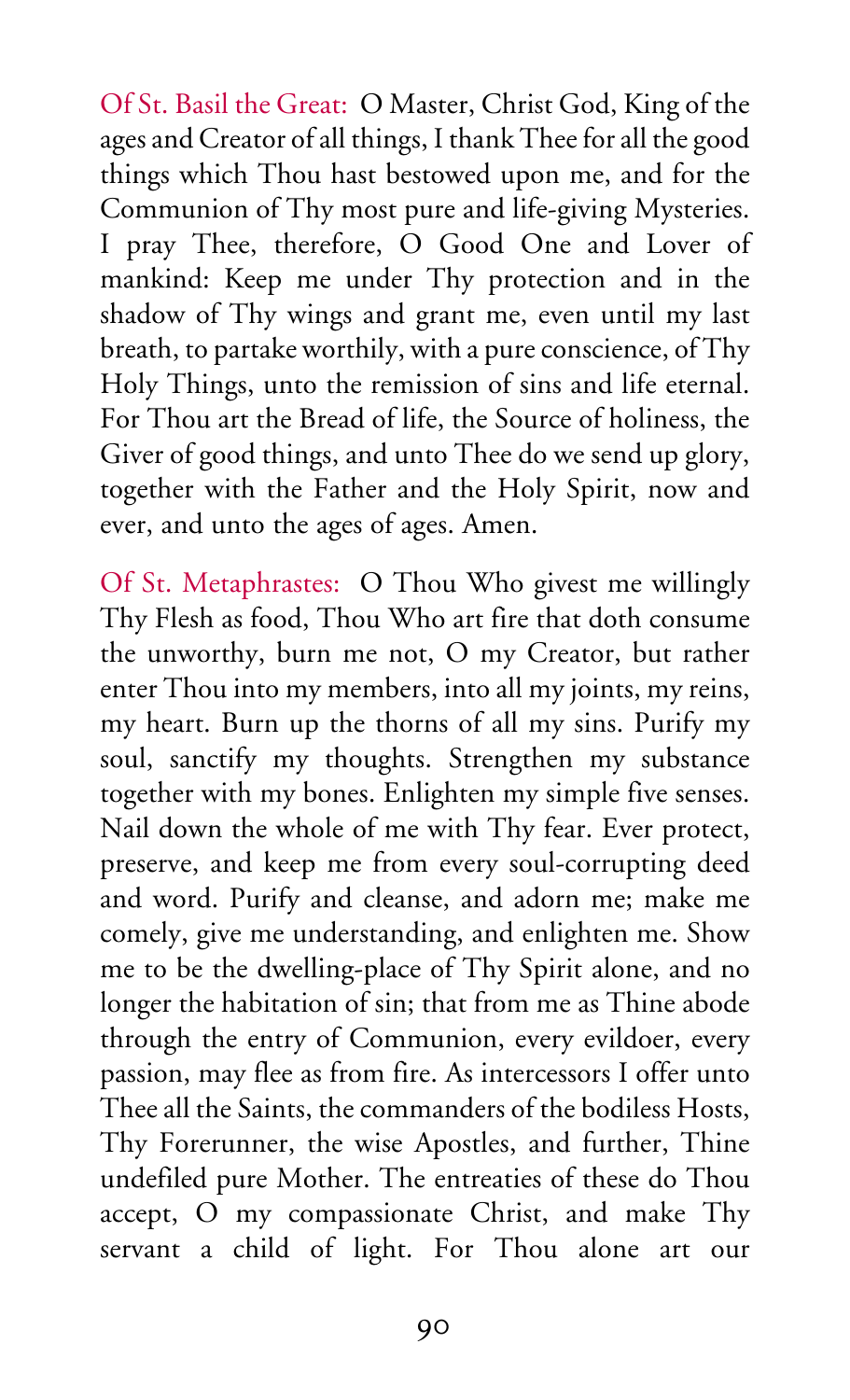Of St. Basil the Great: O Master, Christ God, King of the ages and Creator of all things, I thank Thee for all the good things which Thou hast bestowed upon me, and for the Communion of Thy most pure and life-giving Mysteries. I pray Thee, therefore, O Good One and Lover of mankind: Keep me under Thy protection and in the shadow of Thy wings and grant me, even until my last breath, to partake worthily, with a pure conscience, of Thy Holy Things, unto the remission of sins and life eternal. For Thou art the Bread of life, the Source of holiness, the Giver of good things, and unto Thee do we send up glory, together with the Father and the Holy Spirit, now and ever, and unto the ages of ages. Amen.

Of St. Metaphrastes: O Thou Who givest me willingly Thy Flesh as food, Thou Who art fire that doth consume the unworthy, burn me not, O my Creator, but rather enter Thou into my members, into all my joints, my reins, my heart. Burn up the thorns of all my sins. Purify my soul, sanctify my thoughts. Strengthen my substance together with my bones. Enlighten my simple five senses. Nail down the whole of me with Thy fear. Ever protect, preserve, and keep me from every soul-corrupting deed and word. Purify and cleanse, and adorn me; make me comely, give me understanding, and enlighten me. Show me to be the dwelling-place of Thy Spirit alone, and no longer the habitation of sin; that from me as Thine abode through the entry of Communion, every evildoer, every passion, may flee as from fire. As intercessors I offer unto Thee all the Saints, the commanders of the bodiless Hosts, Thy Forerunner, the wise Apostles, and further, Thine undefiled pure Mother. The entreaties of these do Thou accept, O my compassionate Christ, and make Thy servant a child of light. For Thou alone art our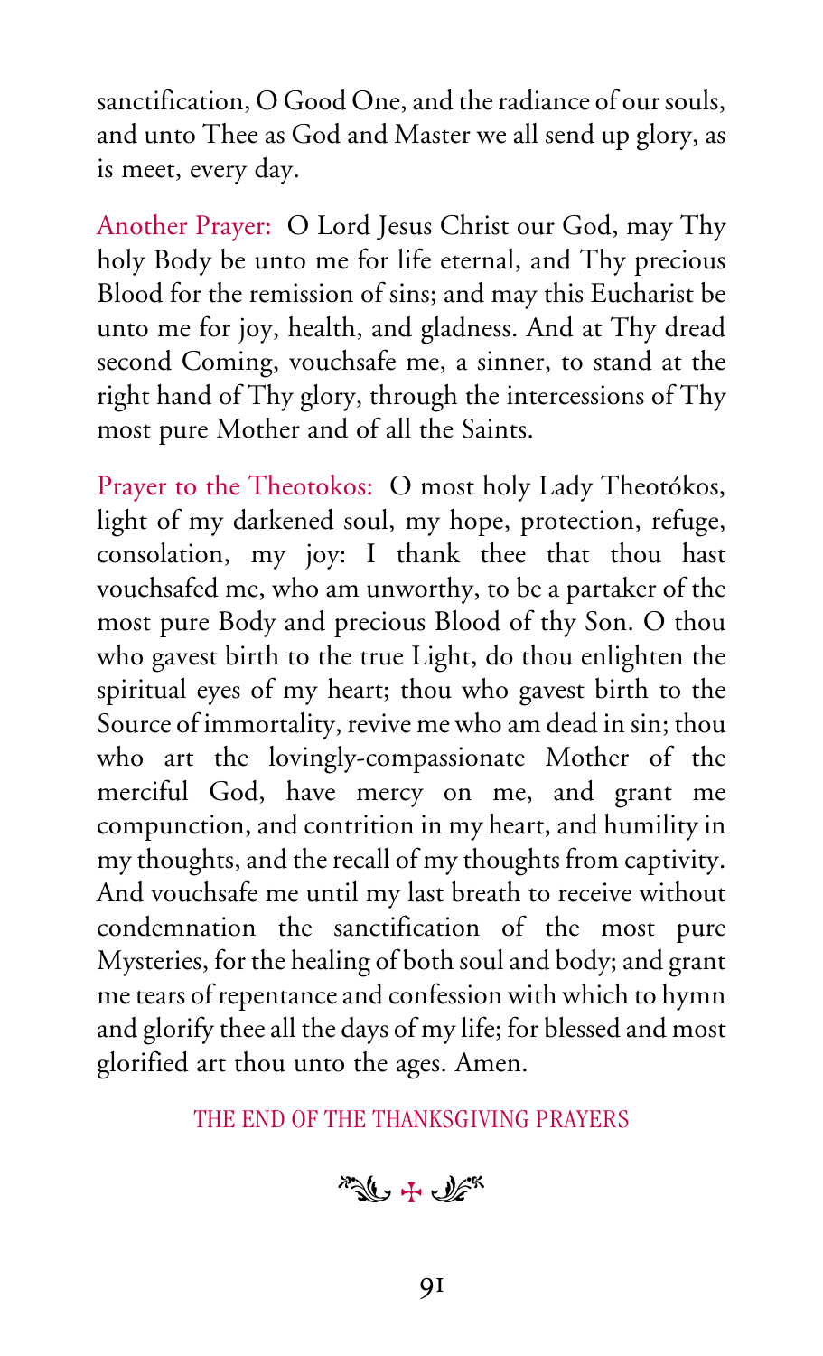sanctification, O Good One, and the radiance of our souls, and unto Thee as God and Master we all send up glory, as is meet, every day.

Another Prayer: O Lord Jesus Christ our God, may Thy holy Body be unto me for life eternal, and Thy precious Blood for the remission of sins; and may this Eucharist be unto me for joy, health, and gladness. And at Thy dread second Coming, vouchsafe me, a sinner, to stand at the right hand of Thy glory, through the intercessions of Thy most pure Mother and of all the Saints.

Prayer to the Theotokos: O most holy Lady Theotókos, light of my darkened soul, my hope, protection, refuge, consolation, my joy: I thank thee that thou hast vouchsafed me, who am unworthy, to be a partaker of the most pure Body and precious Blood of thy Son. O thou who gavest birth to the true Light, do thou enlighten the spiritual eyes of my heart; thou who gavest birth to the Source of immortality, revive me who am dead in sin; thou who art the lovingly-compassionate Mother of the merciful God, have mercy on me, and grant me compunction, and contrition in my heart, and humility in my thoughts, and the recall of my thoughts from captivity. And vouchsafe me until my last breath to receive without condemnation the sanctification of the most pure Mysteries, for the healing of both soul and body; and grant me tears of repentance and confession with which to hymn and glorify thee all the days of my life; for blessed and most glorified art thou unto the ages. Amen.

THE END OF THE THANKSGIVING PRAYERS